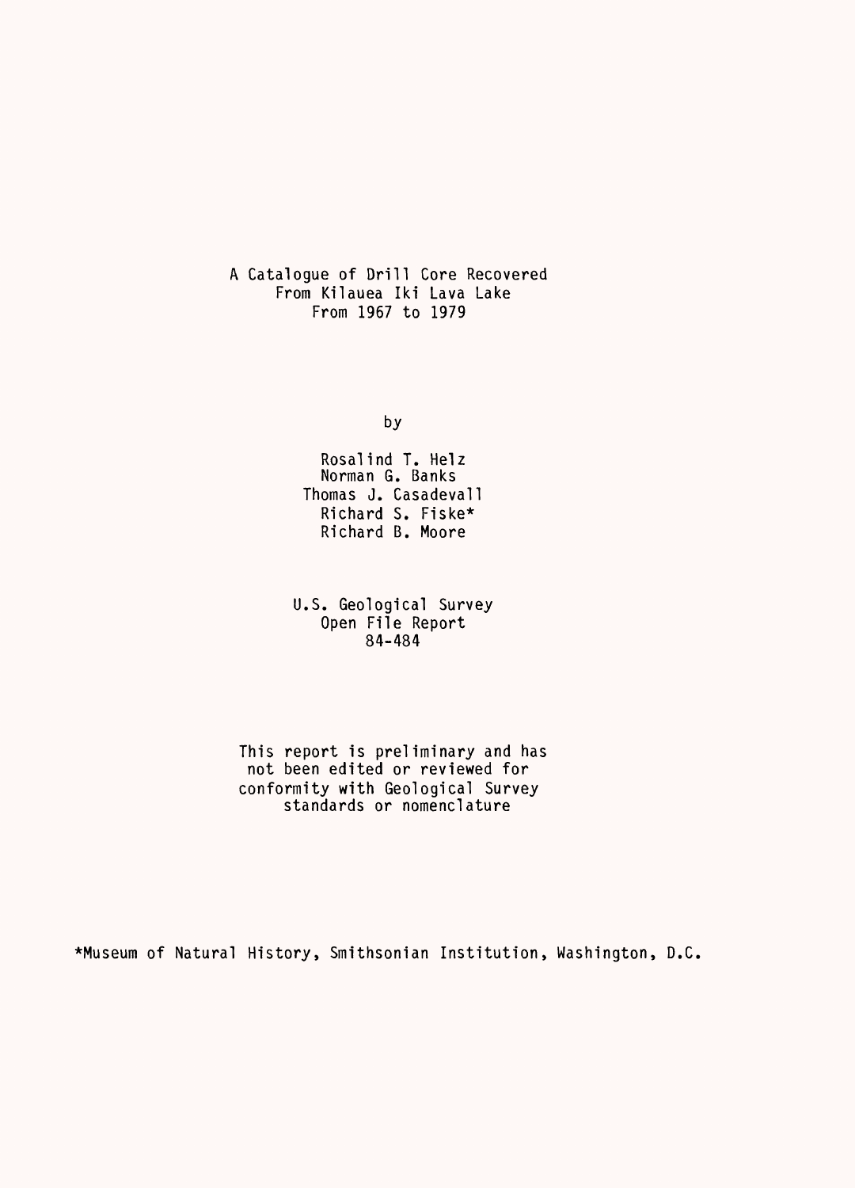# A Catalogue of Drill Core Recovered From Kilauea Iki Lava Lake From 1967 to 1979

by

Rosalind T. Helz
Norman G. Banks
Thomas J. Casadevall
Richard S. Fiske*
Richard B. Moore

U.S. Geological Survey
Open File Report
84-484

This report is preliminary and has not been edited or reviewed for conformity with Geological Survey standards or nomenclature

*Museum of Natural History, Smithsonian Institution, Washington, D.C.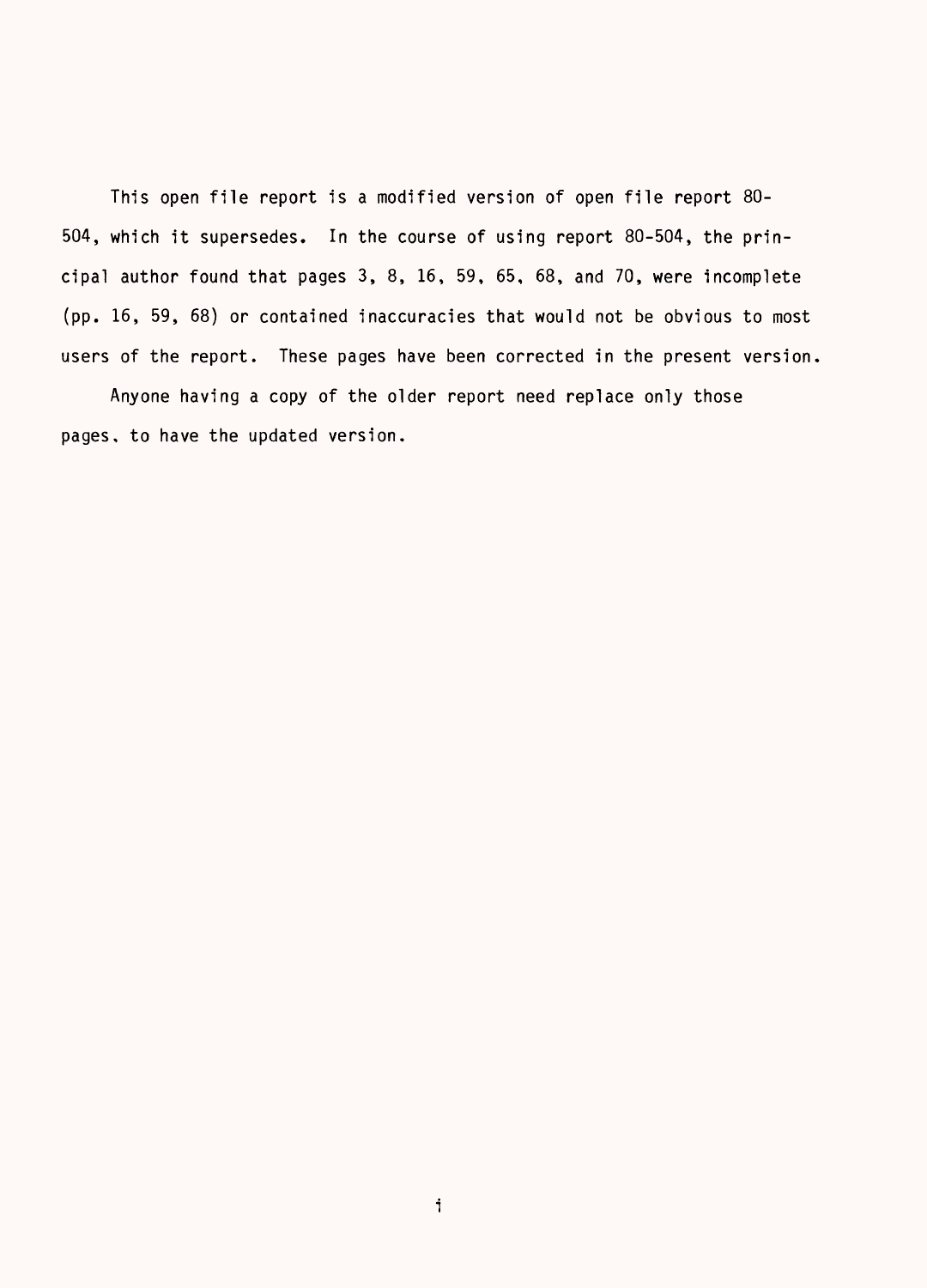This open file report is a modified version of open file report 80-504, which it supersedes. In the course of using report 80-504, the principal author found that pages 3, 8, 16, 59, 65, 68, and 70, were incomplete (pp. 16, 59, 68) or contained inaccuracies that would not be obvious to most users of the report. These pages have been corrected in the present version.

Anyone having a copy of the older report need replace only those pages, to have the updated version.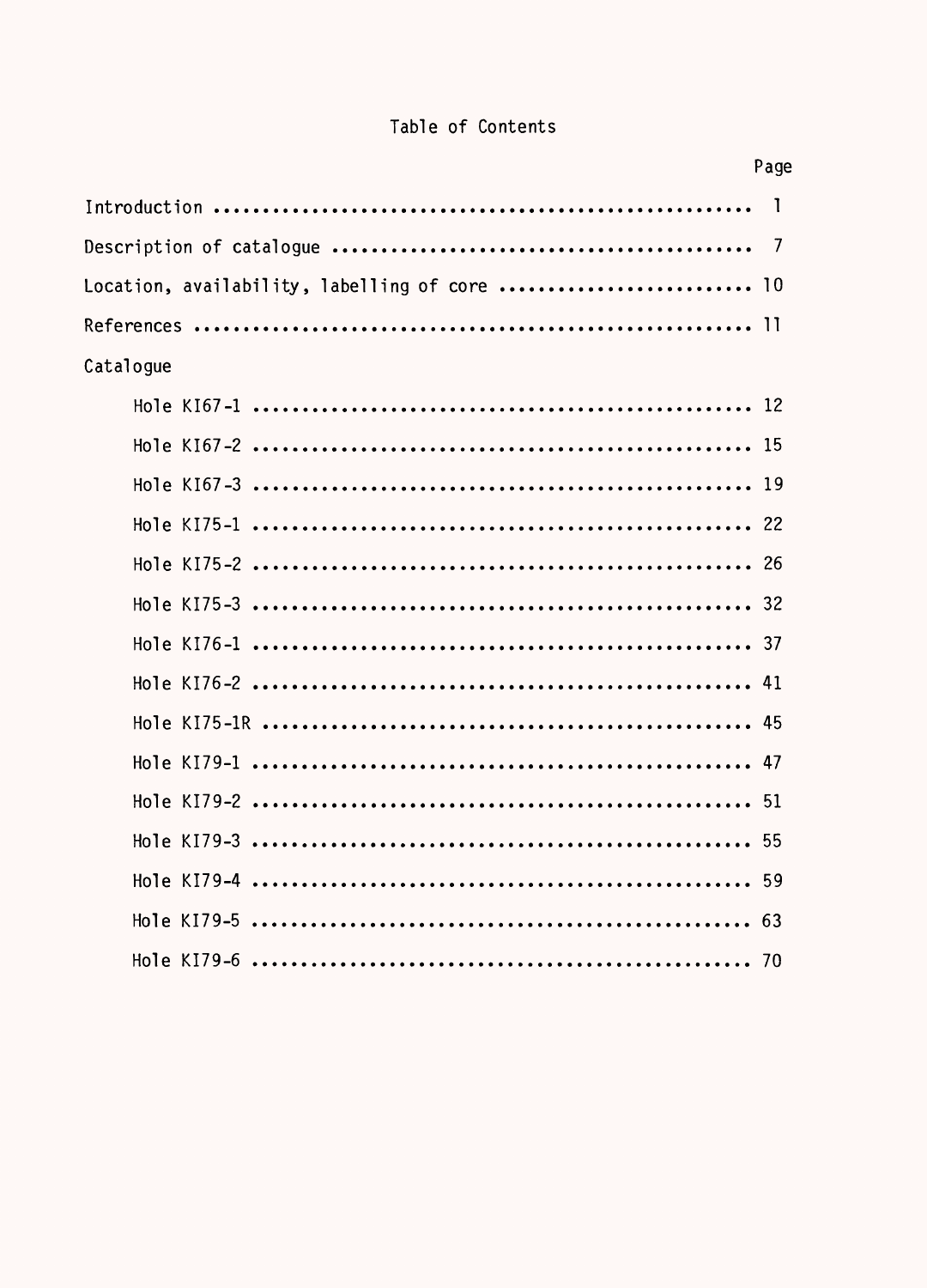# Table of Contents

| | Page |
|---|---|
| Introduction | 1 |
| Description of catalogue | 7 |
| Location, availability, labelling of core | 10 |
| References | 11 |
| Catalogue | |
| Hole KI67-1 | 12 |
| Hole KI67-2 | 15 |
| Hole KI67-3 | 19 |
| Hole KI75-1 | 22 |
| Hole KI75-2 | 26 |
| Hole KI75-3 | 32 |
| Hole KI76-1 | 37 |
| Hole KI76-2 | 41 |
| Hole KI75-1R | 45 |
| Hole KI79-1 | 47 |
| Hole KI79-2 | 51 |
| Hole KI79-3 | 55 |
| Hole KI79-4 | 59 |
| Hole KI79-5 | 63 |
| Hole KI79-6 | 70 |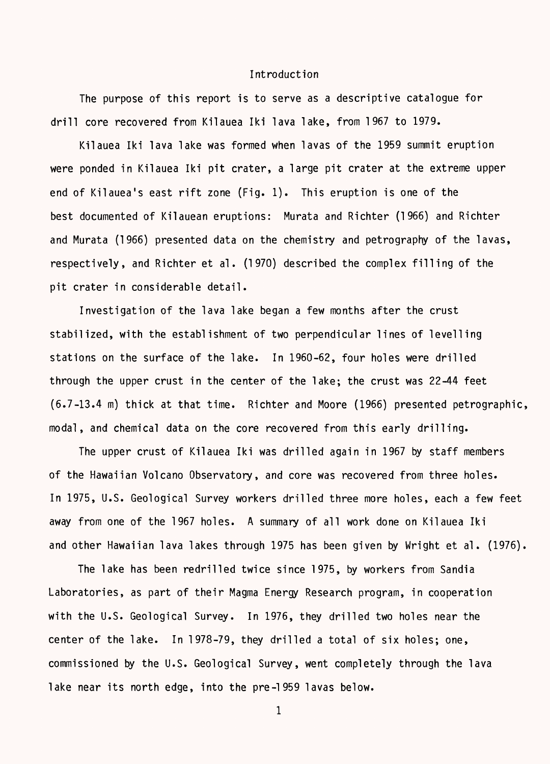# Introduction

The purpose of this report is to serve as a descriptive catalogue for drill core recovered from Kilauea Iki lava lake, from 1967 to 1979.

Kilauea Iki lava lake was formed when lavas of the 1959 summit eruption were ponded in Kilauea Iki pit crater, a large pit crater at the extreme upper end of Kilauea's east rift zone (Fig. 1). This eruption is one of the best documented of Kilauean eruptions: Murata and Richter (1966) and Richter and Murata (1966) presented data on the chemistry and petrography of the lavas, respectively, and Richter et al. (1970) described the complex filling of the pit crater in considerable detail.

Investigation of the lava lake began a few months after the crust stabilized, with the establishment of two perpendicular lines of levelling stations on the surface of the lake. In 1960-62, four holes were drilled through the upper crust in the center of the lake; the crust was 22-44 feet (6.7-13.4 m) thick at that time. Richter and Moore (1966) presented petrographic, modal, and chemical data on the core recovered from this early drilling.

The upper crust of Kilauea Iki was drilled again in 1967 by staff members of the Hawaiian Volcano Observatory, and core was recovered from three holes. In 1975, U.S. Geological Survey workers drilled three more holes, each a few feet away from one of the 1967 holes. A summary of all work done on Kilauea Iki and other Hawaiian lava lakes through 1975 has been given by Wright et al. (1976).

The lake has been redrilled twice since 1975, by workers from Sandia Laboratories, as part of their Magma Energy Research program, in cooperation with the U.S. Geological Survey. In 1976, they drilled two holes near the center of the lake. In 1978-79, they drilled a total of six holes; one, commissioned by the U.S. Geological Survey, went completely through the lava lake near its north edge, into the pre-1959 lavas below.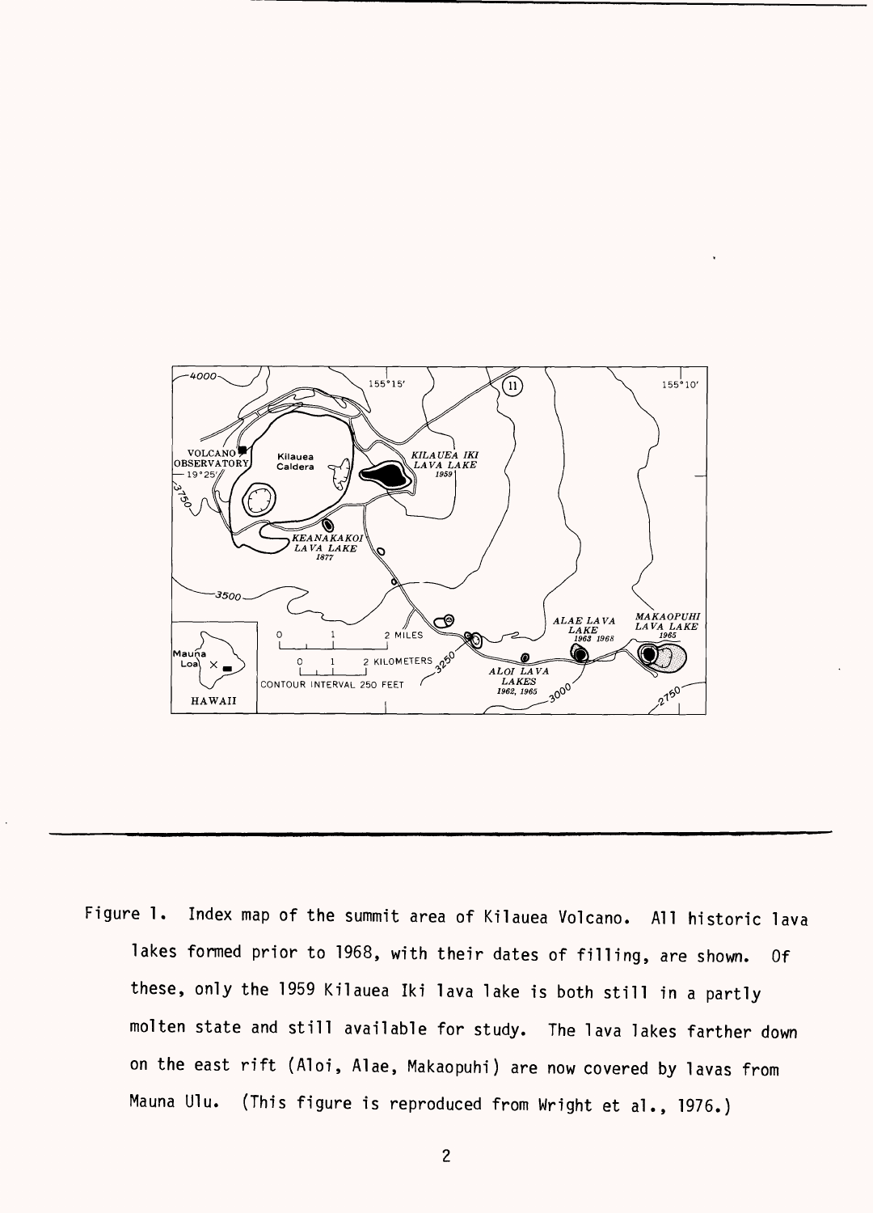Figure 1. Index map of the summit area of Kilauea Volcano. All historic lava lakes formed prior to 1968, with their dates of filling, are shown. Of these, only the 1959 Kilauea Iki lava lake is both still in a partly molten state and still available for study. The lava lakes farther down on the east rift (Aloi, Alae, Makaopuhi) are now covered by lavas from Mauna Ulu. (This figure is reproduced from Wright et al., 1976.)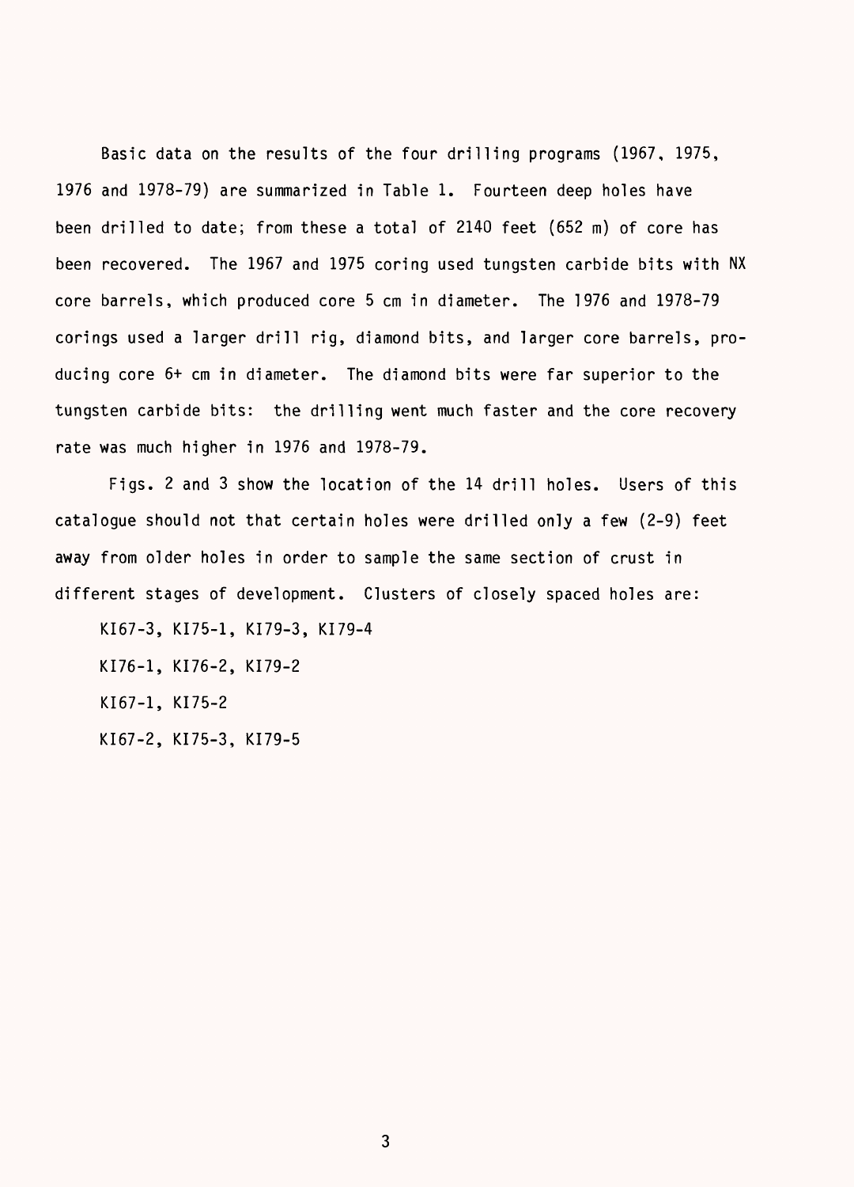Basic data on the results of the four drilling programs (1967, 1975, 1976 and 1978-79) are summarized in Table 1. Fourteen deep holes have been drilled to date; from these a total of 2140 feet (652 m) of core has been recovered. The 1967 and 1975 coring used tungsten carbide bits with NX core barrels, which produced core 5 cm in diameter. The 1976 and 1978-79 corings used a larger drill rig, diamond bits, and larger core barrels, producing core 6+ cm in diameter. The diamond bits were far superior to the tungsten carbide bits: the drilling went much faster and the core recovery rate was much higher in 1976 and 1978-79.

Figs. 2 and 3 show the location of the 14 drill holes. Users of this catalogue should not that certain holes were drilled only a few (2-9) feet away from older holes in order to sample the same section of crust in different stages of development. Clusters of closely spaced holes are:

KI67-3, KI75-1, KI79-3, KI79-4

KI76-1, KI76-2, KI79-2

KI67-1, KI75-2

KI67-2, KI75-3, KI79-5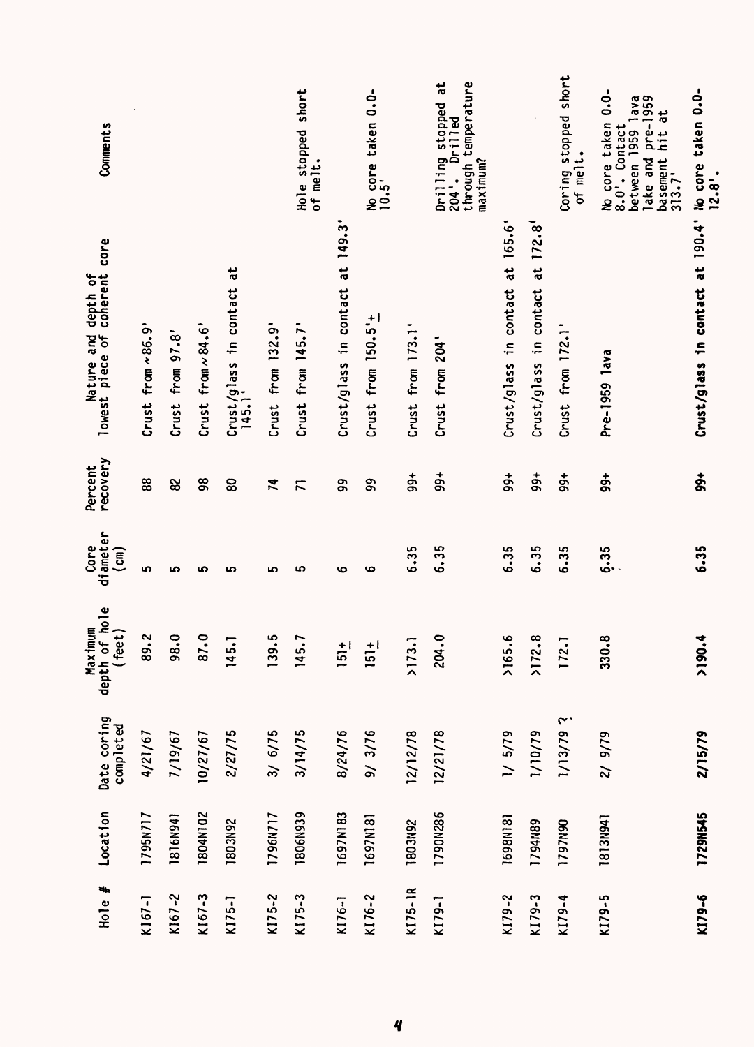| Hole # | Location | Date coring completed | Maximum depth of hole (feet) | Core diameter (cm) | Percent recovery | Nature and depth of lowest piece of coherent core | Comments |
|---|---|---|---|---|---|---|---|
| KI67-1 | 1795N717 | 4/21/67 | 89.2 | 5 | 88 | Crust from ~86.9' | |
| KI67-2 | 1816N941 | 7/19/67 | 98.0 | 5 | 82 | Crust from 97.8' | |
| KI67-3 | 1804N102 | 10/27/67 | 87.0 | 5 | 98 | Crust from ~84.6' | |
| KI75-1 | 1803N92 | 2/27/75 | 145.1 | 5 | 80 | Crust/glass in contact at 145.1' | |
| KI75-2 | 1796N717 | 3/ 6/75 | 139.5 | 5 | 74 | Crust from 132.9' | |
| KI75-3 | 1806N939 | 3/14/75 | 145.7 | 5 | 71 | Crust from 145.7' | Hole stopped short of melt. |
| KI76-1 | 1697N183 | 8/24/76 | 151± | 6 | 99 | Crust/glass in contact at 149.3' | |
| KI76-2 | 1697N181 | 9/ 3/76 | 151± | 6 | 99 | Crust from 150.5'± | No core taken 0.0-10.5' |
| KI75-1R | 1803N92 | 12/12/78 | >173.1 | 6.35 | 99+ | Crust from 173.1' | |
| KI79-1 | 1790N286 | 12/21/78 | 204.0 | 6.35 | 99+ | Crust from 204' | Drilling stopped at 204'. Drilled through temperature maximum? |
| KI79-2 | 1698N181 | 1/ 5/79 | >165.6 | 6.35 | 99+ | Crust/glass in contact at 165.6' | |
| KI79-3 | 1794N89 | 1/10/79 | >172.8 | 6.35 | 99+ | Crust/glass in contact at 172.8' | |
| KI79-4 | 1797N90 | 1/13/79 ? | 172.1 | 6.35 | 99+ | Crust from 172.1' | Coring stopped short of melt. |
| KI79-5 | 1813N941 | 2/ 9/79 | 330.8 | 6.35 | 99+ | Pre-1959 lava | No core taken 0.0-8.0'. Contact between 1959 lava lake and pre-1959 basement hit at 313.7' |
| **KI79-6** | **1729N545** | **2/15/79** | **>190.4** | **6.35** | **99+** | **Crust/glass in contact at 190.4'** | **No core taken 0.0-12.8'.** |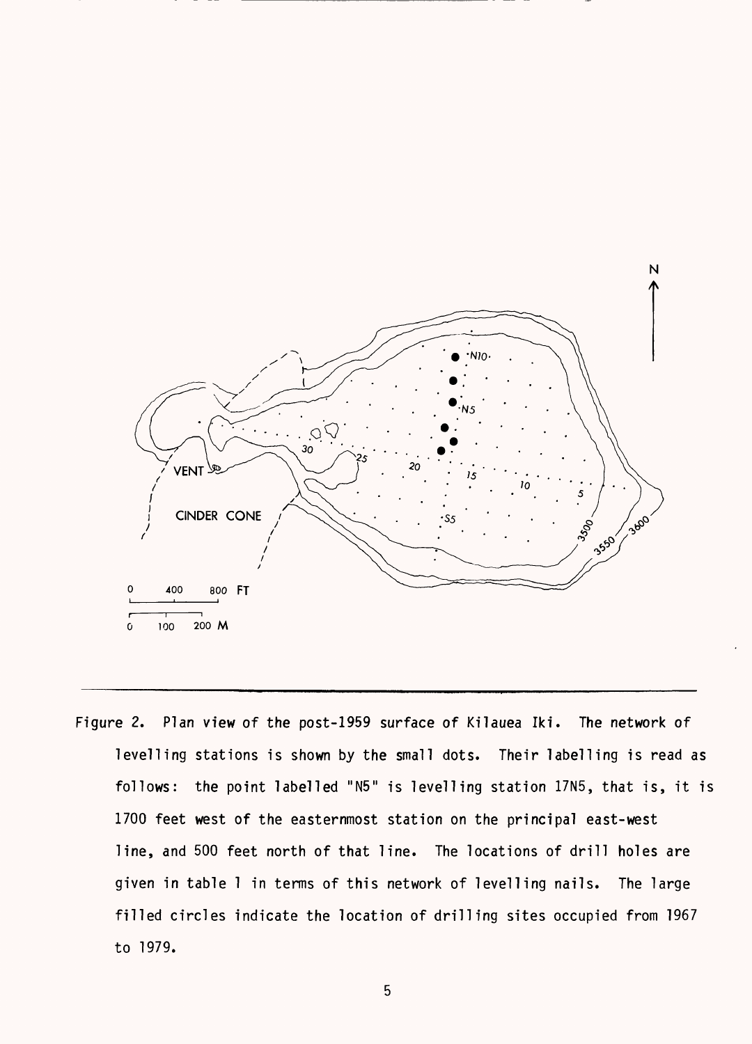Figure 2. Plan view of the post-1959 surface of Kilauea Iki. The network of levelling stations is shown by the small dots. Their labelling is read as follows: the point labelled "N5" is levelling station 17N5, that is, it is 1700 feet west of the easternmost station on the principal east-west line, and 500 feet north of that line. The locations of drill holes are given in table 1 in terms of this network of levelling nails. The large filled circles indicate the location of drilling sites occupied from 1967 to 1979.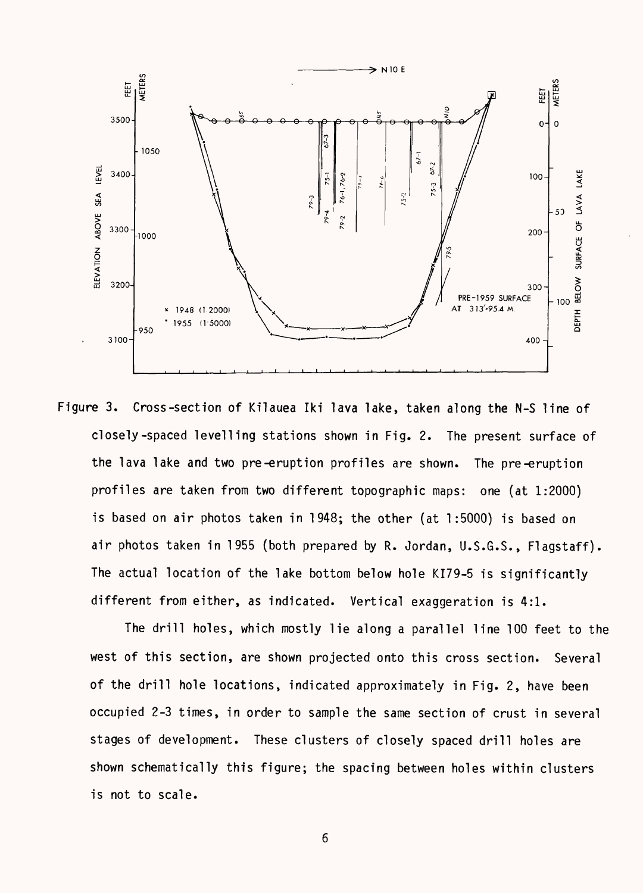Figure 3. Cross-section of Kilauea Iki lava lake, taken along the N-S line of closely-spaced levelling stations shown in Fig. 2. The present surface of the lava lake and two pre-eruption profiles are shown. The pre-eruption profiles are taken from two different topographic maps: one (at 1:2000) is based on air photos taken in 1948; the other (at 1:5000) is based on air photos taken in 1955 (both prepared by R. Jordan, U.S.G.S., Flagstaff). The actual location of the lake bottom below hole KI79-5 is significantly different from either, as indicated. Vertical exaggeration is 4:1.

The drill holes, which mostly lie along a parallel line 100 feet to the west of this section, are shown projected onto this cross section. Several of the drill hole locations, indicated approximately in Fig. 2, have been occupied 2-3 times, in order to sample the same section of crust in several stages of development. These clusters of closely spaced drill holes are shown schematically this figure; the spacing between holes within clusters is not to scale.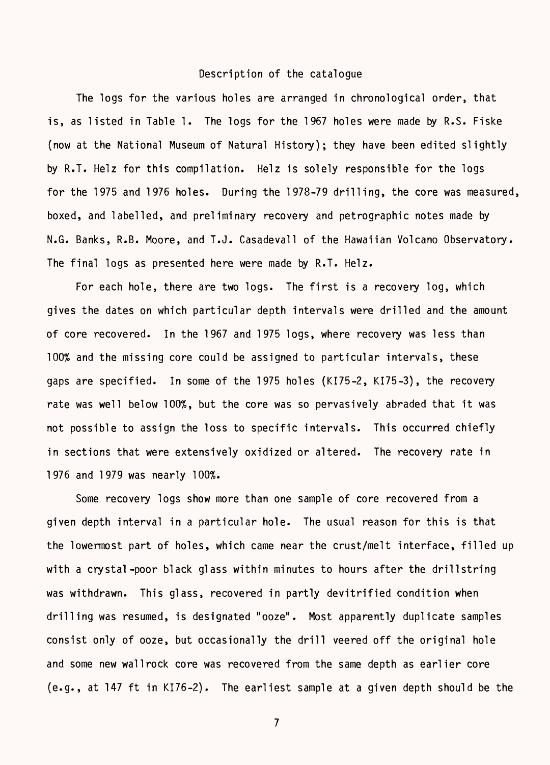## Description of the catalogue

The logs for the various holes are arranged in chronological order, that is, as listed in Table 1. The logs for the 1967 holes were made by R.S. Fiske (now at the National Museum of Natural History); they have been edited slightly by R.T. Helz for this compilation. Helz is solely responsible for the logs for the 1975 and 1976 holes. During the 1978-79 drilling, the core was measured, boxed, and labelled, and preliminary recovery and petrographic notes made by N.G. Banks, R.B. Moore, and T.J. Casadevall of the Hawaiian Volcano Observatory. The final logs as presented here were made by R.T. Helz.

For each hole, there are two logs. The first is a recovery log, which gives the dates on which particular depth intervals were drilled and the amount of core recovered. In the 1967 and 1975 logs, where recovery was less than 100% and the missing core could be assigned to particular intervals, these gaps are specified. In some of the 1975 holes (KI75-2, KI75-3), the recovery rate was well below 100%, but the core was so pervasively abraded that it was not possible to assign the loss to specific intervals. This occurred chiefly in sections that were extensively oxidized or altered. The recovery rate in 1976 and 1979 was nearly 100%.

Some recovery logs show more than one sample of core recovered from a given depth interval in a particular hole. The usual reason for this is that the lowermost part of holes, which came near the crust/melt interface, filled up with a crystal-poor black glass within minutes to hours after the drillstring was withdrawn. This glass, recovered in partly devitrified condition when drilling was resumed, is designated "ooze". Most apparently duplicate samples consist only of ooze, but occasionally the drill veered off the original hole and some new wallrock core was recovered from the same depth as earlier core (e.g., at 147 ft in KI76-2). The earliest sample at a given depth should be the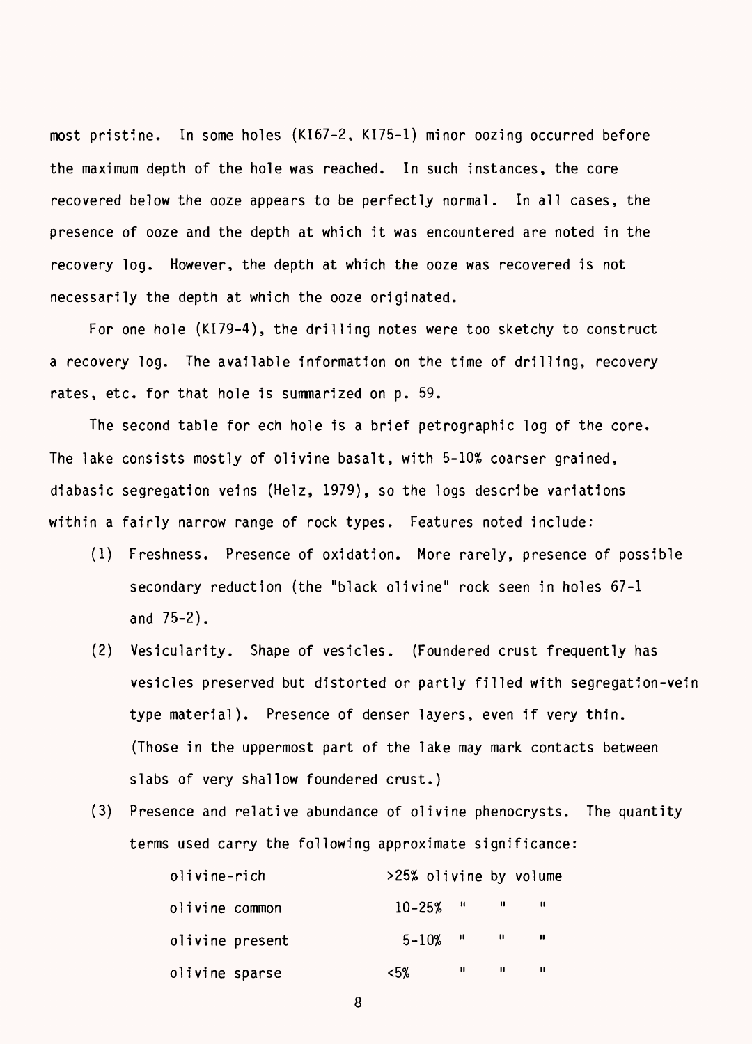most pristine. In some holes (KI67-2, KI75-1) minor oozing occurred before the maximum depth of the hole was reached. In such instances, the core recovered below the ooze appears to be perfectly normal. In all cases, the presence of ooze and the depth at which it was encountered are noted in the recovery log. However, the depth at which the ooze was recovered is not necessarily the depth at which the ooze originated.

For one hole (KI79-4), the drilling notes were too sketchy to construct a recovery log. The available information on the time of drilling, recovery rates, etc. for that hole is summarized on p. 59.

The second table for ech hole is a brief petrographic log of the core. The lake consists mostly of olivine basalt, with 5-10% coarser grained, diabasic segregation veins (Helz, 1979), so the logs describe variations within a fairly narrow range of rock types. Features noted include:

(1) Freshness. Presence of oxidation. More rarely, presence of possible secondary reduction (the "black olivine" rock seen in holes 67-1 and 75-2).

(2) Vesicularity. Shape of vesicles. (Foundered crust frequently has vesicles preserved but distorted or partly filled with segregation-vein type material). Presence of denser layers, even if very thin. (Those in the uppermost part of the lake may mark contacts between slabs of very shallow foundered crust.)

(3) Presence and relative abundance of olivine phenocrysts. The quantity terms used carry the following approximate significance:

| | |
|---|---|
| olivine-rich | >25% olivine by volume |
| olivine common | 10-25% " " " |
| olivine present | 5-10% " " " |
| olivine sparse | <5% " " " |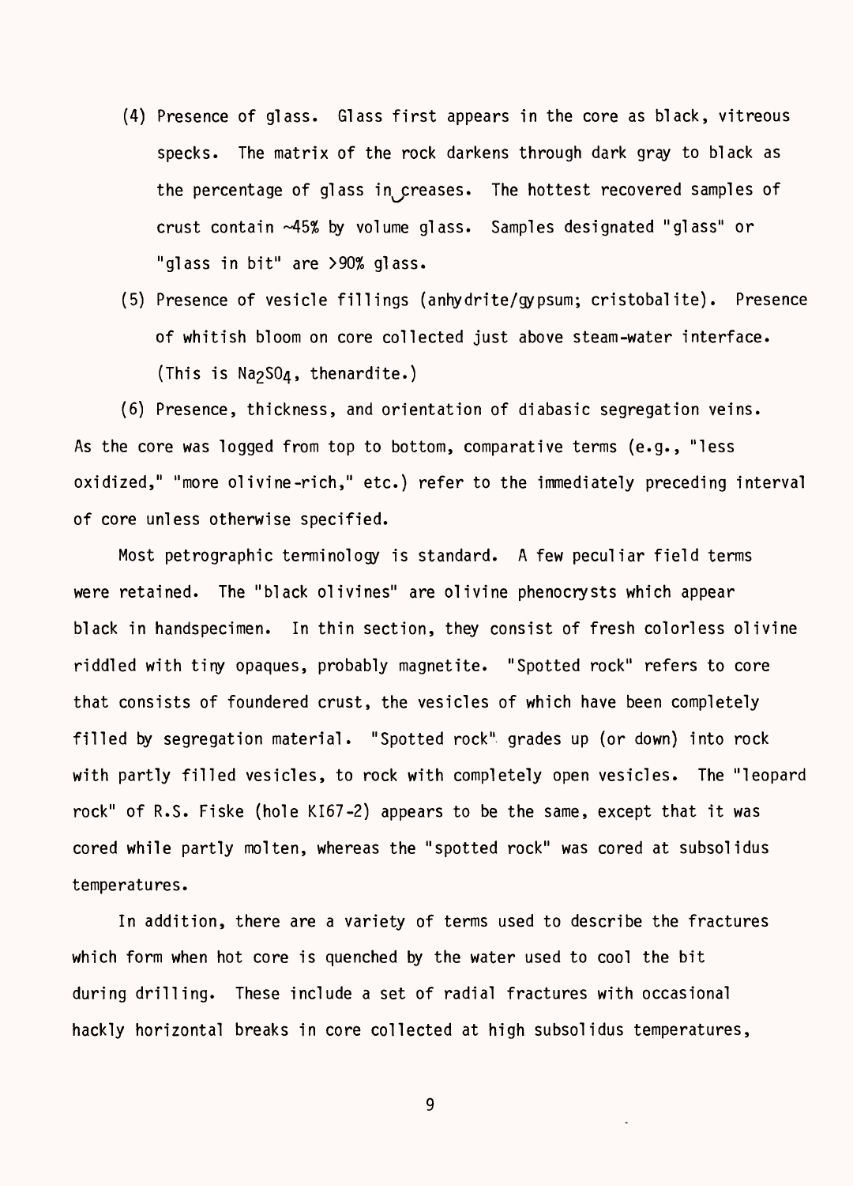(4) Presence of glass. Glass first appears in the core as black, vitreous specks. The matrix of the rock darkens through dark gray to black as the percentage of glass increases. The hottest recovered samples of crust contain ~45% by volume glass. Samples designated "glass" or "glass in bit" are >90% glass.

(5) Presence of vesicle fillings (anhydrite/gypsum; cristobalite). Presence of whitish bloom on core collected just above steam-water interface. (This is $Na_2SO_4$, thenardite.)

(6) Presence, thickness, and orientation of diabasic segregation veins.

As the core was logged from top to bottom, comparative terms (e.g., "less oxidized," "more olivine-rich," etc.) refer to the immediately preceding interval of core unless otherwise specified.

Most petrographic terminology is standard. A few peculiar field terms were retained. The "black olivines" are olivine phenocrysts which appear black in handspecimen. In thin section, they consist of fresh colorless olivine riddled with tiny opaques, probably magnetite. "Spotted rock" refers to core that consists of foundered crust, the vesicles of which have been completely filled by segregation material. "Spotted rock" grades up (or down) into rock with partly filled vesicles, to rock with completely open vesicles. The "leopard rock" of R.S. Fiske (hole KI67-2) appears to be the same, except that it was cored while partly molten, whereas the "spotted rock" was cored at subsolidus temperatures.

In addition, there are a variety of terms used to describe the fractures which form when hot core is quenched by the water used to cool the bit during drilling. These include a set of radial fractures with occasional hackly horizontal breaks in core collected at high subsolidus temperatures,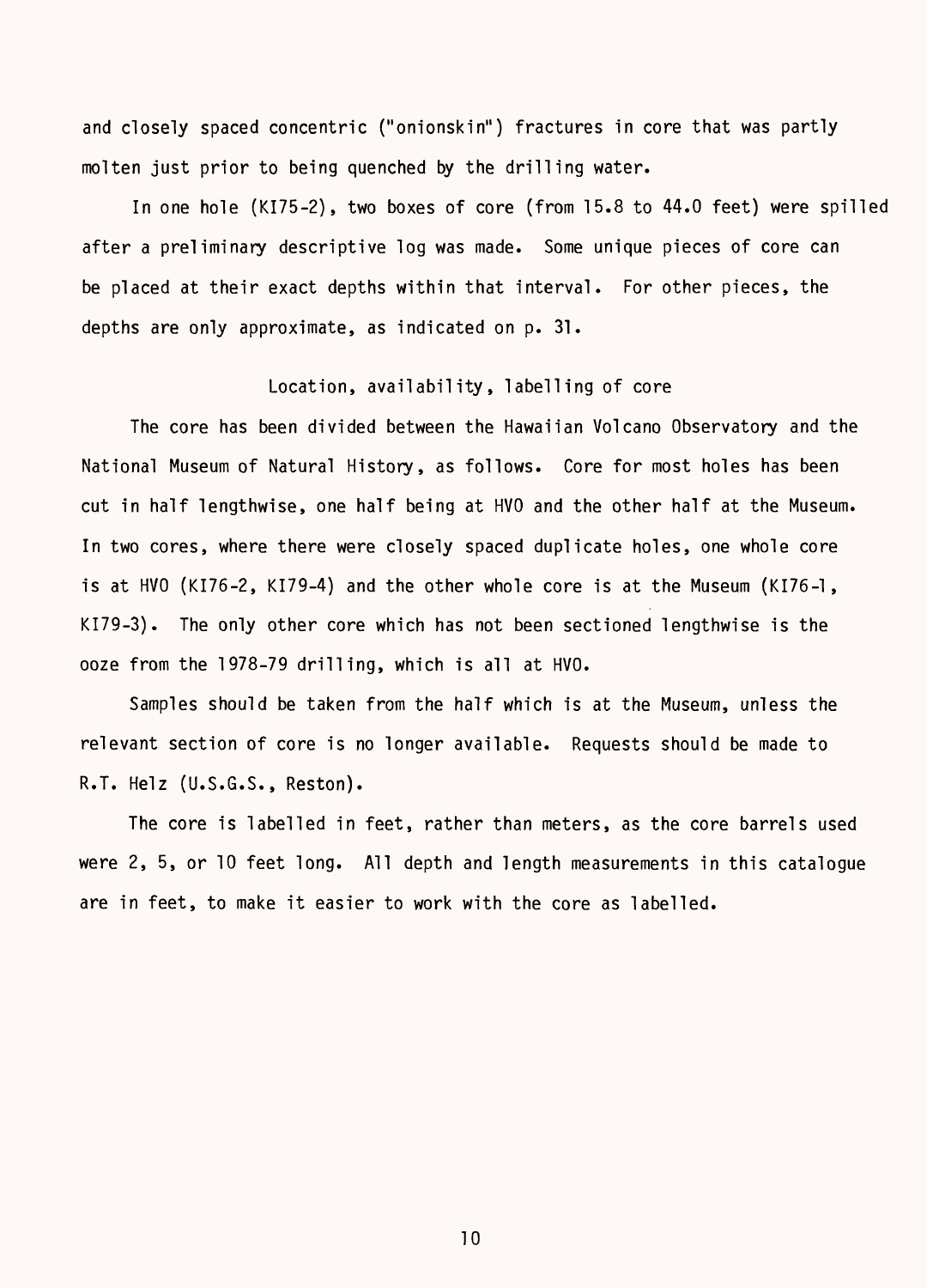and closely spaced concentric ("onionskin") fractures in core that was partly molten just prior to being quenched by the drilling water.

In one hole (KI75-2), two boxes of core (from 15.8 to 44.0 feet) were spilled after a preliminary descriptive log was made. Some unique pieces of core can be placed at their exact depths within that interval. For other pieces, the depths are only approximate, as indicated on p. 31.

## Location, availability, labelling of core

The core has been divided between the Hawaiian Volcano Observatory and the National Museum of Natural History, as follows. Core for most holes has been cut in half lengthwise, one half being at HVO and the other half at the Museum. In two cores, where there were closely spaced duplicate holes, one whole core is at HVO (KI76-2, KI79-4) and the other whole core is at the Museum (KI76-1, KI79-3). The only other core which has not been sectioned lengthwise is the ooze from the 1978-79 drilling, which is all at HVO.

Samples should be taken from the half which is at the Museum, unless the relevant section of core is no longer available. Requests should be made to R.T. Helz (U.S.G.S., Reston).

The core is labelled in feet, rather than meters, as the core barrels used were 2, 5, or 10 feet long. All depth and length measurements in this catalogue are in feet, to make it easier to work with the core as labelled.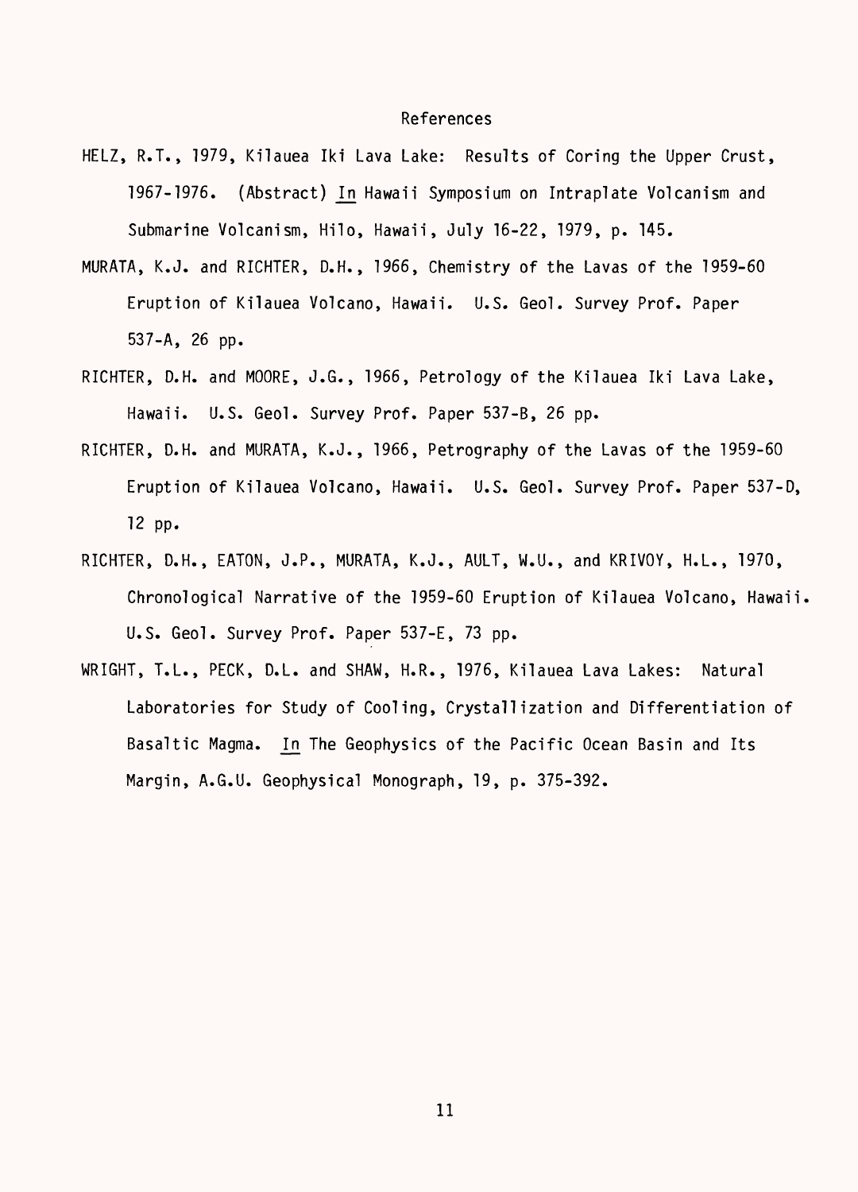## References

HELZ, R.T., 1979, Kilauea Iki Lava Lake: Results of Coring the Upper Crust, 1967-1976. (Abstract) In Hawaii Symposium on Intraplate Volcanism and Submarine Volcanism, Hilo, Hawaii, July 16-22, 1979, p. 145.

MURATA, K.J. and RICHTER, D.H., 1966, Chemistry of the Lavas of the 1959-60 Eruption of Kilauea Volcano, Hawaii. U.S. Geol. Survey Prof. Paper 537-A, 26 pp.

RICHTER, D.H. and MOORE, J.G., 1966, Petrology of the Kilauea Iki Lava Lake, Hawaii. U.S. Geol. Survey Prof. Paper 537-B, 26 pp.

RICHTER, D.H. and MURATA, K.J., 1966, Petrography of the Lavas of the 1959-60 Eruption of Kilauea Volcano, Hawaii. U.S. Geol. Survey Prof. Paper 537-D, 12 pp.

RICHTER, D.H., EATON, J.P., MURATA, K.J., AULT, W.U., and KRIVOY, H.L., 1970, Chronological Narrative of the 1959-60 Eruption of Kilauea Volcano, Hawaii. U.S. Geol. Survey Prof. Paper 537-E, 73 pp.

WRIGHT, T.L., PECK, D.L. and SHAW, H.R., 1976, Kilauea Lava Lakes: Natural Laboratories for Study of Cooling, Crystallization and Differentiation of Basaltic Magma. In The Geophysics of the Pacific Ocean Basin and Its Margin, A.G.U. Geophysical Monograph, 19, p. 375-392.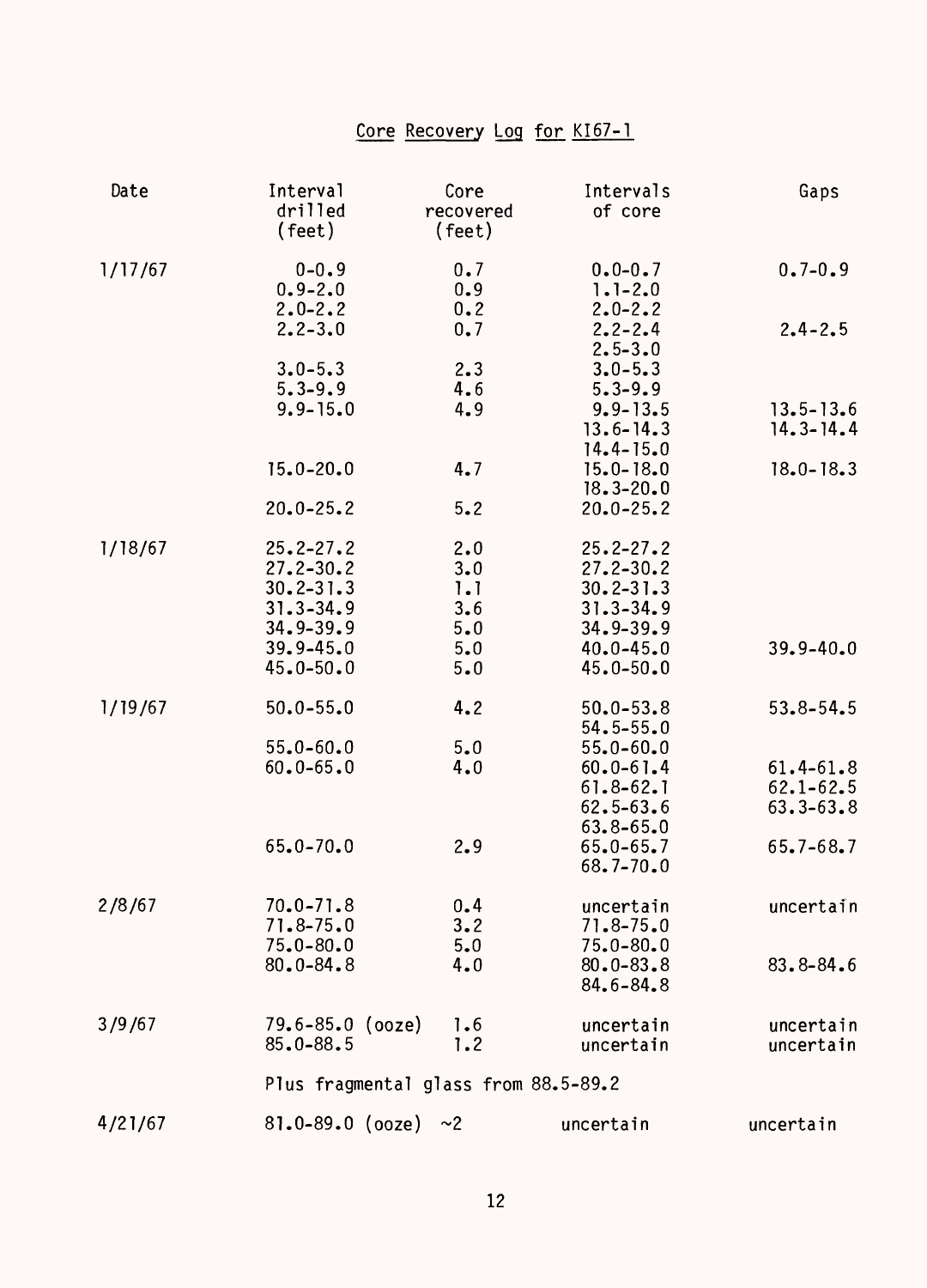# Core Recovery Log for KI67-1

| Date | Interval drilled (feet) | Core recovered (feet) | Intervals of core | Gaps |
|---|---|---|---|---|
| 1/17/67 | 0-0.9 | 0.7 | 0.0-0.7 | 0.7-0.9 |
| | 0.9-2.0 | 0.9 | 1.1-2.0 | |
| | 2.0-2.2 | 0.2 | 2.0-2.2 | |
| | 2.2-3.0 | 0.7 | 2.2-2.4 | 2.4-2.5 |
| | | | 2.5-3.0 | |
| | 3.0-5.3 | 2.3 | 3.0-5.3 | |
| | 5.3-9.9 | 4.6 | 5.3-9.9 | |
| | 9.9-15.0 | 4.9 | 9.9-13.5 | 13.5-13.6 |
| | | | 13.6-14.3 | 14.3-14.4 |
| | | | 14.4-15.0 | |
| | 15.0-20.0 | 4.7 | 15.0-18.0 | 18.0-18.3 |
| | | | 18.3-20.0 | |
| | 20.0-25.2 | 5.2 | 20.0-25.2 | |
| 1/18/67 | 25.2-27.2 | 2.0 | 25.2-27.2 | |
| | 27.2-30.2 | 3.0 | 27.2-30.2 | |
| | 30.2-31.3 | 1.1 | 30.2-31.3 | |
| | 31.3-34.9 | 3.6 | 31.3-34.9 | |
| | 34.9-39.9 | 5.0 | 34.9-39.9 | |
| | 39.9-45.0 | 5.0 | 40.0-45.0 | 39.9-40.0 |
| | 45.0-50.0 | 5.0 | 45.0-50.0 | |
| 1/19/67 | 50.0-55.0 | 4.2 | 50.0-53.8 | 53.8-54.5 |
| | | | 54.5-55.0 | |
| | 55.0-60.0 | 5.0 | 55.0-60.0 | |
| | 60.0-65.0 | 4.0 | 60.0-61.4 | 61.4-61.8 |
| | | | 61.8-62.1 | 62.1-62.5 |
| | | | 62.5-63.6 | 63.3-63.8 |
| | | | 63.8-65.0 | |
| | 65.0-70.0 | 2.9 | 65.0-65.7 | 65.7-68.7 |
| | | | 68.7-70.0 | |
| 2/8/67 | 70.0-71.8 | 0.4 | uncertain | uncertain |
| | 71.8-75.0 | 3.2 | 71.8-75.0 | |
| | 75.0-80.0 | 5.0 | 75.0-80.0 | |
| | 80.0-84.8 | 4.0 | 80.0-83.8 | 83.8-84.6 |
| | | | 84.6-84.8 | |
| 3/9/67 | 79.6-85.0 (ooze) | 1.6 | uncertain | uncertain |
| | 85.0-88.5 | 1.2 | uncertain | uncertain |
| | Plus fragmental glass from 88.5-89.2 | | | |
| 4/21/67 | 81.0-89.0 (ooze) | ~2 | uncertain | uncertain |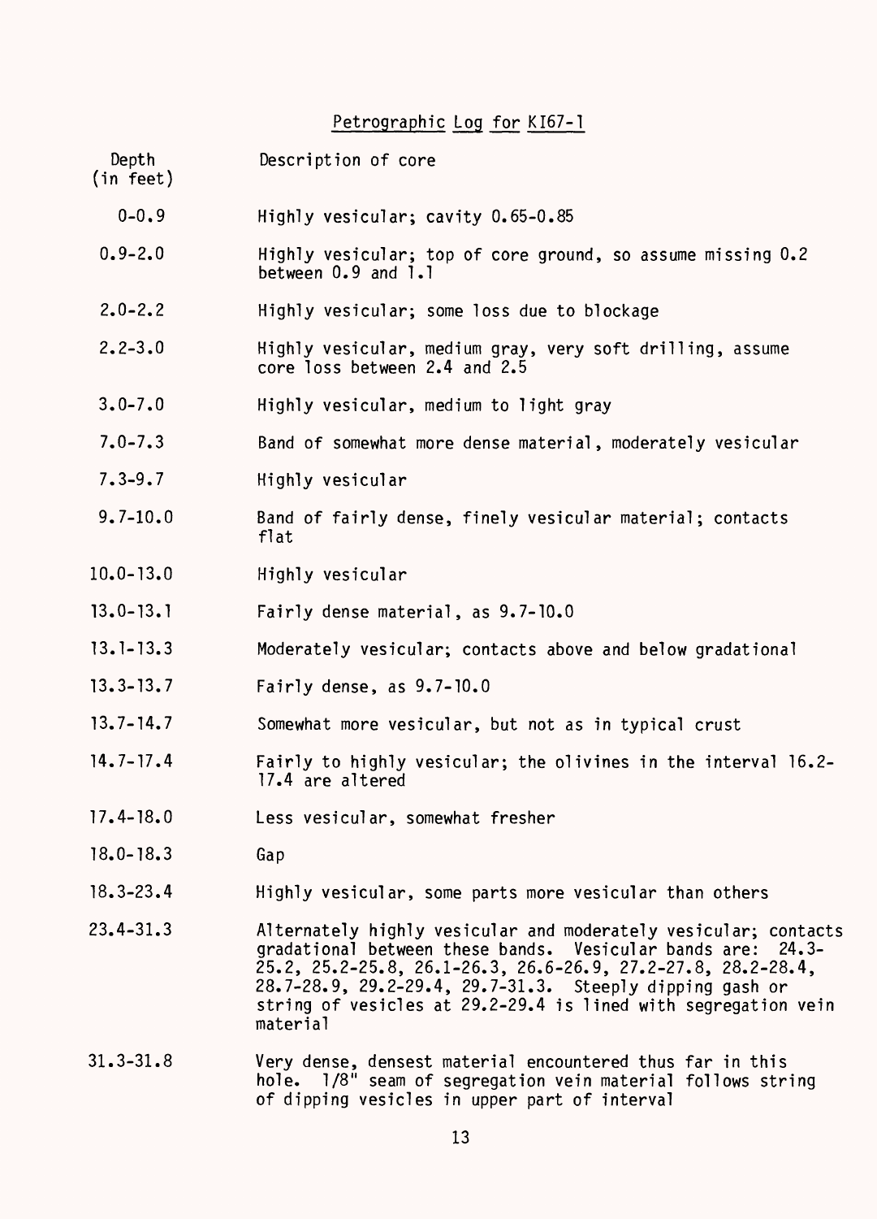## Petrographic Log for KI67-1

| Depth (in feet) | Description of core |
|---|---|
| 0-0.9 | Highly vesicular; cavity 0.65-0.85 |
| 0.9-2.0 | Highly vesicular; top of core ground, so assume missing 0.2 between 0.9 and 1.1 |
| 2.0-2.2 | Highly vesicular; some loss due to blockage |
| 2.2-3.0 | Highly vesicular, medium gray, very soft drilling, assume core loss between 2.4 and 2.5 |
| 3.0-7.0 | Highly vesicular, medium to light gray |
| 7.0-7.3 | Band of somewhat more dense material, moderately vesicular |
| 7.3-9.7 | Highly vesicular |
| 9.7-10.0 | Band of fairly dense, finely vesicular material; contacts flat |
| 10.0-13.0 | Highly vesicular |
| 13.0-13.1 | Fairly dense material, as 9.7-10.0 |
| 13.1-13.3 | Moderately vesicular; contacts above and below gradational |
| 13.3-13.7 | Fairly dense, as 9.7-10.0 |
| 13.7-14.7 | Somewhat more vesicular, but not as in typical crust |
| 14.7-17.4 | Fairly to highly vesicular; the olivines in the interval 16.2-17.4 are altered |
| 17.4-18.0 | Less vesicular, somewhat fresher |
| 18.0-18.3 | Gap |
| 18.3-23.4 | Highly vesicular, some parts more vesicular than others |
| 23.4-31.3 | Alternately highly vesicular and moderately vesicular; contacts gradational between these bands. Vesicular bands are: 24.3-25.2, 25.2-25.8, 26.1-26.3, 26.6-26.9, 27.2-27.8, 28.2-28.4, 28.7-28.9, 29.2-29.4, 29.7-31.3. Steeply dipping gash or string of vesicles at 29.2-29.4 is lined with segregation vein material |
| 31.3-31.8 | Very dense, densest material encountered thus far in this hole. 1/8" seam of segregation vein material follows string of dipping vesicles in upper part of interval |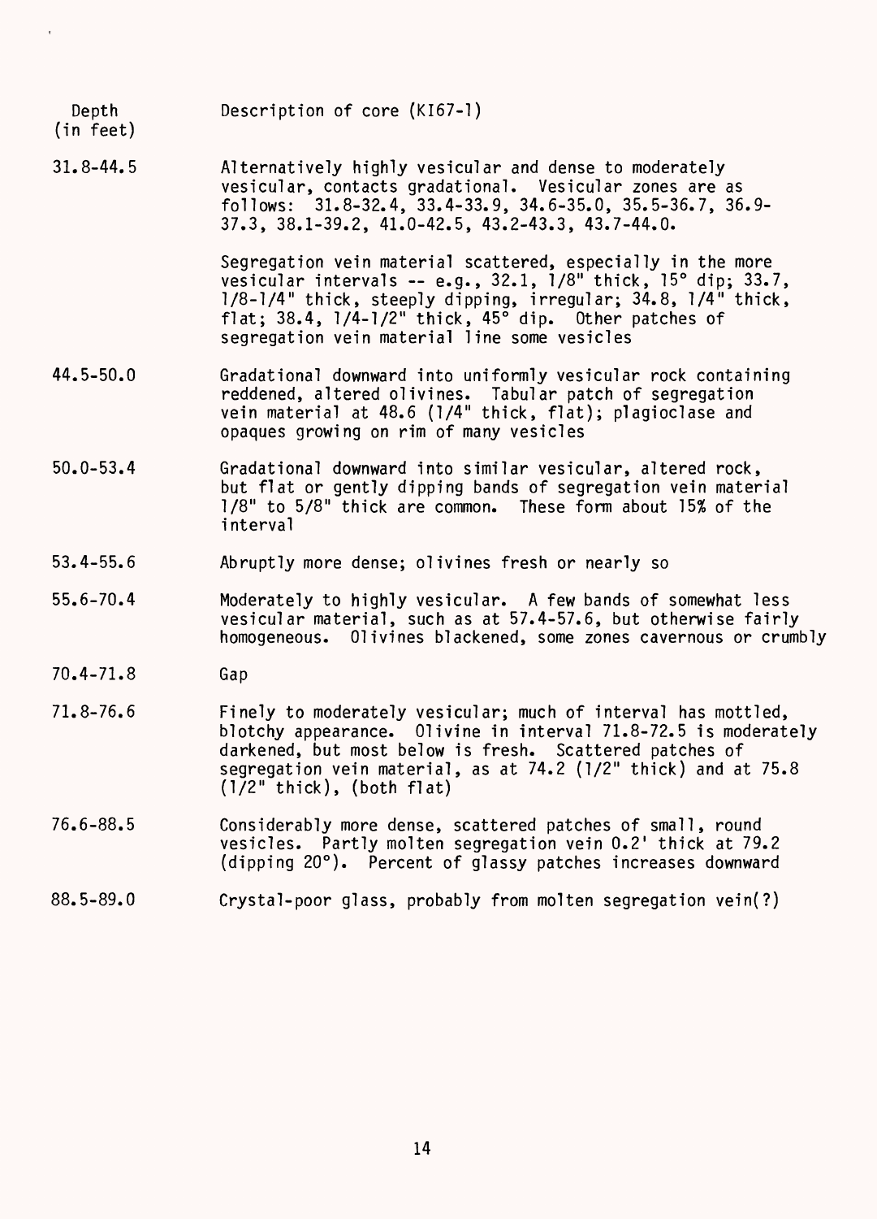| Depth (in feet) | Description of core (KI67-1) |
|---|---|
| 31.8-44.5 | Alternatively highly vesicular and dense to moderately vesicular, contacts gradational. Vesicular zones are as follows: 31.8-32.4, 33.4-33.9, 34.6-35.0, 35.5-36.7, 36.9-37.3, 38.1-39.2, 41.0-42.5, 43.2-43.3, 43.7-44.0.<br><br>Segregation vein material scattered, especially in the more vesicular intervals -- e.g., 32.1, 1/8" thick, 15° dip; 33.7, 1/8-1/4" thick, steeply dipping, irregular; 34.8, 1/4" thick, flat; 38.4, 1/4-1/2" thick, 45° dip. Other patches of segregation vein material line some vesicles |
| 44.5-50.0 | Gradational downward into uniformly vesicular rock containing reddened, altered olivines. Tabular patch of segregation vein material at 48.6 (1/4" thick, flat); plagioclase and opaques growing on rim of many vesicles |
| 50.0-53.4 | Gradational downward into similar vesicular, altered rock, but flat or gently dipping bands of segregation vein material 1/8" to 5/8" thick are common. These form about 15% of the interval |
| 53.4-55.6 | Abruptly more dense; olivines fresh or nearly so |
| 55.6-70.4 | Moderately to highly vesicular. A few bands of somewhat less vesicular material, such as at 57.4-57.6, but otherwise fairly homogeneous. Olivines blackened, some zones cavernous or crumbly |
| 70.4-71.8 | Gap |
| 71.8-76.6 | Finely to moderately vesicular; much of interval has mottled, blotchy appearance. Olivine in interval 71.8-72.5 is moderately darkened, but most below is fresh. Scattered patches of segregation vein material, as at 74.2 (1/2" thick) and at 75.8 (1/2" thick), (both flat) |
| 76.6-88.5 | Considerably more dense, scattered patches of small, round vesicles. Partly molten segregation vein 0.2' thick at 79.2 (dipping 20°). Percent of glassy patches increases downward |
| 88.5-89.0 | Crystal-poor glass, probably from molten segregation vein(?) |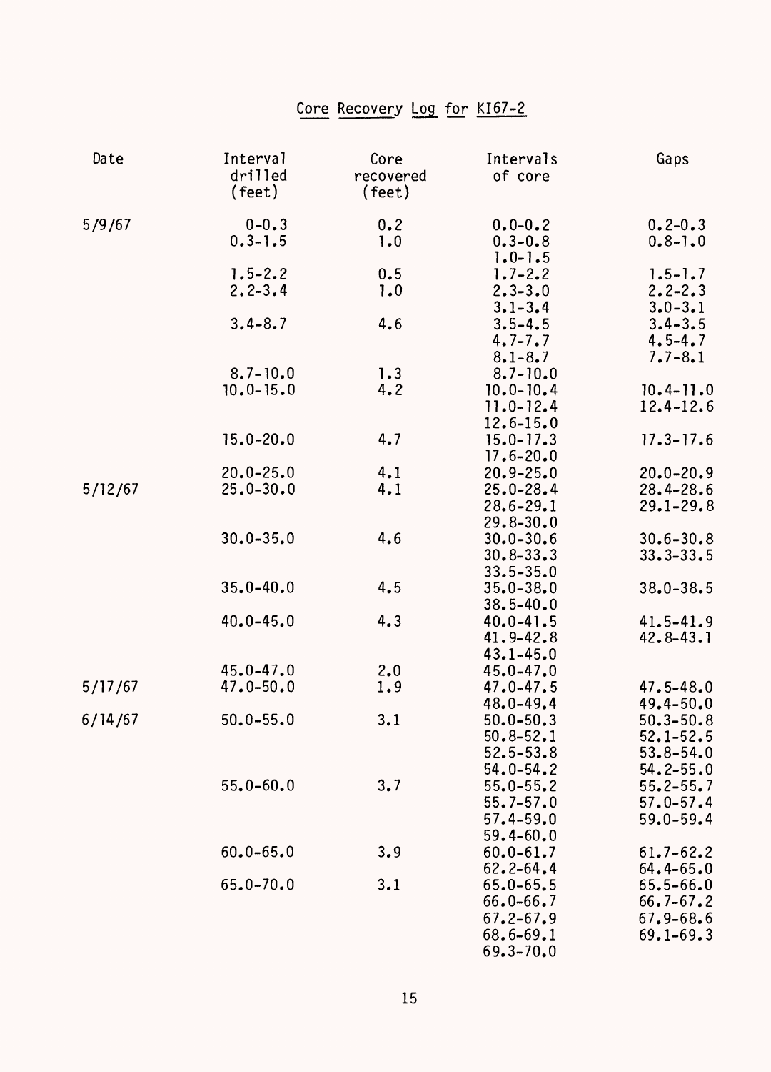# Core Recovery Log for KI67-2

| Date | Interval drilled (feet) | Core recovered (feet) | Intervals of core | Gaps |
|---|---|---|---|---|
| 5/9/67 | 0-0.3 | 0.2 | 0.0-0.2 | 0.2-0.3 |
| | 0.3-1.5 | 1.0 | 0.3-0.8 | 0.8-1.0 |
| | | | 1.0-1.5 | |
| | 1.5-2.2 | 0.5 | 1.7-2.2 | 1.5-1.7 |
| | 2.2-3.4 | 1.0 | 2.3-3.0 | 2.2-2.3 |
| | | | 3.1-3.4 | 3.0-3.1 |
| | 3.4-8.7 | 4.6 | 3.5-4.5 | 3.4-3.5 |
| | | | 4.7-7.7 | 4.5-4.7 |
| | | | 8.1-8.7 | 7.7-8.1 |
| | 8.7-10.0 | 1.3 | 8.7-10.0 | |
| | 10.0-15.0 | 4.2 | 10.0-10.4 | 10.4-11.0 |
| | | | 11.0-12.4 | 12.4-12.6 |
| | | | 12.6-15.0 | |
| | 15.0-20.0 | 4.7 | 15.0-17.3 | 17.3-17.6 |
| | | | 17.6-20.0 | |
| | 20.0-25.0 | 4.1 | 20.9-25.0 | 20.0-20.9 |
| 5/12/67 | 25.0-30.0 | 4.1 | 25.0-28.4 | 28.4-28.6 |
| | | | 28.6-29.1 | 29.1-29.8 |
| | | | 29.8-30.0 | |
| | 30.0-35.0 | 4.6 | 30.0-30.6 | 30.6-30.8 |
| | | | 30.8-33.3 | 33.3-33.5 |
| | | | 33.5-35.0 | |
| | 35.0-40.0 | 4.5 | 35.0-38.0 | 38.0-38.5 |
| | | | 38.5-40.0 | |
| | 40.0-45.0 | 4.3 | 40.0-41.5 | 41.5-41.9 |
| | | | 41.9-42.8 | 42.8-43.1 |
| | | | 43.1-45.0 | |
| | 45.0-47.0 | 2.0 | 45.0-47.0 | |
| 5/17/67 | 47.0-50.0 | 1.9 | 47.0-47.5 | 47.5-48.0 |
| | | | 48.0-49.4 | 49.4-50.0 |
| 6/14/67 | 50.0-55.0 | 3.1 | 50.0-50.3 | 50.3-50.8 |
| | | | 50.8-52.1 | 52.1-52.5 |
| | | | 52.5-53.8 | 53.8-54.0 |
| | | | 54.0-54.2 | 54.2-55.0 |
| | 55.0-60.0 | 3.7 | 55.0-55.2 | 55.2-55.7 |
| | | | 55.7-57.0 | 57.0-57.4 |
| | | | 57.4-59.0 | 59.0-59.4 |
| | | | 59.4-60.0 | |
| | 60.0-65.0 | 3.9 | 60.0-61.7 | 61.7-62.2 |
| | | | 62.2-64.4 | 64.4-65.0 |
| | 65.0-70.0 | 3.1 | 65.0-65.5 | 65.5-66.0 |
| | | | 66.0-66.7 | 66.7-67.2 |
| | | | 67.2-67.9 | 67.9-68.6 |
| | | | 68.6-69.1 | 69.1-69.3 |
| | | | 69.3-70.0 | |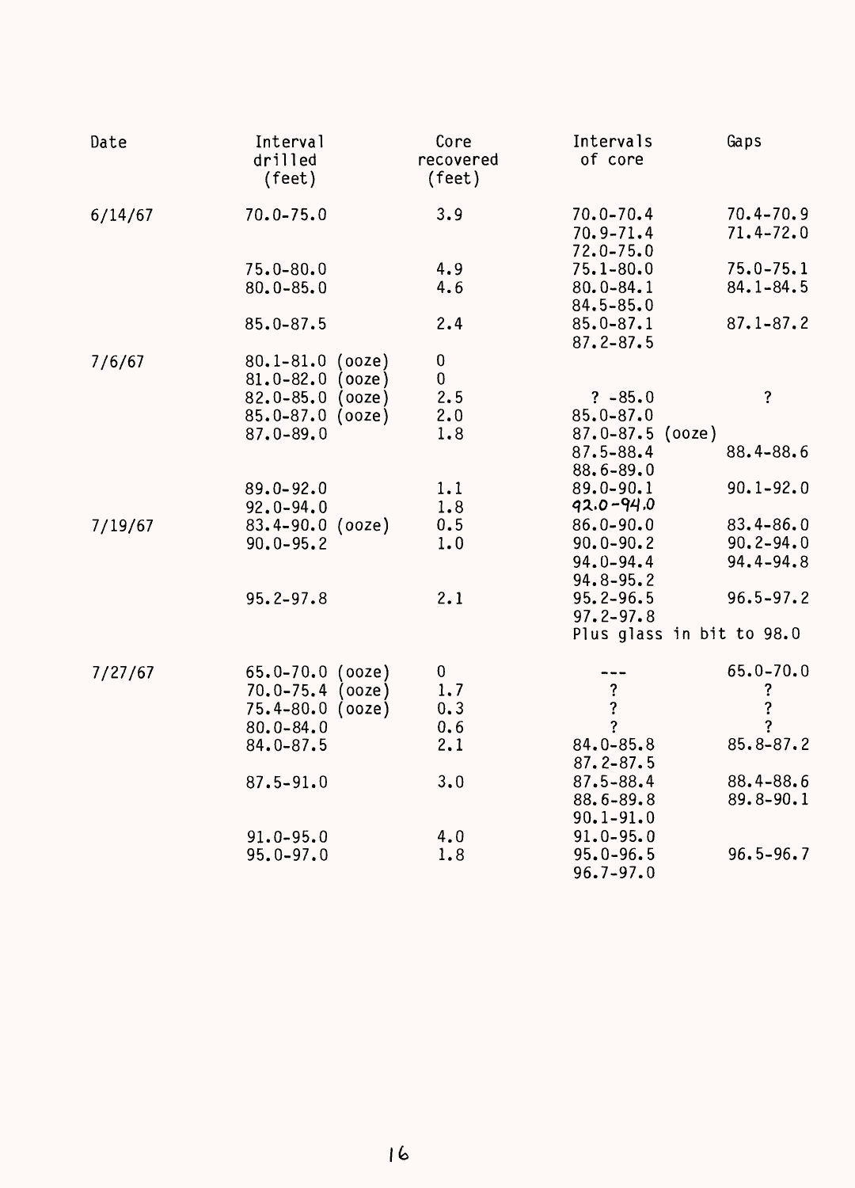| Date | Interval drilled (feet) | Core recovered (feet) | Intervals of core | Gaps |
|---|---|---|---|---|
| 6/14/67 | 70.0-75.0 | 3.9 | 70.0-70.4 | 70.4-70.9 |
| | | | 70.9-71.4 | 71.4-72.0 |
| | | | 72.0-75.0 | |
| | 75.0-80.0 | 4.9 | 75.1-80.0 | 75.0-75.1 |
| | 80.0-85.0 | 4.6 | 80.0-84.1 | 84.1-84.5 |
| | | | 84.5-85.0 | |
| | 85.0-87.5 | 2.4 | 85.0-87.1 | 87.1-87.2 |
| | | | 87.2-87.5 | |
| 7/6/67 | 80.1-81.0 (ooze) | 0 | | |
| | 81.0-82.0 (ooze) | 0 | | |
| | 82.0-85.0 (ooze) | 2.5 | ? -85.0 | ? |
| | 85.0-87.0 (ooze) | 2.0 | 85.0-87.0 | |
| | 87.0-89.0 | 1.8 | 87.0-87.5 (ooze) | |
| | | | 87.5-88.4 | 88.4-88.6 |
| | | | 88.6-89.0 | |
| | 89.0-92.0 | 1.1 | 89.0-90.1 | 90.1-92.0 |
| | 92.0-94.0 | 1.8 | 92.0-94.0 | |
| 7/19/67 | 83.4-90.0 (ooze) | 0.5 | 86.0-90.0 | 83.4-86.0 |
| | 90.0-95.2 | 1.0 | 90.0-90.2 | 90.2-94.0 |
| | | | 94.0-94.4 | 94.4-94.8 |
| | | | 94.8-95.2 | |
| | 95.2-97.8 | 2.1 | 95.2-96.5 | 96.5-97.2 |
| | | | 97.2-97.8 | |
| | | | Plus glass in bit to 98.0 | |
| 7/27/67 | 65.0-70.0 (ooze) | 0 | --- | 65.0-70.0 |
| | 70.0-75.4 (ooze) | 1.7 | ? | ? |
| | 75.4-80.0 (ooze) | 0.3 | ? | ? |
| | 80.0-84.0 | 0.6 | ? | ? |
| | 84.0-87.5 | 2.1 | 84.0-85.8 | 85.8-87.2 |
| | | | 87.2-87.5 | |
| | 87.5-91.0 | 3.0 | 87.5-88.4 | 88.4-88.6 |
| | | | 88.6-89.8 | 89.8-90.1 |
| | | | 90.1-91.0 | |
| | 91.0-95.0 | 4.0 | 91.0-95.0 | |
| | 95.0-97.0 | 1.8 | 95.0-96.5 | 96.5-96.7 |
| | | | 96.7-97.0 | |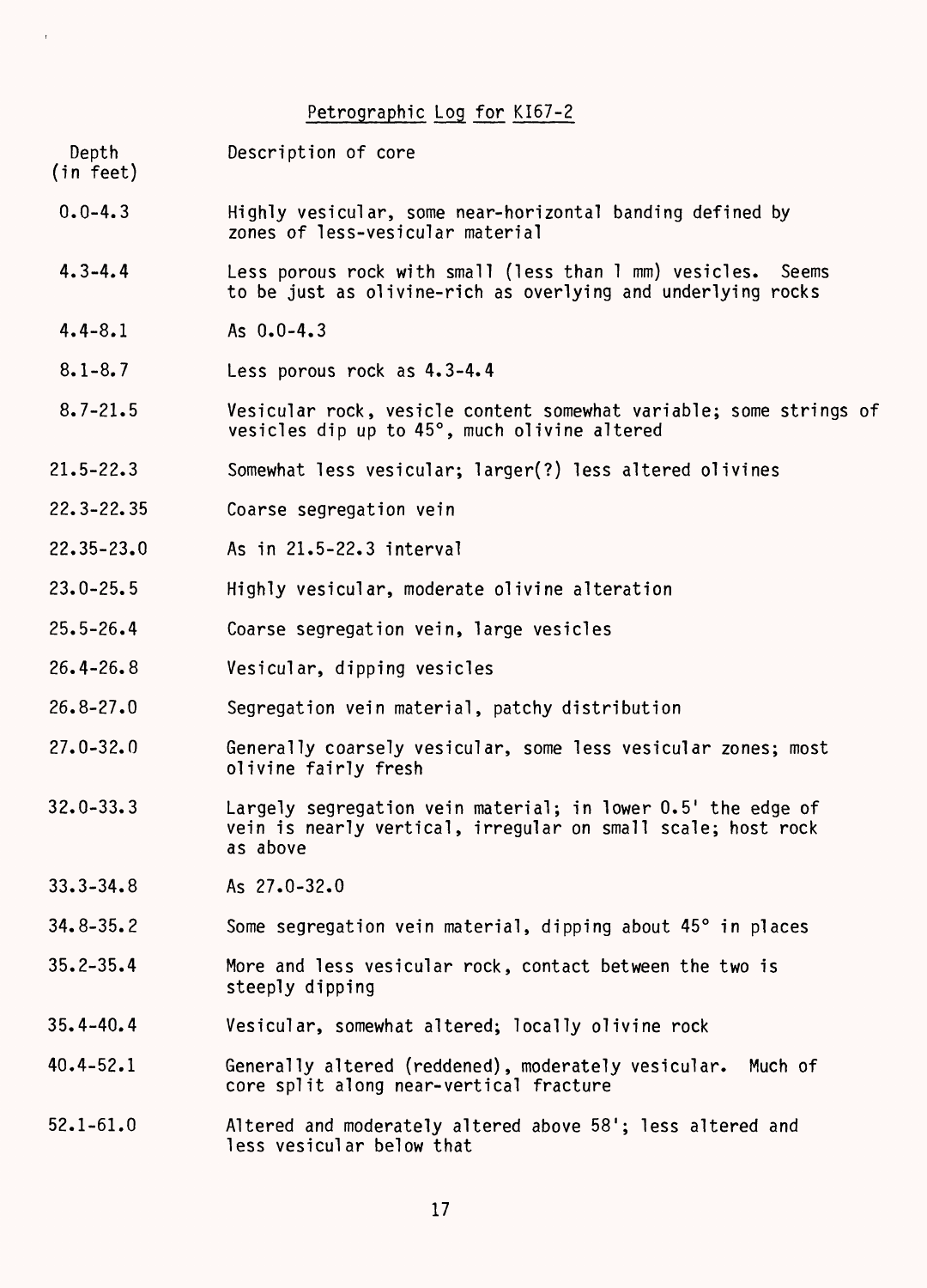## Petrographic Log for KI67-2

| Depth (in feet) | Description of core |
|---|---|
| 0.0-4.3 | Highly vesicular, some near-horizontal banding defined by zones of less-vesicular material |
| 4.3-4.4 | Less porous rock with small (less than 1 mm) vesicles. Seems to be just as olivine-rich as overlying and underlying rocks |
| 4.4-8.1 | As 0.0-4.3 |
| 8.1-8.7 | Less porous rock as 4.3-4.4 |
| 8.7-21.5 | Vesicular rock, vesicle content somewhat variable; some strings of vesicles dip up to 45°, much olivine altered |
| 21.5-22.3 | Somewhat less vesicular; larger(?) less altered olivines |
| 22.3-22.35 | Coarse segregation vein |
| 22.35-23.0 | As in 21.5-22.3 interval |
| 23.0-25.5 | Highly vesicular, moderate olivine alteration |
| 25.5-26.4 | Coarse segregation vein, large vesicles |
| 26.4-26.8 | Vesicular, dipping vesicles |
| 26.8-27.0 | Segregation vein material, patchy distribution |
| 27.0-32.0 | Generally coarsely vesicular, some less vesicular zones; most olivine fairly fresh |
| 32.0-33.3 | Largely segregation vein material; in lower 0.5' the edge of vein is nearly vertical, irregular on small scale; host rock as above |
| 33.3-34.8 | As 27.0-32.0 |
| 34.8-35.2 | Some segregation vein material, dipping about 45° in places |
| 35.2-35.4 | More and less vesicular rock, contact between the two is steeply dipping |
| 35.4-40.4 | Vesicular, somewhat altered; locally olivine rock |
| 40.4-52.1 | Generally altered (reddened), moderately vesicular. Much of core split along near-vertical fracture |
| 52.1-61.0 | Altered and moderately altered above 58'; less altered and less vesicular below that |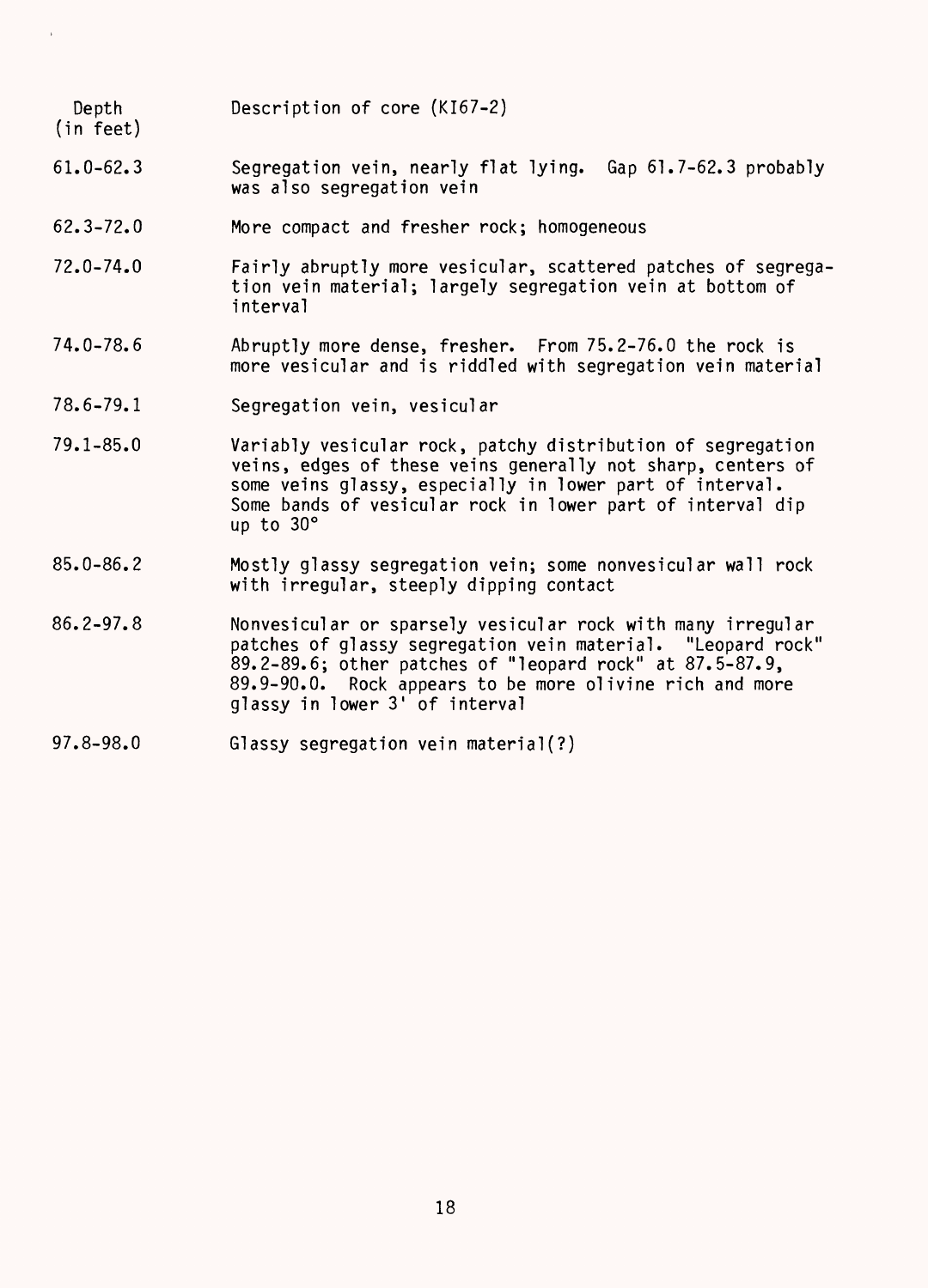| Depth (in feet) | Description of core (KI67-2) |
|---|---|
| 61.0-62.3 | Segregation vein, nearly flat lying. Gap 61.7-62.3 probably was also segregation vein |
| 62.3-72.0 | More compact and fresher rock; homogeneous |
| 72.0-74.0 | Fairly abruptly more vesicular, scattered patches of segregation vein material; largely segregation vein at bottom of interval |
| 74.0-78.6 | Abruptly more dense, fresher. From 75.2-76.0 the rock is more vesicular and is riddled with segregation vein material |
| 78.6-79.1 | Segregation vein, vesicular |
| 79.1-85.0 | Variably vesicular rock, patchy distribution of segregation veins, edges of these veins generally not sharp, centers of some veins glassy, especially in lower part of interval. Some bands of vesicular rock in lower part of interval dip up to 30° |
| 85.0-86.2 | Mostly glassy segregation vein; some nonvesicular wall rock with irregular, steeply dipping contact |
| 86.2-97.8 | Nonvesicular or sparsely vesicular rock with many irregular patches of glassy segregation vein material. "Leopard rock" 89.2-89.6; other patches of "leopard rock" at 87.5-87.9, 89.9-90.0. Rock appears to be more olivine rich and more glassy in lower 3' of interval |
| 97.8-98.0 | Glassy segregation vein material(?) |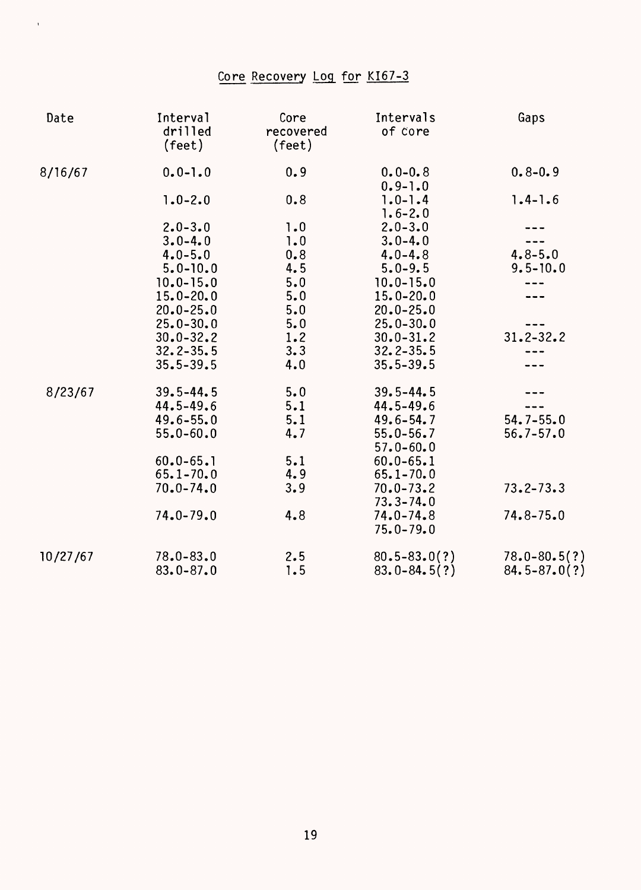## Core Recovery Log for KI67-3

| Date | Interval drilled (feet) | Core recovered (feet) | Intervals of core | Gaps |
|---|---|---|---|---|
| 8/16/67 | 0.0-1.0 | 0.9 | 0.0-0.8 | 0.8-0.9 |
| | | | 0.9-1.0 | |
| | 1.0-2.0 | 0.8 | 1.0-1.4 | 1.4-1.6 |
| | | | 1.6-2.0 | |
| | 2.0-3.0 | 1.0 | 2.0-3.0 | --- |
| | 3.0-4.0 | 1.0 | 3.0-4.0 | --- |
| | 4.0-5.0 | 0.8 | 4.0-4.8 | 4.8-5.0 |
| | 5.0-10.0 | 4.5 | 5.0-9.5 | 9.5-10.0 |
| | 10.0-15.0 | 5.0 | 10.0-15.0 | --- |
| | 15.0-20.0 | 5.0 | 15.0-20.0 | --- |
| | 20.0-25.0 | 5.0 | 20.0-25.0 | |
| | 25.0-30.0 | 5.0 | 25.0-30.0 | --- |
| | 30.0-32.2 | 1.2 | 30.0-31.2 | 31.2-32.2 |
| | 32.2-35.5 | 3.3 | 32.2-35.5 | --- |
| | 35.5-39.5 | 4.0 | 35.5-39.5 | --- |
| 8/23/67 | 39.5-44.5 | 5.0 | 39.5-44.5 | --- |
| | 44.5-49.6 | 5.1 | 44.5-49.6 | --- |
| | 49.6-55.0 | 5.1 | 49.6-54.7 | 54.7-55.0 |
| | 55.0-60.0 | 4.7 | 55.0-56.7 | 56.7-57.0 |
| | | | 57.0-60.0 | |
| | 60.0-65.1 | 5.1 | 60.0-65.1 | |
| | 65.1-70.0 | 4.9 | 65.1-70.0 | |
| | 70.0-74.0 | 3.9 | 70.0-73.2 | 73.2-73.3 |
| | | | 73.3-74.0 | |
| | 74.0-79.0 | 4.8 | 74.0-74.8 | 74.8-75.0 |
| | | | 75.0-79.0 | |
| 10/27/67 | 78.0-83.0 | 2.5 | 80.5-83.0(?) | 78.0-80.5(?) |
| | 83.0-87.0 | 1.5 | 83.0-84.5(?) | 84.5-87.0(?) |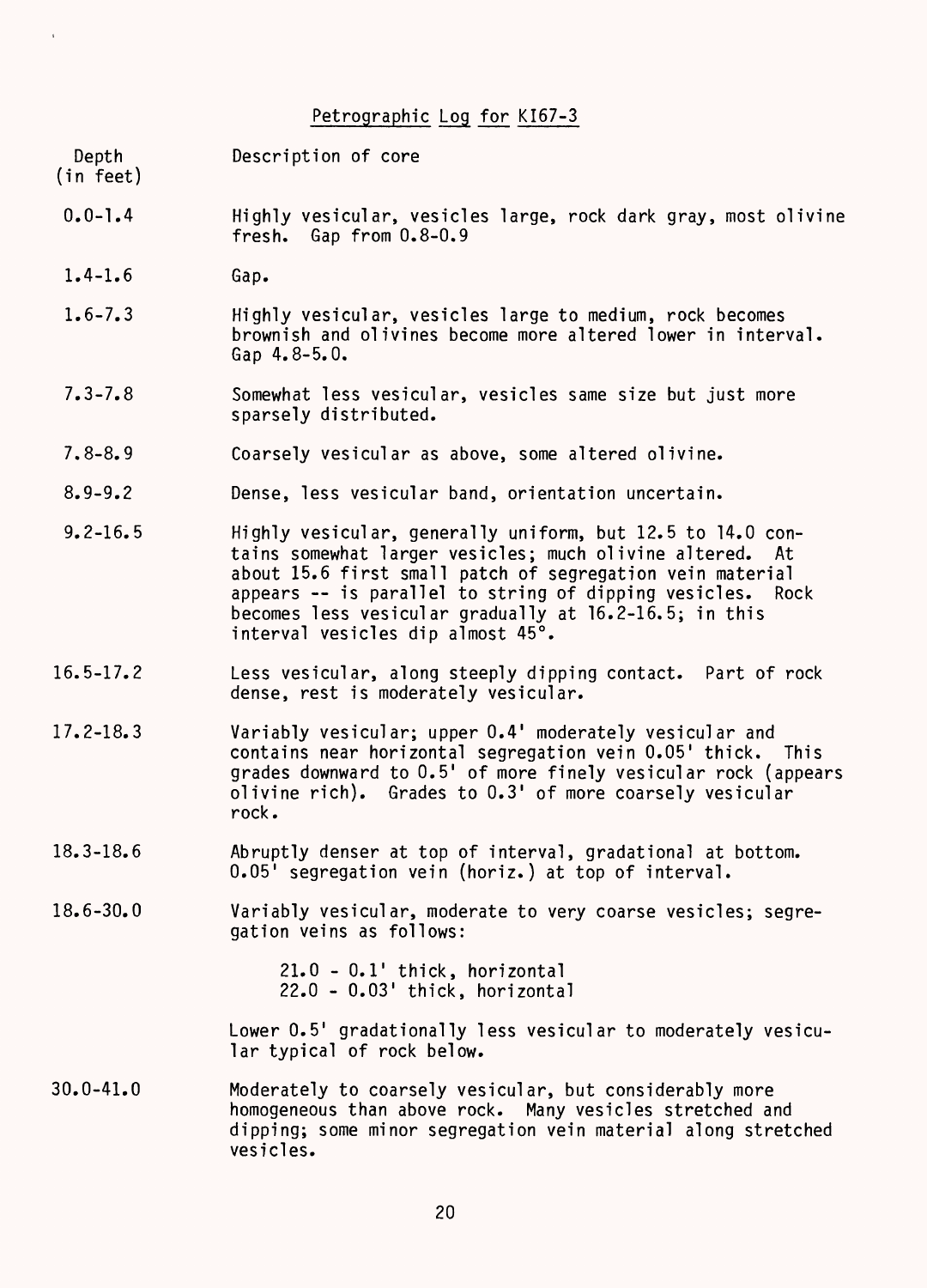## Petrographic Log for KI67-3

| Depth (in feet) | Description of core |
|---|---|
| 0.0-1.4 | Highly vesicular, vesicles large, rock dark gray, most olivine fresh. Gap from 0.8-0.9 |
| 1.4-1.6 | Gap. |
| 1.6-7.3 | Highly vesicular, vesicles large to medium, rock becomes brownish and olivines become more altered lower in interval. Gap 4.8-5.0. |
| 7.3-7.8 | Somewhat less vesicular, vesicles same size but just more sparsely distributed. |
| 7.8-8.9 | Coarsely vesicular as above, some altered olivine. |
| 8.9-9.2 | Dense, less vesicular band, orientation uncertain. |
| 9.2-16.5 | Highly vesicular, generally uniform, but 12.5 to 14.0 contains somewhat larger vesicles; much olivine altered. At about 15.6 first small patch of segregation vein material appears -- is parallel to string of dipping vesicles. Rock becomes less vesicular gradually at 16.2-16.5; in this interval vesicles dip almost 45°. |
| 16.5-17.2 | Less vesicular, along steeply dipping contact. Part of rock dense, rest is moderately vesicular. |
| 17.2-18.3 | Variably vesicular; upper 0.4' moderately vesicular and contains near horizontal segregation vein 0.05' thick. This grades downward to 0.5' of more finely vesicular rock (appears olivine rich). Grades to 0.3' of more coarsely vesicular rock. |
| 18.3-18.6 | Abruptly denser at top of interval, gradational at bottom. 0.05' segregation vein (horiz.) at top of interval. |
| 18.6-30.0 | Variably vesicular, moderate to very coarse vesicles; segregation veins as follows:<br><br>21.0 - 0.1' thick, horizontal<br>22.0 - 0.03' thick, horizontal<br><br>Lower 0.5' gradationally less vesicular to moderately vesicular typical of rock below. |
| 30.0-41.0 | Moderately to coarsely vesicular, but considerably more homogeneous than above rock. Many vesicles stretched and dipping; some minor segregation vein material along stretched vesicles. |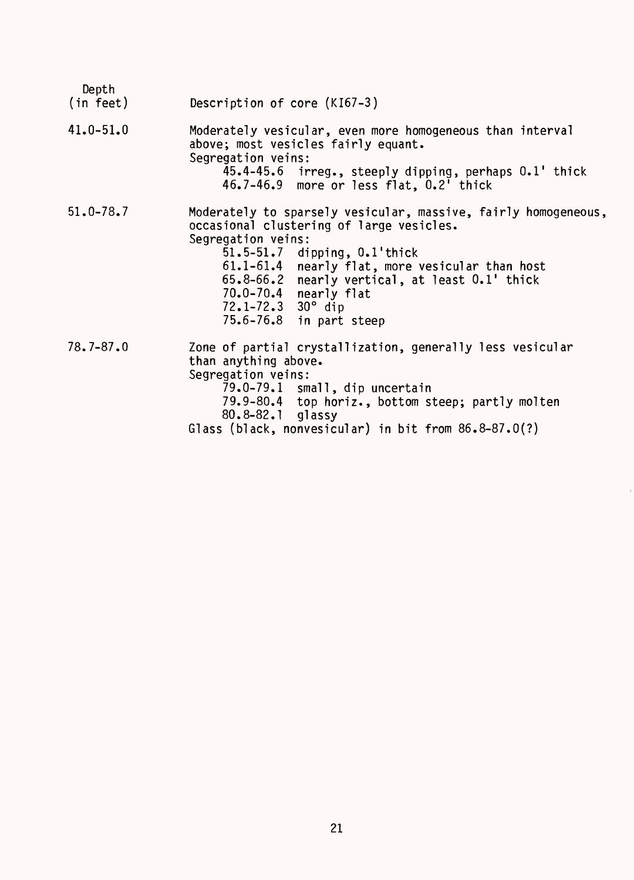| Depth (in feet) | Description of core (KI67-3) |
|---|---|
| 41.0-51.0 | Moderately vesicular, even more homogeneous than interval above; most vesicles fairly equant.<br>Segregation veins:<br>45.4-45.6 irreg., steeply dipping, perhaps 0.1' thick<br>46.7-46.9 more or less flat, 0.2' thick |
| 51.0-78.7 | Moderately to sparsely vesicular, massive, fairly homogeneous, occasional clustering of large vesicles.<br>Segregation veins:<br>51.5-51.7 dipping, 0.1'thick<br>61.1-61.4 nearly flat, more vesicular than host<br>65.8-66.2 nearly vertical, at least 0.1' thick<br>70.0-70.4 nearly flat<br>72.1-72.3 30° dip<br>75.6-76.8 in part steep |
| 78.7-87.0 | Zone of partial crystallization, generally less vesicular than anything above.<br>Segregation veins:<br>79.0-79.1 small, dip uncertain<br>79.9-80.4 top horiz., bottom steep; partly molten<br>80.8-82.1 glassy<br>Glass (black, nonvesicular) in bit from 86.8-87.0(?) |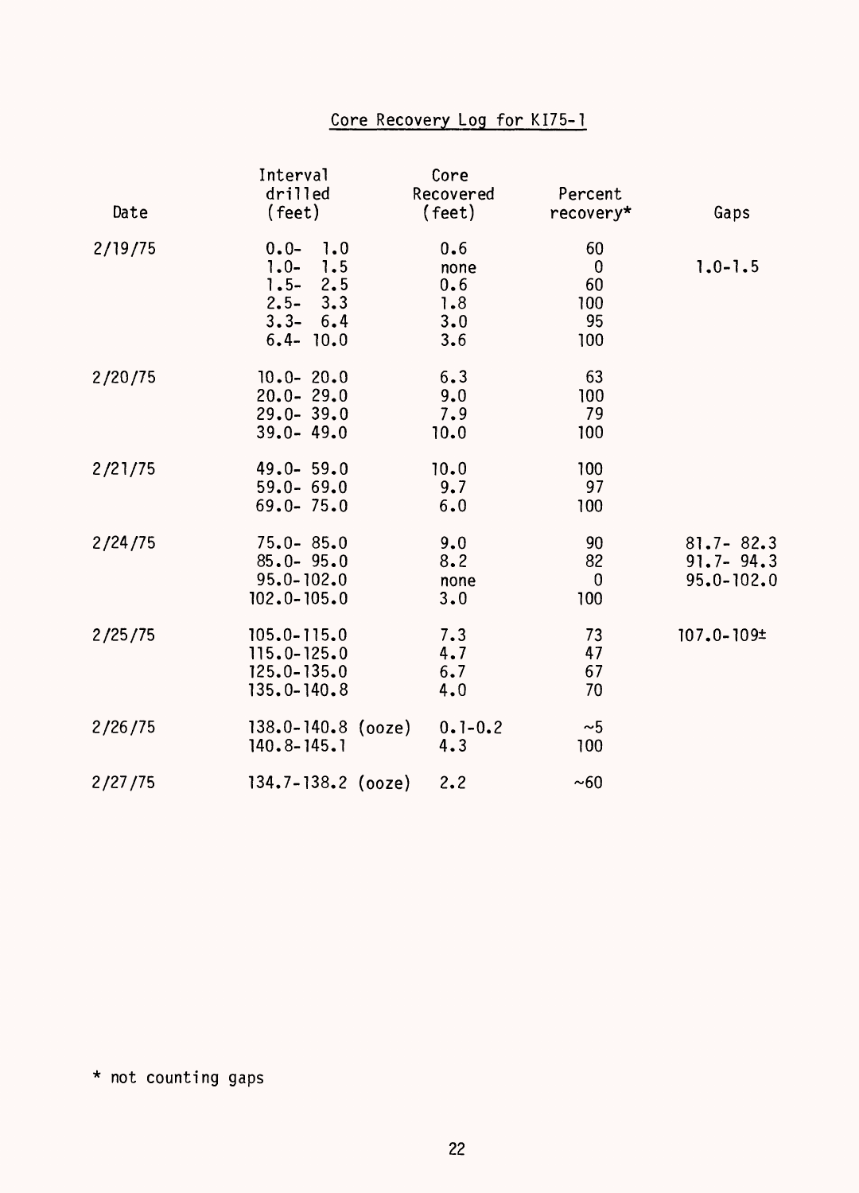# Core Recovery Log for KI75-1

| Date | Interval drilled (feet) | Core Recovered (feet) | Percent recovery* | Gaps |
|---|---|---|---|---|
| 2/19/75 | 0.0- 1.0 | 0.6 | 60 | |
| | 1.0- 1.5 | none | 0 | 1.0-1.5 |
| | 1.5- 2.5 | 0.6 | 60 | |
| | 2.5- 3.3 | 1.8 | 100 | |
| | 3.3- 6.4 | 3.0 | 95 | |
| | 6.4- 10.0 | 3.6 | 100 | |
| 2/20/75 | 10.0- 20.0 | 6.3 | 63 | |
| | 20.0- 29.0 | 9.0 | 100 | |
| | 29.0- 39.0 | 7.9 | 79 | |
| | 39.0- 49.0 | 10.0 | 100 | |
| 2/21/75 | 49.0- 59.0 | 10.0 | 100 | |
| | 59.0- 69.0 | 9.7 | 97 | |
| | 69.0- 75.0 | 6.0 | 100 | |
| 2/24/75 | 75.0- 85.0 | 9.0 | 90 | 81.7- 82.3 |
| | 85.0- 95.0 | 8.2 | 82 | 91.7- 94.3 |
| | 95.0-102.0 | none | 0 | 95.0-102.0 |
| | 102.0-105.0 | 3.0 | 100 | |
| 2/25/75 | 105.0-115.0 | 7.3 | 73 | 107.0-109± |
| | 115.0-125.0 | 4.7 | 47 | |
| | 125.0-135.0 | 6.7 | 67 | |
| | 135.0-140.8 | 4.0 | 70 | |
| 2/26/75 | 138.0-140.8 (ooze) | 0.1-0.2 | ~5 | |
| | 140.8-145.1 | 4.3 | 100 | |
| 2/27/75 | 134.7-138.2 (ooze) | 2.2 | ~60 | |

* not counting gaps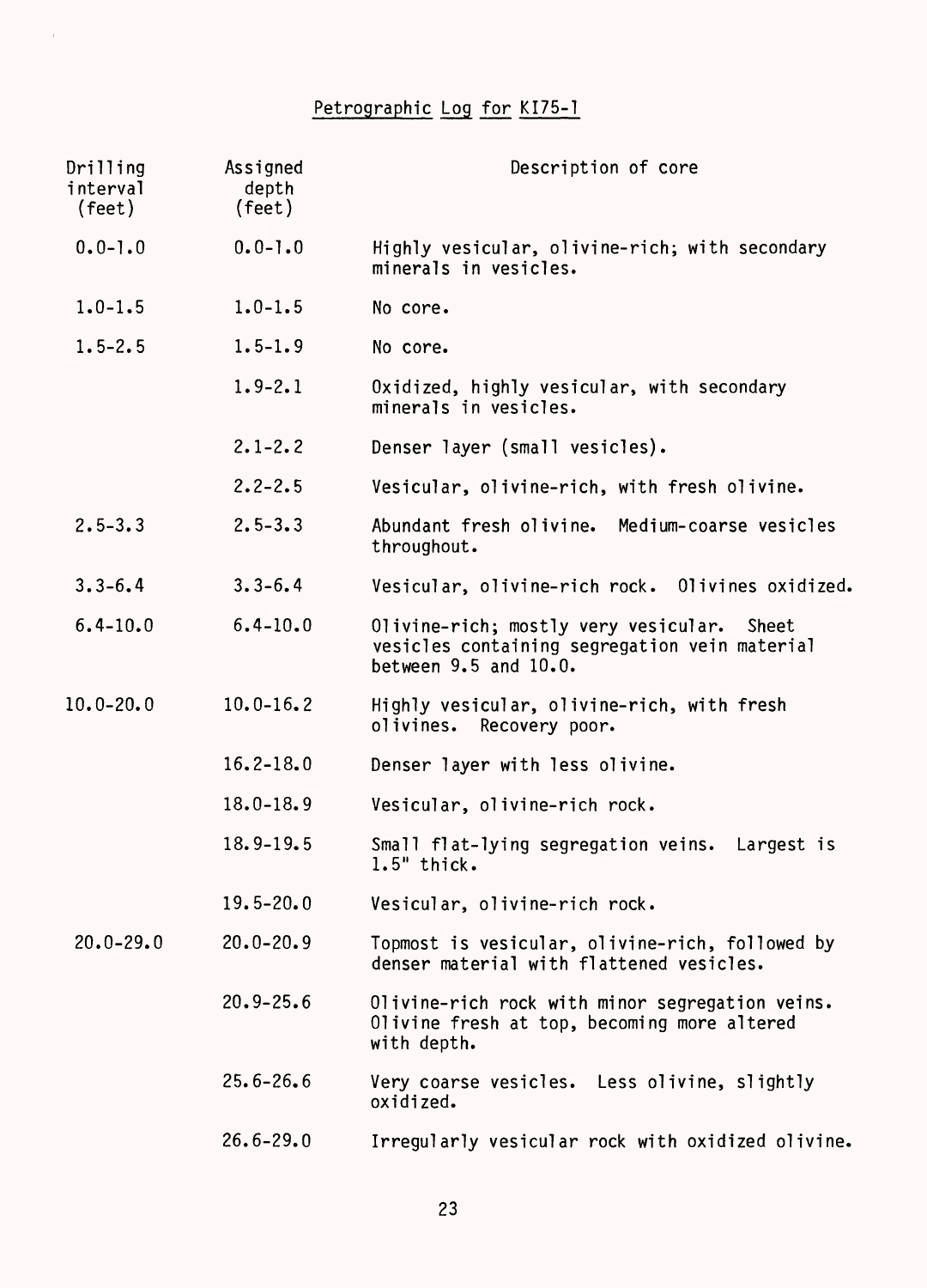# Petrographic Log for KI75-1

| Drilling interval (feet) | Assigned depth (feet) | Description of core |
|---|---|---|
| 0.0-1.0 | 0.0-1.0 | Highly vesicular, olivine-rich; with secondary minerals in vesicles. |
| 1.0-1.5 | 1.0-1.5 | No core. |
| 1.5-2.5 | 1.5-1.9 | No core. |
| | 1.9-2.1 | Oxidized, highly vesicular, with secondary minerals in vesicles. |
| | 2.1-2.2 | Denser layer (small vesicles). |
| | 2.2-2.5 | Vesicular, olivine-rich, with fresh olivine. |
| 2.5-3.3 | 2.5-3.3 | Abundant fresh olivine. Medium-coarse vesicles throughout. |
| 3.3-6.4 | 3.3-6.4 | Vesicular, olivine-rich rock. Olivines oxidized. |
| 6.4-10.0 | 6.4-10.0 | Olivine-rich; mostly very vesicular. Sheet vesicles containing segregation vein material between 9.5 and 10.0. |
| 10.0-20.0 | 10.0-16.2 | Highly vesicular, olivine-rich, with fresh olivines. Recovery poor. |
| | 16.2-18.0 | Denser layer with less olivine. |
| | 18.0-18.9 | Vesicular, olivine-rich rock. |
| | 18.9-19.5 | Small flat-lying segregation veins. Largest is 1.5" thick. |
| | 19.5-20.0 | Vesicular, olivine-rich rock. |
| 20.0-29.0 | 20.0-20.9 | Topmost is vesicular, olivine-rich, followed by denser material with flattened vesicles. |
| | 20.9-25.6 | Olivine-rich rock with minor segregation veins. Olivine fresh at top, becoming more altered with depth. |
| | 25.6-26.6 | Very coarse vesicles. Less olivine, slightly oxidized. |
| | 26.6-29.0 | Irregularly vesicular rock with oxidized olivine. |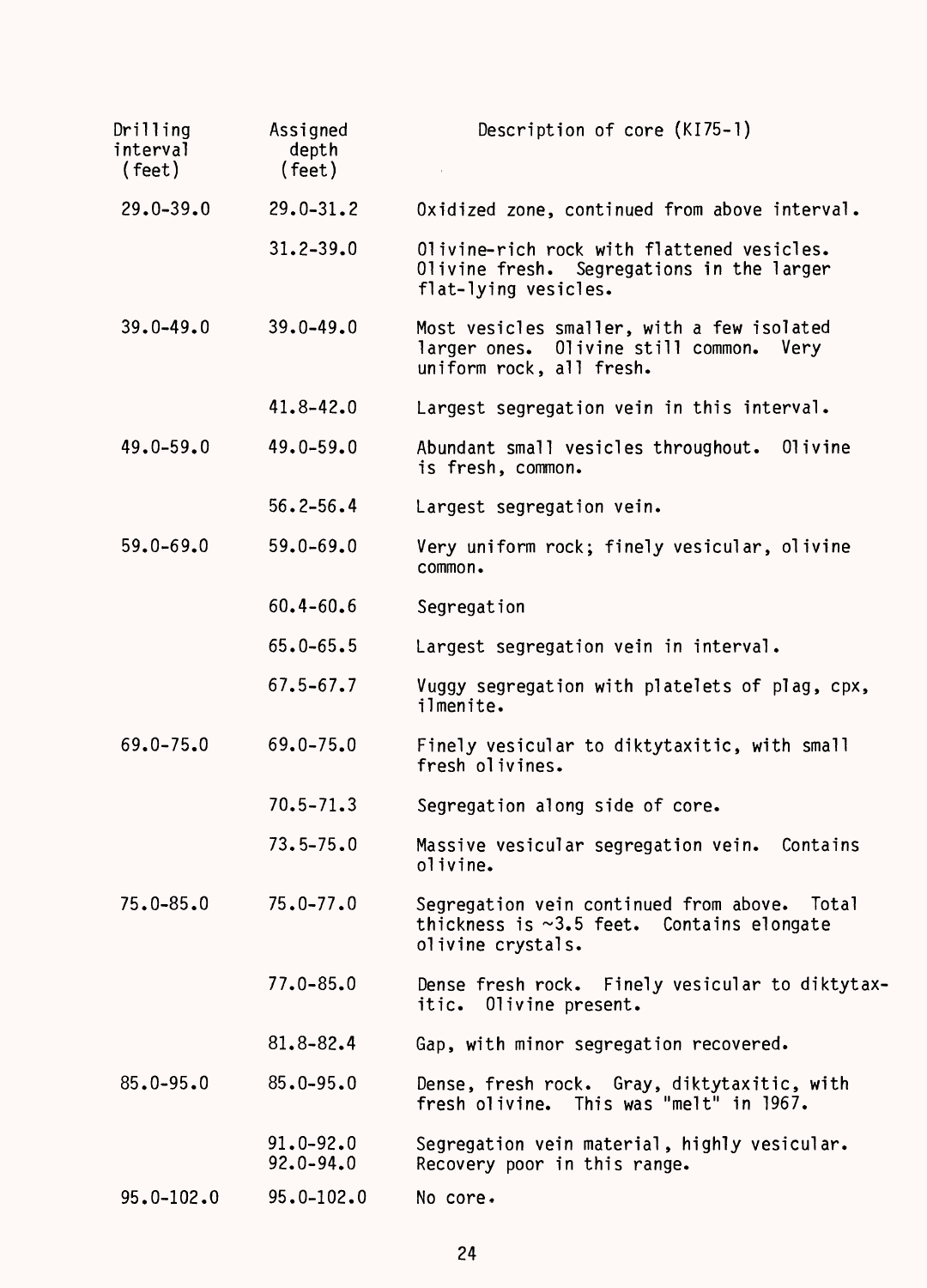| Drilling interval (feet) | Assigned depth (feet) | Description of core (KI75-1) |
|---|---|---|
| 29.0-39.0 | 29.0-31.2 | Oxidized zone, continued from above interval. |
| | 31.2-39.0 | Olivine-rich rock with flattened vesicles. Olivine fresh. Segregations in the larger flat-lying vesicles. |
| 39.0-49.0 | 39.0-49.0 | Most vesicles smaller, with a few isolated larger ones. Olivine still common. Very uniform rock, all fresh. |
| | 41.8-42.0 | Largest segregation vein in this interval. |
| 49.0-59.0 | 49.0-59.0 | Abundant small vesicles throughout. Olivine is fresh, common. |
| | 56.2-56.4 | Largest segregation vein. |
| 59.0-69.0 | 59.0-69.0 | Very uniform rock; finely vesicular, olivine common. |
| | 60.4-60.6 | Segregation |
| | 65.0-65.5 | Largest segregation vein in interval. |
| | 67.5-67.7 | Vuggy segregation with platelets of plag, cpx, ilmenite. |
| 69.0-75.0 | 69.0-75.0 | Finely vesicular to diktytaxitic, with small fresh olivines. |
| | 70.5-71.3 | Segregation along side of core. |
| | 73.5-75.0 | Massive vesicular segregation vein. Contains olivine. |
| 75.0-85.0 | 75.0-77.0 | Segregation vein continued from above. Total thickness is ~3.5 feet. Contains elongate olivine crystals. |
| | 77.0-85.0 | Dense fresh rock. Finely vesicular to diktytaxitic. Olivine present. |
| | 81.8-82.4 | Gap, with minor segregation recovered. |
| 85.0-95.0 | 85.0-95.0 | Dense, fresh rock. Gray, diktytaxitic, with fresh olivine. This was "melt" in 1967. |
| | 91.0-92.0<br>92.0-94.0 | Segregation vein material, highly vesicular.<br>Recovery poor in this range. |
| 95.0-102.0 | 95.0-102.0 | No core. |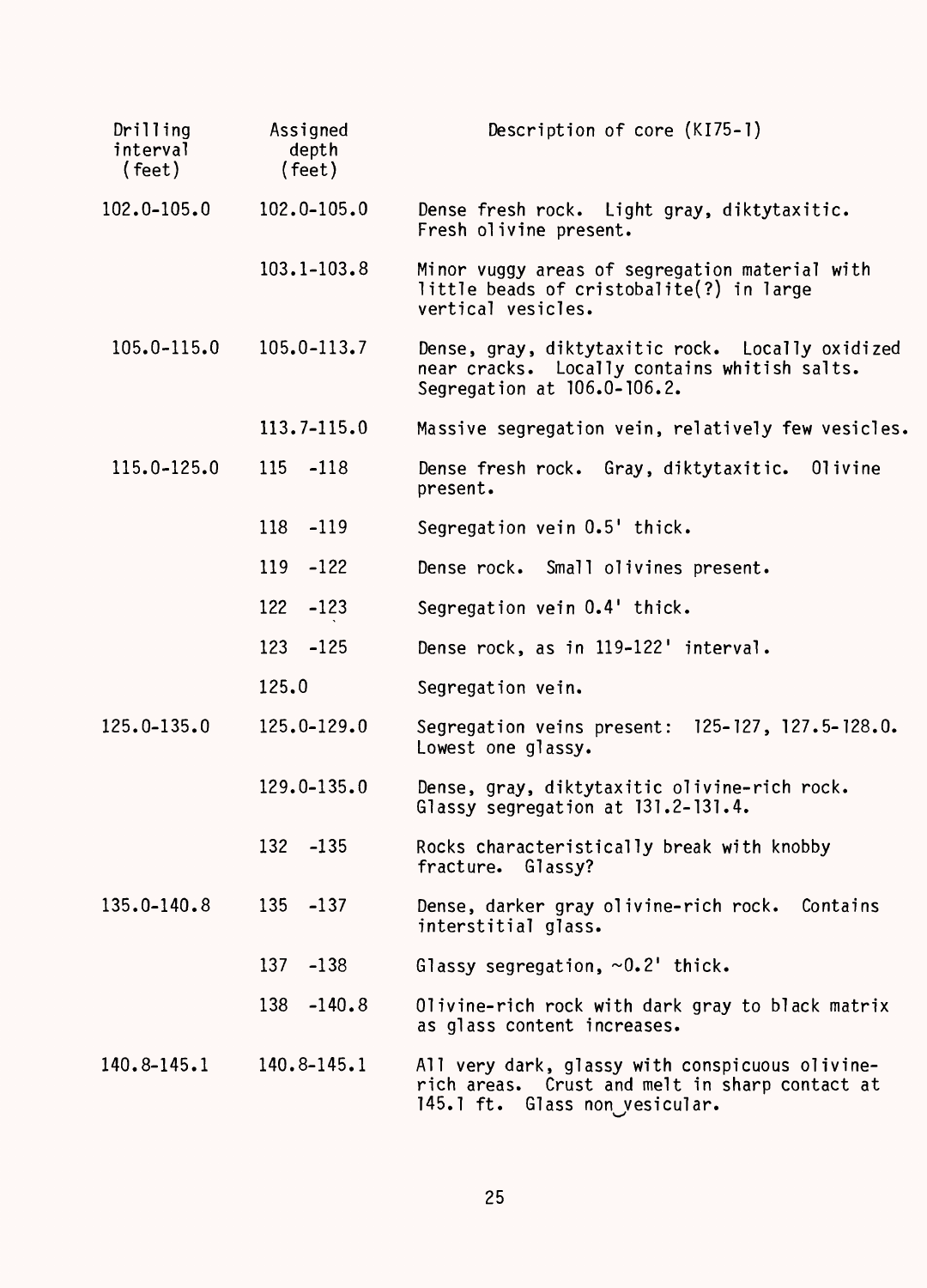| Drilling interval (feet) | Assigned depth (feet) | Description of core (KI75-1) |
|---|---|---|
| 102.0-105.0 | 102.0-105.0 | Dense fresh rock. Light gray, diktytaxitic. Fresh olivine present. |
| | 103.1-103.8 | Minor vuggy areas of segregation material with little beads of cristobalite(?) in large vertical vesicles. |
| 105.0-115.0 | 105.0-113.7 | Dense, gray, diktytaxitic rock. Locally oxidized near cracks. Locally contains whitish salts. Segregation at 106.0-106.2. |
| | 113.7-115.0 | Massive segregation vein, relatively few vesicles. |
| 115.0-125.0 | 115 -118 | Dense fresh rock. Gray, diktytaxitic. Olivine present. |
| | 118 -119 | Segregation vein 0.5' thick. |
| | 119 -122 | Dense rock. Small olivines present. |
| | 122 -123 | Segregation vein 0.4' thick. |
| | 123 -125 | Dense rock, as in 119-122' interval. |
| | 125.0 | Segregation vein. |
| 125.0-135.0 | 125.0-129.0 | Segregation veins present: 125-127, 127.5-128.0. Lowest one glassy. |
| | 129.0-135.0 | Dense, gray, diktytaxitic olivine-rich rock. Glassy segregation at 131.2-131.4. |
| | 132 -135 | Rocks characteristically break with knobby fracture. Glassy? |
| 135.0-140.8 | 135 -137 | Dense, darker gray olivine-rich rock. Contains interstitial glass. |
| | 137 -138 | Glassy segregation, ~0.2' thick. |
| | 138 -140.8 | Olivine-rich rock with dark gray to black matrix as glass content increases. |
| 140.8-145.1 | 140.8-145.1 | All very dark, glassy with conspicuous olivine-rich areas. Crust and melt in sharp contact at 145.1 ft. Glass nonvesicular. |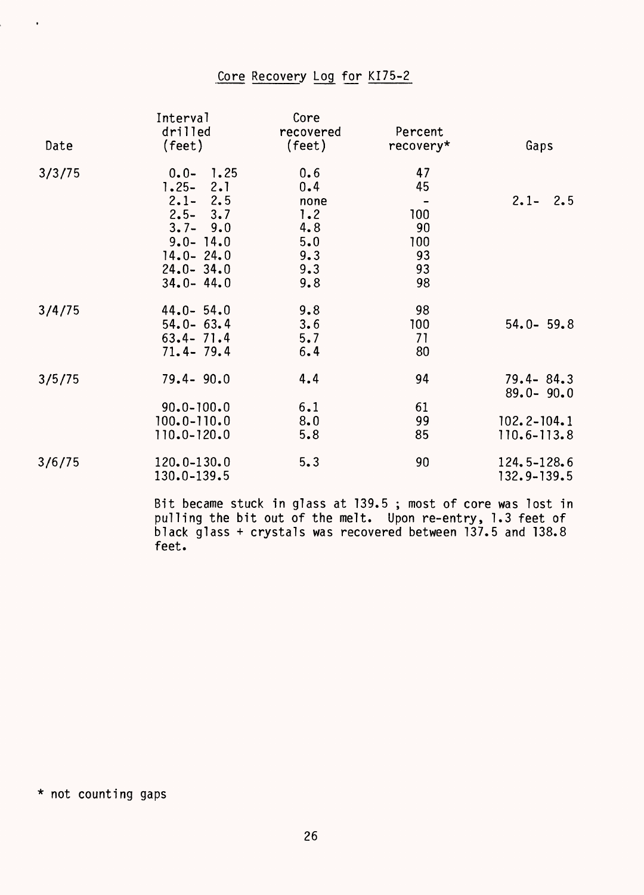<u>Core Recovery Log for KI75-2</u>

| Date | Interval drilled (feet) | Core recovered (feet) | Percent recovery* | Gaps |
|---|---|---|---|---|
| 3/3/75 | 0.0- 1.25 | 0.6 | 47 | |
| | 1.25- 2.1 | 0.4 | 45 | |
| | 2.1- 2.5 | none | - | 2.1- 2.5 |
| | 2.5- 3.7 | 1.2 | 100 | |
| | 3.7- 9.0 | 4.8 | 90 | |
| | 9.0- 14.0 | 5.0 | 100 | |
| | 14.0- 24.0 | 9.3 | 93 | |
| | 24.0- 34.0 | 9.3 | 93 | |
| | 34.0- 44.0 | 9.8 | 98 | |
| 3/4/75 | 44.0- 54.0 | 9.8 | 98 | |
| | 54.0- 63.4 | 3.6 | 100 | 54.0- 59.8 |
| | 63.4- 71.4 | 5.7 | 71 | |
| | 71.4- 79.4 | 6.4 | 80 | |
| 3/5/75 | 79.4- 90.0 | 4.4 | 94 | 79.4- 84.3<br>89.0- 90.0 |
| | 90.0-100.0 | 6.1 | 61 | |
| | 100.0-110.0 | 8.0 | 99 | 102.2-104.1 |
| | 110.0-120.0 | 5.8 | 85 | 110.6-113.8 |
| 3/6/75 | 120.0-130.0 | 5.3 | 90 | 124.5-128.6 |
| | 130.0-139.5 | | | 132.9-139.5 |

Bit became stuck in glass at 139.5 ; most of core was lost in pulling the bit out of the melt. Upon re-entry, 1.3 feet of black glass + crystals was recovered between 137.5 and 138.8 feet.

\* not counting gaps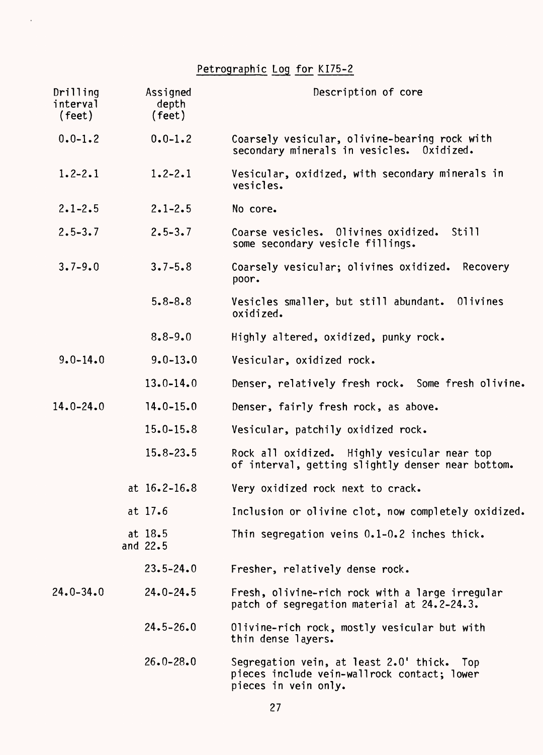## Petrographic Log for KI75-2

| Drilling interval (feet) | Assigned depth (feet) | Description of core |
|---|---|---|
| 0.0-1.2 | 0.0-1.2 | Coarsely vesicular, olivine-bearing rock with secondary minerals in vesicles. Oxidized. |
| 1.2-2.1 | 1.2-2.1 | Vesicular, oxidized, with secondary minerals in vesicles. |
| 2.1-2.5 | 2.1-2.5 | No core. |
| 2.5-3.7 | 2.5-3.7 | Coarse vesicles. Olivines oxidized. Still some secondary vesicle fillings. |
| 3.7-9.0 | 3.7-5.8 | Coarsely vesicular; olivines oxidized. Recovery poor. |
| | 5.8-8.8 | Vesicles smaller, but still abundant. Olivines oxidized. |
| | 8.8-9.0 | Highly altered, oxidized, punky rock. |
| 9.0-14.0 | 9.0-13.0 | Vesicular, oxidized rock. |
| | 13.0-14.0 | Denser, relatively fresh rock. Some fresh olivine. |
| 14.0-24.0 | 14.0-15.0 | Denser, fairly fresh rock, as above. |
| | 15.0-15.8 | Vesicular, patchily oxidized rock. |
| | 15.8-23.5 | Rock all oxidized. Highly vesicular near top of interval, getting slightly denser near bottom. |
| | at 16.2-16.8 | Very oxidized rock next to crack. |
| | at 17.6 | Inclusion or olivine clot, now completely oxidized. |
| | at 18.5 and 22.5 | Thin segregation veins 0.1-0.2 inches thick. |
| | 23.5-24.0 | Fresher, relatively dense rock. |
| 24.0-34.0 | 24.0-24.5 | Fresh, olivine-rich rock with a large irregular patch of segregation material at 24.2-24.3. |
| | 24.5-26.0 | Olivine-rich rock, mostly vesicular but with thin dense layers. |
| | 26.0-28.0 | Segregation vein, at least 2.0' thick. Top pieces include vein-wallrock contact; lower pieces in vein only. |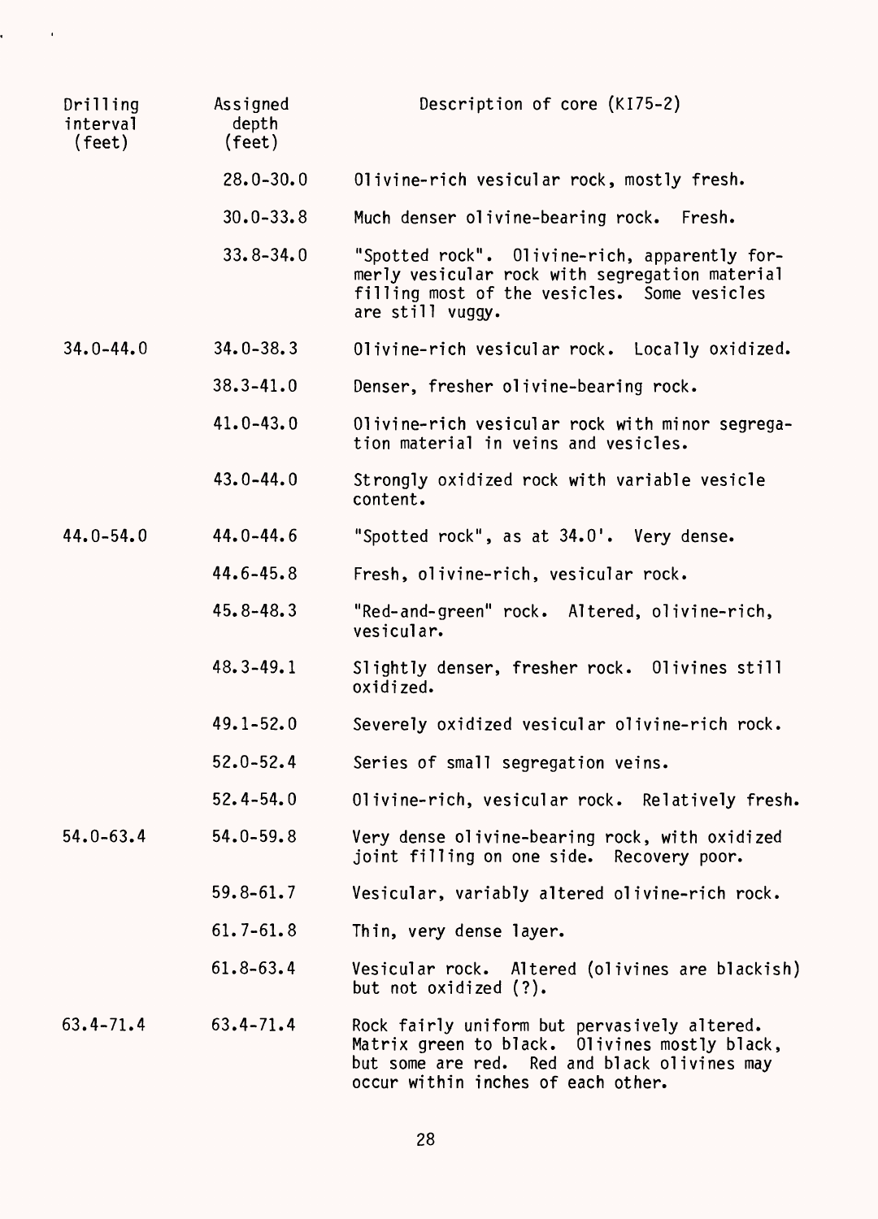| Drilling interval (feet) | Assigned depth (feet) | Description of core (KI75-2) |
| --- | --- | --- |
| | 28.0-30.0 | Olivine-rich vesicular rock, mostly fresh. |
| | 30.0-33.8 | Much denser olivine-bearing rock. Fresh. |
| | 33.8-34.0 | "Spotted rock". Olivine-rich, apparently formerly vesicular rock with segregation material filling most of the vesicles. Some vesicles are still vuggy. |
| 34.0-44.0 | 34.0-38.3 | Olivine-rich vesicular rock. Locally oxidized. |
| | 38.3-41.0 | Denser, fresher olivine-bearing rock. |
| | 41.0-43.0 | Olivine-rich vesicular rock with minor segregation material in veins and vesicles. |
| | 43.0-44.0 | Strongly oxidized rock with variable vesicle content. |
| 44.0-54.0 | 44.0-44.6 | "Spotted rock", as at 34.0'. Very dense. |
| | 44.6-45.8 | Fresh, olivine-rich, vesicular rock. |
| | 45.8-48.3 | "Red-and-green" rock. Altered, olivine-rich, vesicular. |
| | 48.3-49.1 | Slightly denser, fresher rock. Olivines still oxidized. |
| | 49.1-52.0 | Severely oxidized vesicular olivine-rich rock. |
| | 52.0-52.4 | Series of small segregation veins. |
| | 52.4-54.0 | Olivine-rich, vesicular rock. Relatively fresh. |
| 54.0-63.4 | 54.0-59.8 | Very dense olivine-bearing rock, with oxidized joint filling on one side. Recovery poor. |
| | 59.8-61.7 | Vesicular, variably altered olivine-rich rock. |
| | 61.7-61.8 | Thin, very dense layer. |
| | 61.8-63.4 | Vesicular rock. Altered (olivines are blackish) but not oxidized (?). |
| 63.4-71.4 | 63.4-71.4 | Rock fairly uniform but pervasively altered. Matrix green to black. Olivines mostly black, but some are red. Red and black olivines may occur within inches of each other. |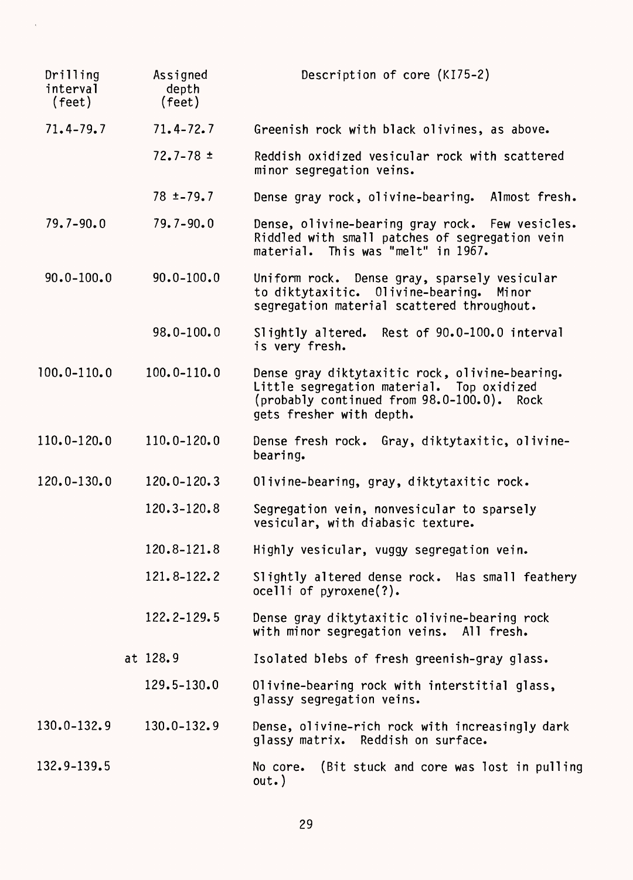| Drilling interval (feet) | Assigned depth (feet) | Description of core (KI75-2) |
|---|---|---|
| 71.4-79.7 | 71.4-72.7 | Greenish rock with black olivines, as above. |
| | 72.7-78 ± | Reddish oxidized vesicular rock with scattered minor segregation veins. |
| | 78 ±-79.7 | Dense gray rock, olivine-bearing. Almost fresh. |
| 79.7-90.0 | 79.7-90.0 | Dense, olivine-bearing gray rock. Few vesicles. Riddled with small patches of segregation vein material. This was "melt" in 1967. |
| 90.0-100.0 | 90.0-100.0 | Uniform rock. Dense gray, sparsely vesicular to diktytaxitic. Olivine-bearing. Minor segregation material scattered throughout. |
| | 98.0-100.0 | Slightly altered. Rest of 90.0-100.0 interval is very fresh. |
| 100.0-110.0 | 100.0-110.0 | Dense gray diktytaxitic rock, olivine-bearing. Little segregation material. Top oxidized (probably continued from 98.0-100.0). Rock gets fresher with depth. |
| 110.0-120.0 | 110.0-120.0 | Dense fresh rock. Gray, diktytaxitic, olivine-bearing. |
| 120.0-130.0 | 120.0-120.3 | Olivine-bearing, gray, diktytaxitic rock. |
| | 120.3-120.8 | Segregation vein, nonvesicular to sparsely vesicular, with diabasic texture. |
| | 120.8-121.8 | Highly vesicular, vuggy segregation vein. |
| | 121.8-122.2 | Slightly altered dense rock. Has small feathery ocelli of pyroxene(?). |
| | 122.2-129.5 | Dense gray diktytaxitic olivine-bearing rock with minor segregation veins. All fresh. |
| | at 128.9 | Isolated blebs of fresh greenish-gray glass. |
| | 129.5-130.0 | Olivine-bearing rock with interstitial glass, glassy segregation veins. |
| 130.0-132.9 | 130.0-132.9 | Dense, olivine-rich rock with increasingly dark glassy matrix. Reddish on surface. |
| 132.9-139.5 | | No core. (Bit stuck and core was lost in pulling out.) |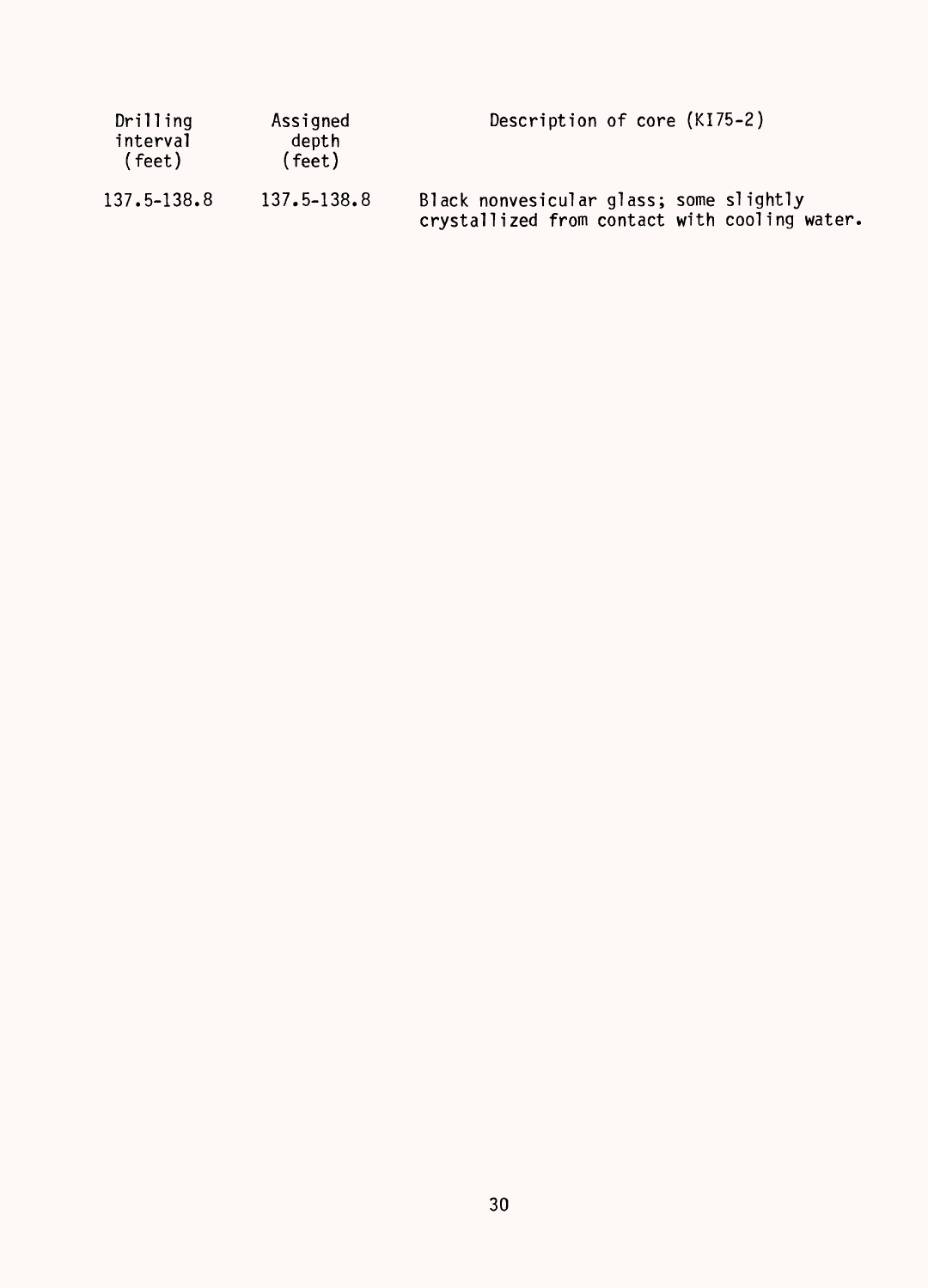| Drilling interval (feet) | Assigned depth (feet) | Description of core (KI75-2) |
| --- | --- | --- |
| 137.5-138.8 | 137.5-138.8 | Black nonvesicular glass; some slightly crystallized from contact with cooling water. |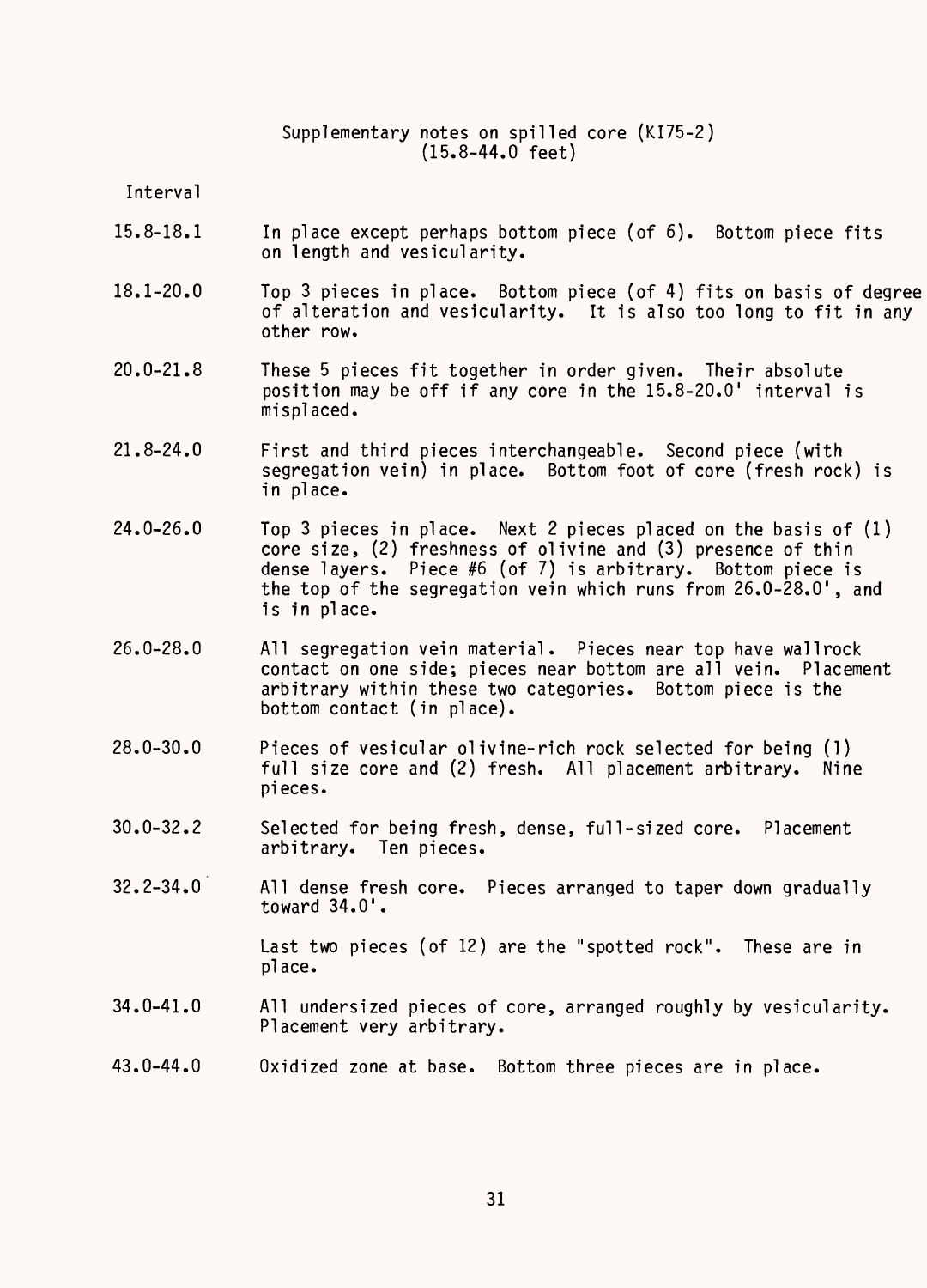Supplementary notes on spilled core (KI75-2)
(15.8-44.0 feet)

| Interval | |
|---|---|
| 15.8-18.1 | In place except perhaps bottom piece (of 6). Bottom piece fits on length and vesicularity. |
| 18.1-20.0 | Top 3 pieces in place. Bottom piece (of 4) fits on basis of degree of alteration and vesicularity. It is also too long to fit in any other row. |
| 20.0-21.8 | These 5 pieces fit together in order given. Their absolute position may be off if any core in the 15.8-20.0' interval is misplaced. |
| 21.8-24.0 | First and third pieces interchangeable. Second piece (with segregation vein) in place. Bottom foot of core (fresh rock) is in place. |
| 24.0-26.0 | Top 3 pieces in place. Next 2 pieces placed on the basis of (1) core size, (2) freshness of olivine and (3) presence of thin dense layers. Piece #6 (of 7) is arbitrary. Bottom piece is the top of the segregation vein which runs from 26.0-28.0', and is in place. |
| 26.0-28.0 | All segregation vein material. Pieces near top have wallrock contact on one side; pieces near bottom are all vein. Placement arbitrary within these two categories. Bottom piece is the bottom contact (in place). |
| 28.0-30.0 | Pieces of vesicular olivine-rich rock selected for being (1) full size core and (2) fresh. All placement arbitrary. Nine pieces. |
| 30.0-32.2 | Selected for being fresh, dense, full-sized core. Placement arbitrary. Ten pieces. |
| 32.2-34.0 | All dense fresh core. Pieces arranged to taper down gradually toward 34.0'. Last two pieces (of 12) are the "spotted rock". These are in place. |
| 34.0-41.0 | All undersized pieces of core, arranged roughly by vesicularity. Placement very arbitrary. |
| 43.0-44.0 | Oxidized zone at base. Bottom three pieces are in place. |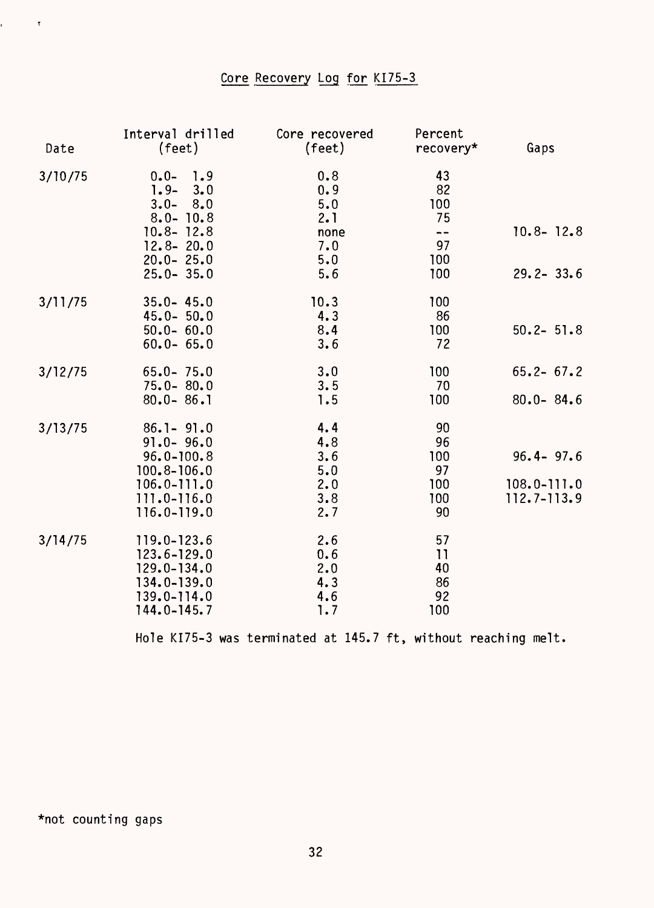# Core Recovery Log for KI75-3

| Date | Interval drilled (feet) | Core recovered (feet) | Percent recovery* | Gaps |
|---|---|---|---|---|
| 3/10/75 | 0.0- 1.9 | 0.8 | 43 | |
| | 1.9- 3.0 | 0.9 | 82 | |
| | 3.0- 8.0 | 5.0 | 100 | |
| | 8.0- 10.8 | 2.1 | 75 | |
| | 10.8- 12.8 | none | -- | 10.8- 12.8 |
| | 12.8- 20.0 | 7.0 | 97 | |
| | 20.0- 25.0 | 5.0 | 100 | |
| | 25.0- 35.0 | 5.6 | 100 | 29.2- 33.6 |
| 3/11/75 | 35.0- 45.0 | 10.3 | 100 | |
| | 45.0- 50.0 | 4.3 | 86 | |
| | 50.0- 60.0 | 8.4 | 100 | 50.2- 51.8 |
| | 60.0- 65.0 | 3.6 | 72 | |
| 3/12/75 | 65.0- 75.0 | 3.0 | 100 | 65.2- 67.2 |
| | 75.0- 80.0 | 3.5 | 70 | |
| | 80.0- 86.1 | 1.5 | 100 | 80.0- 84.6 |
| 3/13/75 | 86.1- 91.0 | 4.4 | 90 | |
| | 91.0- 96.0 | 4.8 | 96 | |
| | 96.0-100.8 | 3.6 | 100 | 96.4- 97.6 |
| | 100.8-106.0 | 5.0 | 97 | |
| | 106.0-111.0 | 2.0 | 100 | 108.0-111.0 |
| | 111.0-116.0 | 3.8 | 100 | 112.7-113.9 |
| | 116.0-119.0 | 2.7 | 90 | |
| 3/14/75 | 119.0-123.6 | 2.6 | 57 | |
| | 123.6-129.0 | 0.6 | 11 | |
| | 129.0-134.0 | 2.0 | 40 | |
| | 134.0-139.0 | 4.3 | 86 | |
| | 139.0-114.0 | 4.6 | 92 | |
| | 144.0-145.7 | 1.7 | 100 | |

Hole KI75-3 was terminated at 145.7 ft, without reaching melt.

*not counting gaps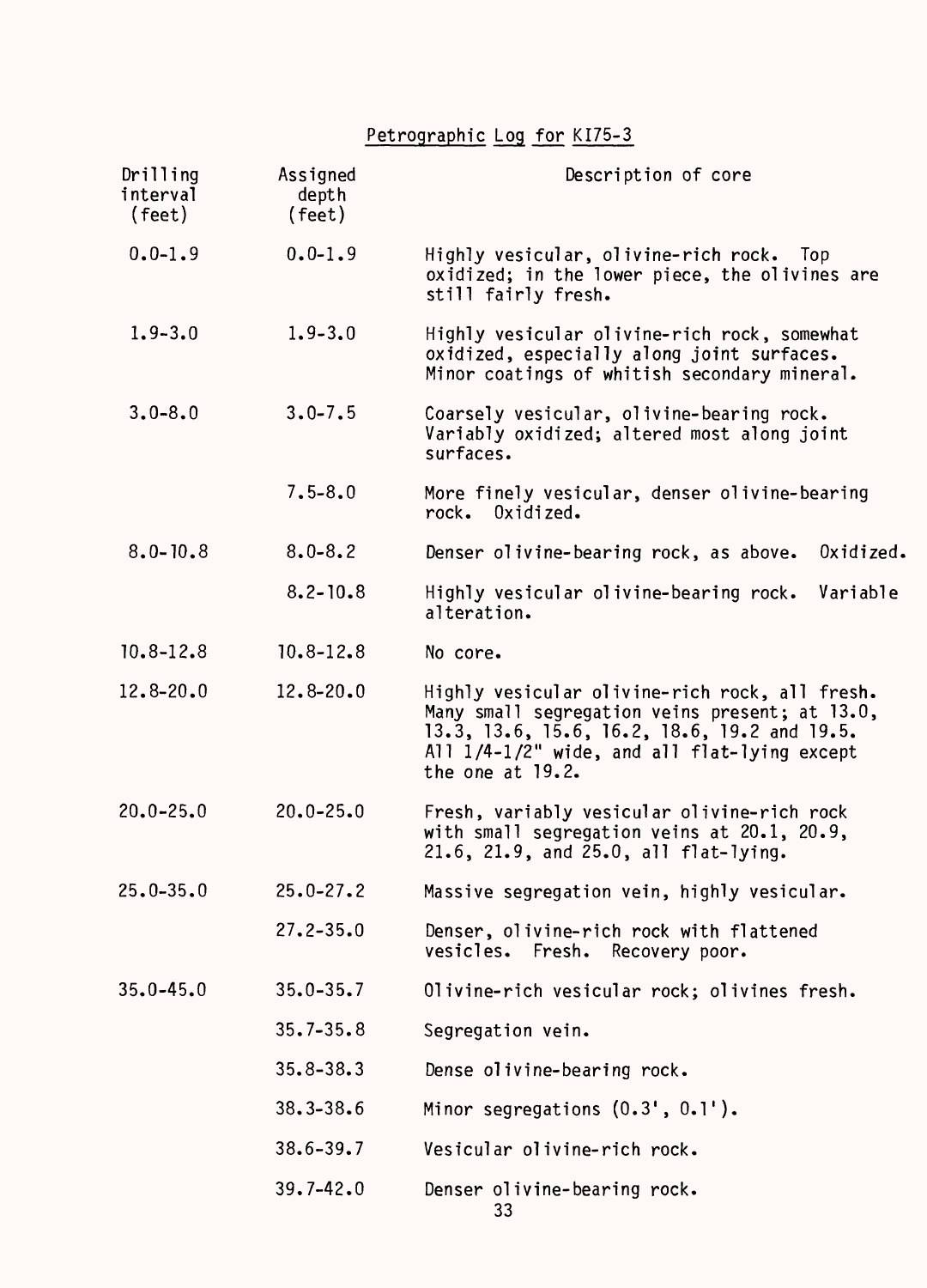## Petrographic Log for KI75-3

| Drilling interval (feet) | Assigned depth (feet) | Description of core |
|---|---|---|
| 0.0-1.9 | 0.0-1.9 | Highly vesicular, olivine-rich rock. Top oxidized; in the lower piece, the olivines are still fairly fresh. |
| 1.9-3.0 | 1.9-3.0 | Highly vesicular olivine-rich rock, somewhat oxidized, especially along joint surfaces. Minor coatings of whitish secondary mineral. |
| 3.0-8.0 | 3.0-7.5 | Coarsely vesicular, olivine-bearing rock. Variably oxidized; altered most along joint surfaces. |
| | 7.5-8.0 | More finely vesicular, denser olivine-bearing rock. Oxidized. |
| 8.0-10.8 | 8.0-8.2 | Denser olivine-bearing rock, as above. Oxidized. |
| | 8.2-10.8 | Highly vesicular olivine-bearing rock. Variable alteration. |
| 10.8-12.8 | 10.8-12.8 | No core. |
| 12.8-20.0 | 12.8-20.0 | Highly vesicular olivine-rich rock, all fresh. Many small segregation veins present; at 13.0, 13.3, 13.6, 15.6, 16.2, 18.6, 19.2 and 19.5. All 1/4-1/2" wide, and all flat-lying except the one at 19.2. |
| 20.0-25.0 | 20.0-25.0 | Fresh, variably vesicular olivine-rich rock with small segregation veins at 20.1, 20.9, 21.6, 21.9, and 25.0, all flat-lying. |
| 25.0-35.0 | 25.0-27.2 | Massive segregation vein, highly vesicular. |
| | 27.2-35.0 | Denser, olivine-rich rock with flattened vesicles. Fresh. Recovery poor. |
| 35.0-45.0 | 35.0-35.7 | Olivine-rich vesicular rock; olivines fresh. |
| | 35.7-35.8 | Segregation vein. |
| | 35.8-38.3 | Dense olivine-bearing rock. |
| | 38.3-38.6 | Minor segregations (0.3', 0.1'). |
| | 38.6-39.7 | Vesicular olivine-rich rock. |
| | 39.7-42.0 | Denser olivine-bearing rock. |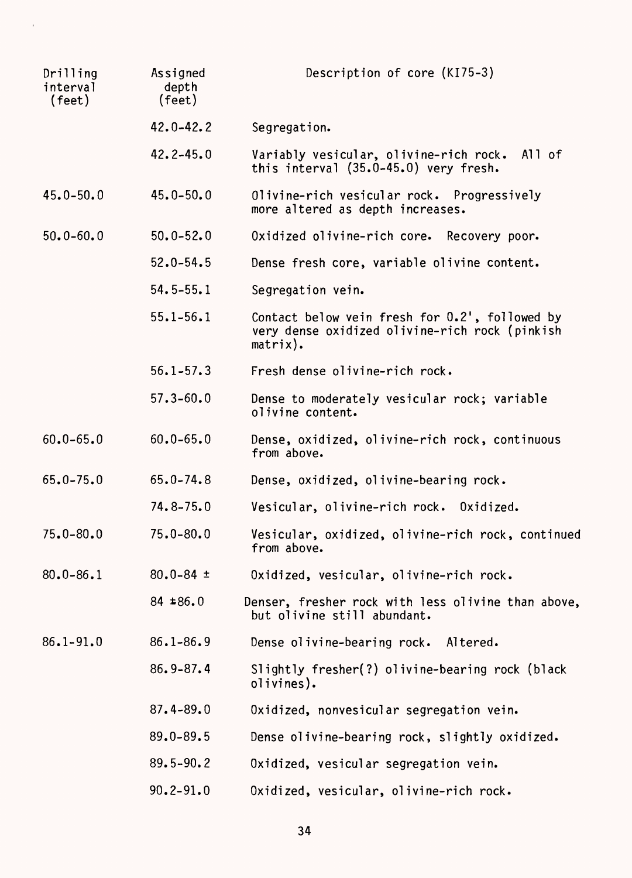| Drilling interval (feet) | Assigned depth (feet) | Description of core (KI75-3) |
|---|---|---|
| | 42.0-42.2 | Segregation. |
| | 42.2-45.0 | Variably vesicular, olivine-rich rock. All of this interval (35.0-45.0) very fresh. |
| 45.0-50.0 | 45.0-50.0 | Olivine-rich vesicular rock. Progressively more altered as depth increases. |
| 50.0-60.0 | 50.0-52.0 | Oxidized olivine-rich core. Recovery poor. |
| | 52.0-54.5 | Dense fresh core, variable olivine content. |
| | 54.5-55.1 | Segregation vein. |
| | 55.1-56.1 | Contact below vein fresh for 0.2', followed by very dense oxidized olivine-rich rock (pinkish matrix). |
| | 56.1-57.3 | Fresh dense olivine-rich rock. |
| | 57.3-60.0 | Dense to moderately vesicular rock; variable olivine content. |
| 60.0-65.0 | 60.0-65.0 | Dense, oxidized, olivine-rich rock, continuous from above. |
| 65.0-75.0 | 65.0-74.8 | Dense, oxidized, olivine-bearing rock. |
| | 74.8-75.0 | Vesicular, olivine-rich rock. Oxidized. |
| 75.0-80.0 | 75.0-80.0 | Vesicular, oxidized, olivine-rich rock, continued from above. |
| 80.0-86.1 | 80.0-84 ± | Oxidized, vesicular, olivine-rich rock. |
| | 84 ±86.0 | Denser, fresher rock with less olivine than above, but olivine still abundant. |
| 86.1-91.0 | 86.1-86.9 | Dense olivine-bearing rock. Altered. |
| | 86.9-87.4 | Slightly fresher(?) olivine-bearing rock (black olivines). |
| | 87.4-89.0 | Oxidized, nonvesicular segregation vein. |
| | 89.0-89.5 | Dense olivine-bearing rock, slightly oxidized. |
| | 89.5-90.2 | Oxidized, vesicular segregation vein. |
| | 90.2-91.0 | Oxidized, vesicular, olivine-rich rock. |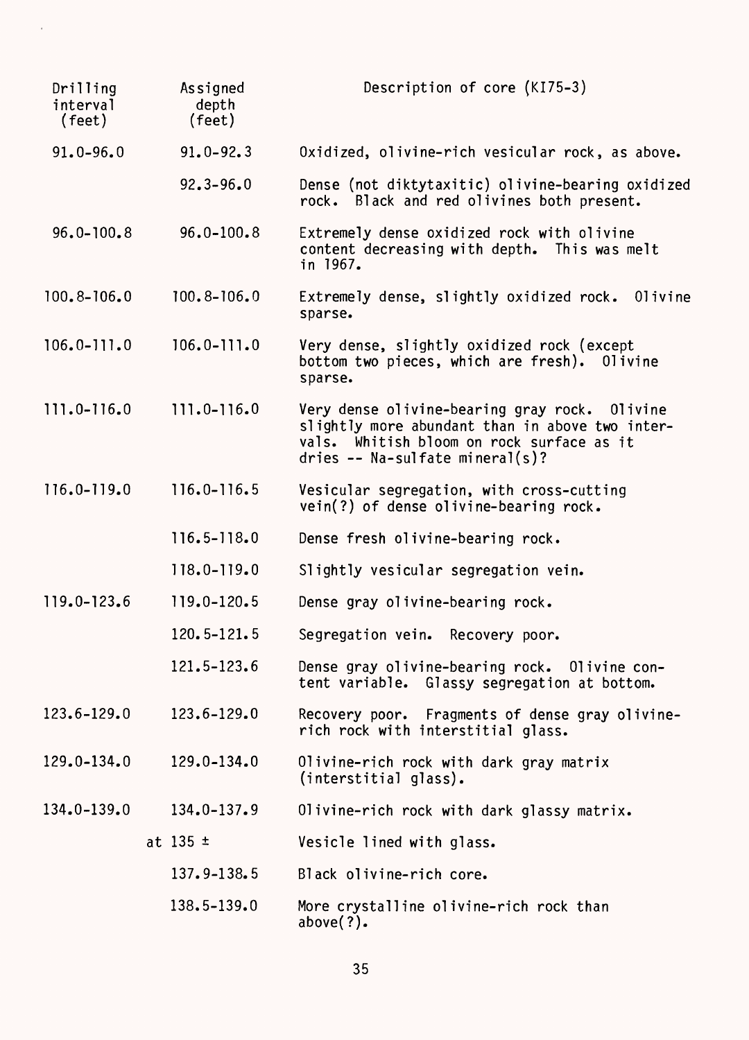| Drilling interval (feet) | Assigned depth (feet) | Description of core (KI75-3) |
|---|---|---|
| 91.0-96.0 | 91.0-92.3 | Oxidized, olivine-rich vesicular rock, as above. |
| | 92.3-96.0 | Dense (not diktytaxitic) olivine-bearing oxidized rock. Black and red olivines both present. |
| 96.0-100.8 | 96.0-100.8 | Extremely dense oxidized rock with olivine content decreasing with depth. This was melt in 1967. |
| 100.8-106.0 | 100.8-106.0 | Extremely dense, slightly oxidized rock. Olivine sparse. |
| 106.0-111.0 | 106.0-111.0 | Very dense, slightly oxidized rock (except bottom two pieces, which are fresh). Olivine sparse. |
| 111.0-116.0 | 111.0-116.0 | Very dense olivine-bearing gray rock. Olivine slightly more abundant than in above two intervals. Whitish bloom on rock surface as it dries -- Na-sulfate mineral(s)? |
| 116.0-119.0 | 116.0-116.5 | Vesicular segregation, with cross-cutting vein(?) of dense olivine-bearing rock. |
| | 116.5-118.0 | Dense fresh olivine-bearing rock. |
| | 118.0-119.0 | Slightly vesicular segregation vein. |
| 119.0-123.6 | 119.0-120.5 | Dense gray olivine-bearing rock. |
| | 120.5-121.5 | Segregation vein. Recovery poor. |
| | 121.5-123.6 | Dense gray olivine-bearing rock. Olivine content variable. Glassy segregation at bottom. |
| 123.6-129.0 | 123.6-129.0 | Recovery poor. Fragments of dense gray olivine-rich rock with interstitial glass. |
| 129.0-134.0 | 129.0-134.0 | Olivine-rich rock with dark gray matrix (interstitial glass). |
| 134.0-139.0 | 134.0-137.9 | Olivine-rich rock with dark glassy matrix. |
| | at 135 ± | Vesicle lined with glass. |
| | 137.9-138.5 | Black olivine-rich core. |
| | 138.5-139.0 | More crystalline olivine-rich rock than above(?). |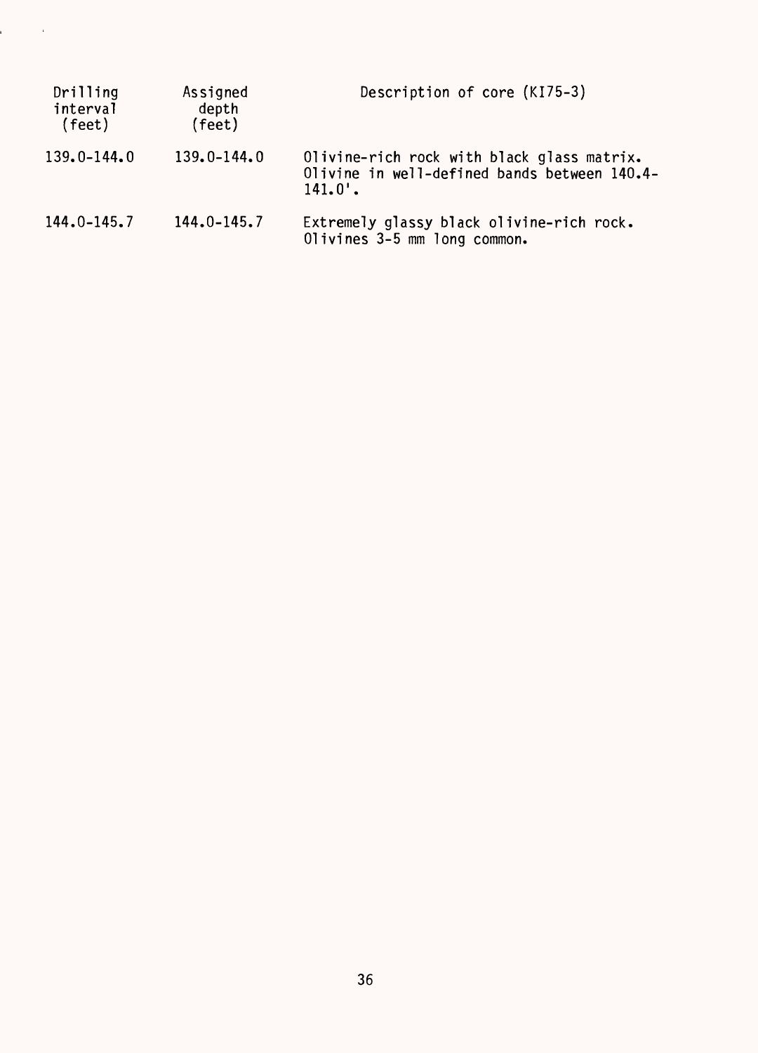| Drilling interval (feet) | Assigned depth (feet) | Description of core (KI75-3) |
| --- | --- | --- |
| 139.0-144.0 | 139.0-144.0 | Olivine-rich rock with black glass matrix. Olivine in well-defined bands between 140.4-141.0'. |
| 144.0-145.7 | 144.0-145.7 | Extremely glassy black olivine-rich rock. Olivines 3-5 mm long common. |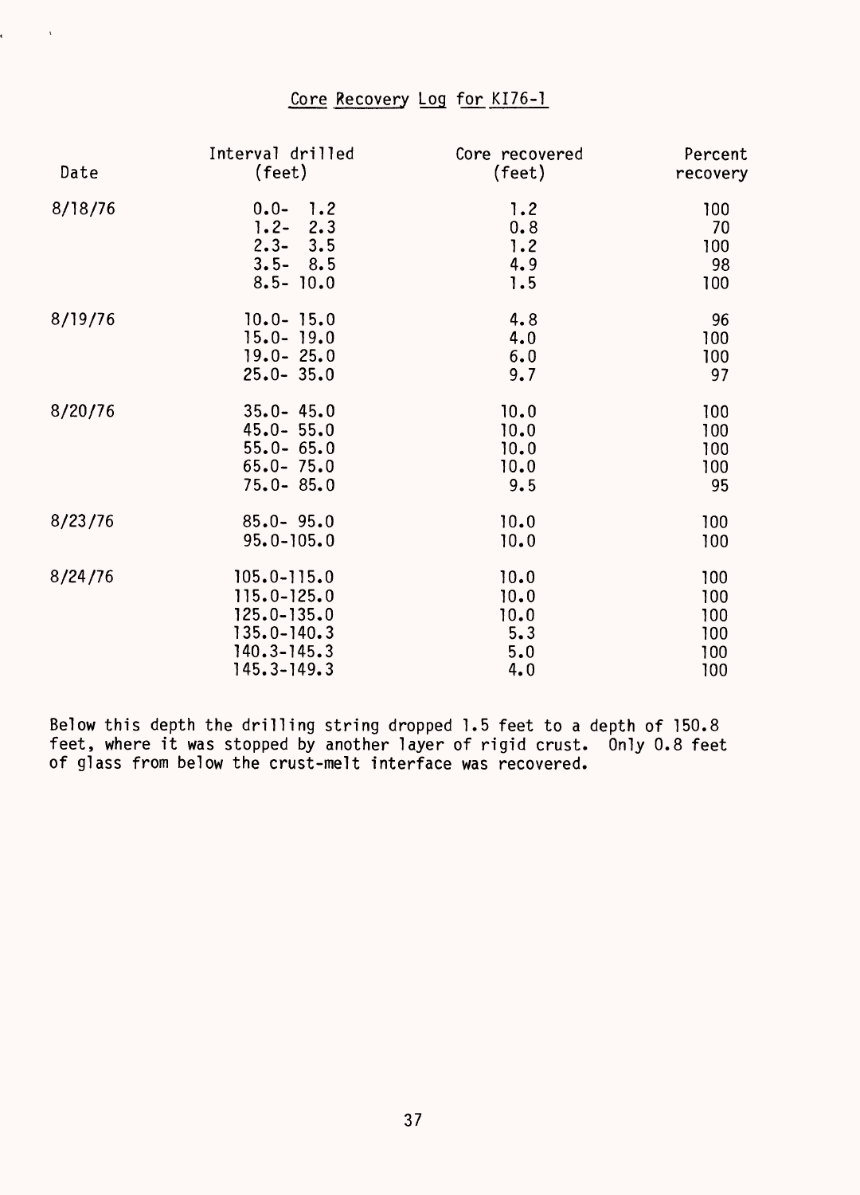# Core Recovery Log for KI76-1

| Date | Interval drilled (feet) | Core recovered (feet) | Percent recovery |
|---|---|---|---|
| 8/18/76 | 0.0- 1.2 | 1.2 | 100 |
| | 1.2- 2.3 | 0.8 | 70 |
| | 2.3- 3.5 | 1.2 | 100 |
| | 3.5- 8.5 | 4.9 | 98 |
| | 8.5- 10.0 | 1.5 | 100 |
| 8/19/76 | 10.0- 15.0 | 4.8 | 96 |
| | 15.0- 19.0 | 4.0 | 100 |
| | 19.0- 25.0 | 6.0 | 100 |
| | 25.0- 35.0 | 9.7 | 97 |
| 8/20/76 | 35.0- 45.0 | 10.0 | 100 |
| | 45.0- 55.0 | 10.0 | 100 |
| | 55.0- 65.0 | 10.0 | 100 |
| | 65.0- 75.0 | 10.0 | 100 |
| | 75.0- 85.0 | 9.5 | 95 |
| 8/23/76 | 85.0- 95.0 | 10.0 | 100 |
| | 95.0-105.0 | 10.0 | 100 |
| 8/24/76 | 105.0-115.0 | 10.0 | 100 |
| | 115.0-125.0 | 10.0 | 100 |
| | 125.0-135.0 | 10.0 | 100 |
| | 135.0-140.3 | 5.3 | 100 |
| | 140.3-145.3 | 5.0 | 100 |
| | 145.3-149.3 | 4.0 | 100 |

Below this depth the drilling string dropped 1.5 feet to a depth of 150.8 feet, where it was stopped by another layer of rigid crust. Only 0.8 feet of glass from below the crust-melt interface was recovered.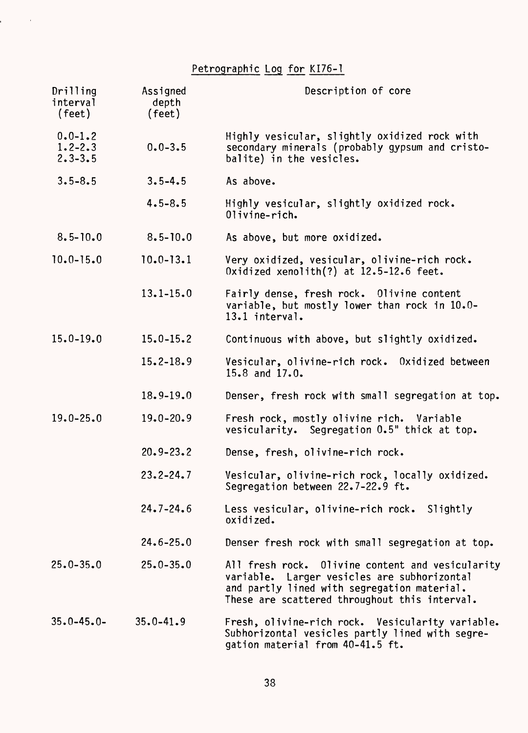## Petrographic Log for KI76-1

| Drilling interval (feet) | Assigned depth (feet) | Description of core |
|---|---|---|
| 0.0-1.2<br>1.2-2.3<br>2.3-3.5 | 0.0-3.5 | Highly vesicular, slightly oxidized rock with secondary minerals (probably gypsum and cristobalite) in the vesicles. |
| 3.5-8.5 | 3.5-4.5 | As above. |
| | 4.5-8.5 | Highly vesicular, slightly oxidized rock. Olivine-rich. |
| 8.5-10.0 | 8.5-10.0 | As above, but more oxidized. |
| 10.0-15.0 | 10.0-13.1 | Very oxidized, vesicular, olivine-rich rock. Oxidized xenolith(?) at 12.5-12.6 feet. |
| | 13.1-15.0 | Fairly dense, fresh rock. Olivine content variable, but mostly lower than rock in 10.0-13.1 interval. |
| 15.0-19.0 | 15.0-15.2 | Continuous with above, but slightly oxidized. |
| | 15.2-18.9 | Vesicular, olivine-rich rock. Oxidized between 15.8 and 17.0. |
| | 18.9-19.0 | Denser, fresh rock with small segregation at top. |
| 19.0-25.0 | 19.0-20.9 | Fresh rock, mostly olivine rich. Variable vesicularity. Segregation 0.5" thick at top. |
| | 20.9-23.2 | Dense, fresh, olivine-rich rock. |
| | 23.2-24.7 | Vesicular, olivine-rich rock, locally oxidized. Segregation between 22.7-22.9 ft. |
| | 24.7-24.6 | Less vesicular, olivine-rich rock. Slightly oxidized. |
| | 24.6-25.0 | Denser fresh rock with small segregation at top. |
| 25.0-35.0 | 25.0-35.0 | All fresh rock. Olivine content and vesicularity variable. Larger vesicles are subhorizontal and partly lined with segregation material. These are scattered throughout this interval. |
| 35.0-45.0- | 35.0-41.9 | Fresh, olivine-rich rock. Vesicularity variable. Subhorizontal vesicles partly lined with segregation material from 40-41.5 ft. |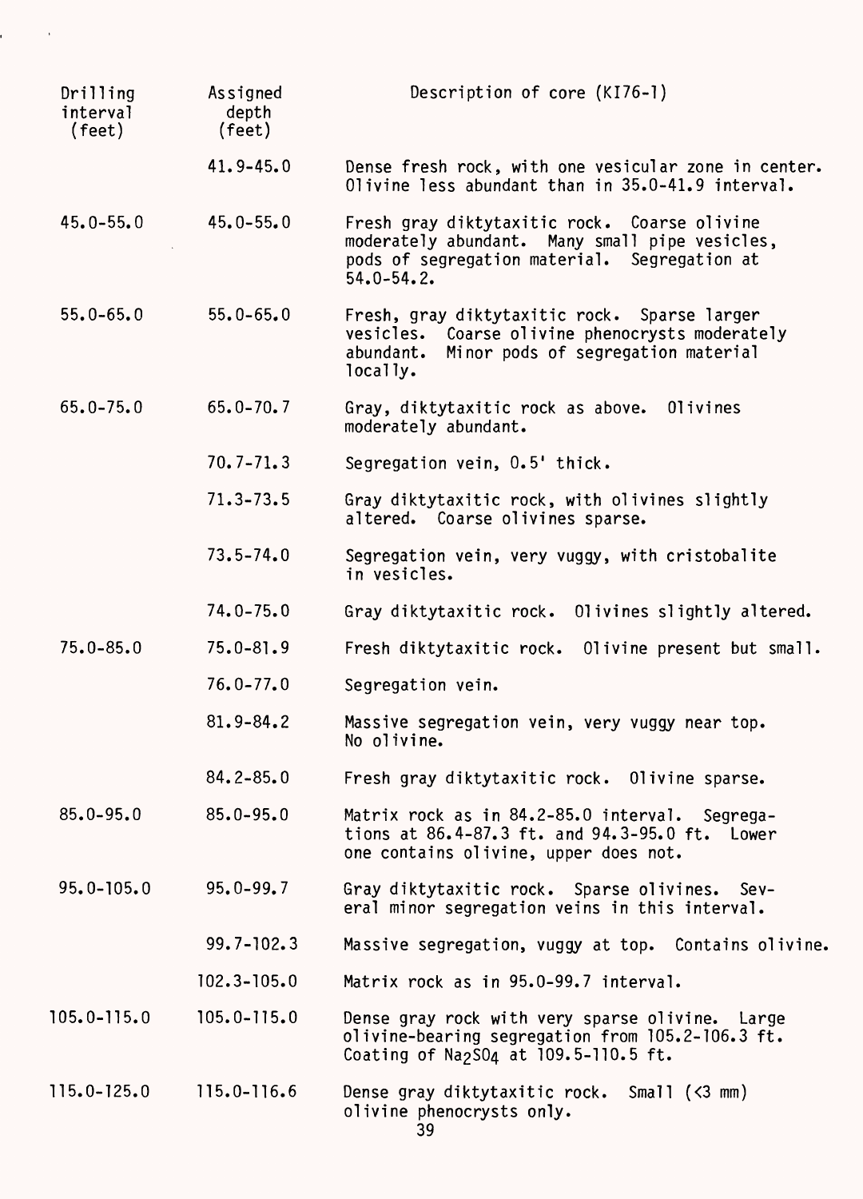| Drilling interval (feet) | Assigned depth (feet) | Description of core (KI76-1) |
|---|---|---|
| | 41.9-45.0 | Dense fresh rock, with one vesicular zone in center. Olivine less abundant than in 35.0-41.9 interval. |
| 45.0-55.0 | 45.0-55.0 | Fresh gray diktytaxitic rock. Coarse olivine moderately abundant. Many small pipe vesicles, pods of segregation material. Segregation at 54.0-54.2. |
| 55.0-65.0 | 55.0-65.0 | Fresh, gray diktytaxitic rock. Sparse larger vesicles. Coarse olivine phenocrysts moderately abundant. Minor pods of segregation material locally. |
| 65.0-75.0 | 65.0-70.7 | Gray, diktytaxitic rock as above. Olivines moderately abundant. |
| | 70.7-71.3 | Segregation vein, 0.5' thick. |
| | 71.3-73.5 | Gray diktytaxitic rock, with olivines slightly altered. Coarse olivines sparse. |
| | 73.5-74.0 | Segregation vein, very vuggy, with cristobalite in vesicles. |
| | 74.0-75.0 | Gray diktytaxitic rock. Olivines slightly altered. |
| 75.0-85.0 | 75.0-81.9 | Fresh diktytaxitic rock. Olivine present but small. |
| | 76.0-77.0 | Segregation vein. |
| | 81.9-84.2 | Massive segregation vein, very vuggy near top. No olivine. |
| | 84.2-85.0 | Fresh gray diktytaxitic rock. Olivine sparse. |
| 85.0-95.0 | 85.0-95.0 | Matrix rock as in 84.2-85.0 interval. Segregations at 86.4-87.3 ft. and 94.3-95.0 ft. Lower one contains olivine, upper does not. |
| 95.0-105.0 | 95.0-99.7 | Gray diktytaxitic rock. Sparse olivines. Several minor segregation veins in this interval. |
| | 99.7-102.3 | Massive segregation, vuggy at top. Contains olivine. |
| | 102.3-105.0 | Matrix rock as in 95.0-99.7 interval. |
| 105.0-115.0 | 105.0-115.0 | Dense gray rock with very sparse olivine. Large olivine-bearing segregation from 105.2-106.3 ft. Coating of $Na_2SO_4$ at 109.5-110.5 ft. |
| 115.0-125.0 | 115.0-116.6 | Dense gray diktytaxitic rock. Small (<3 mm) olivine phenocrysts only. |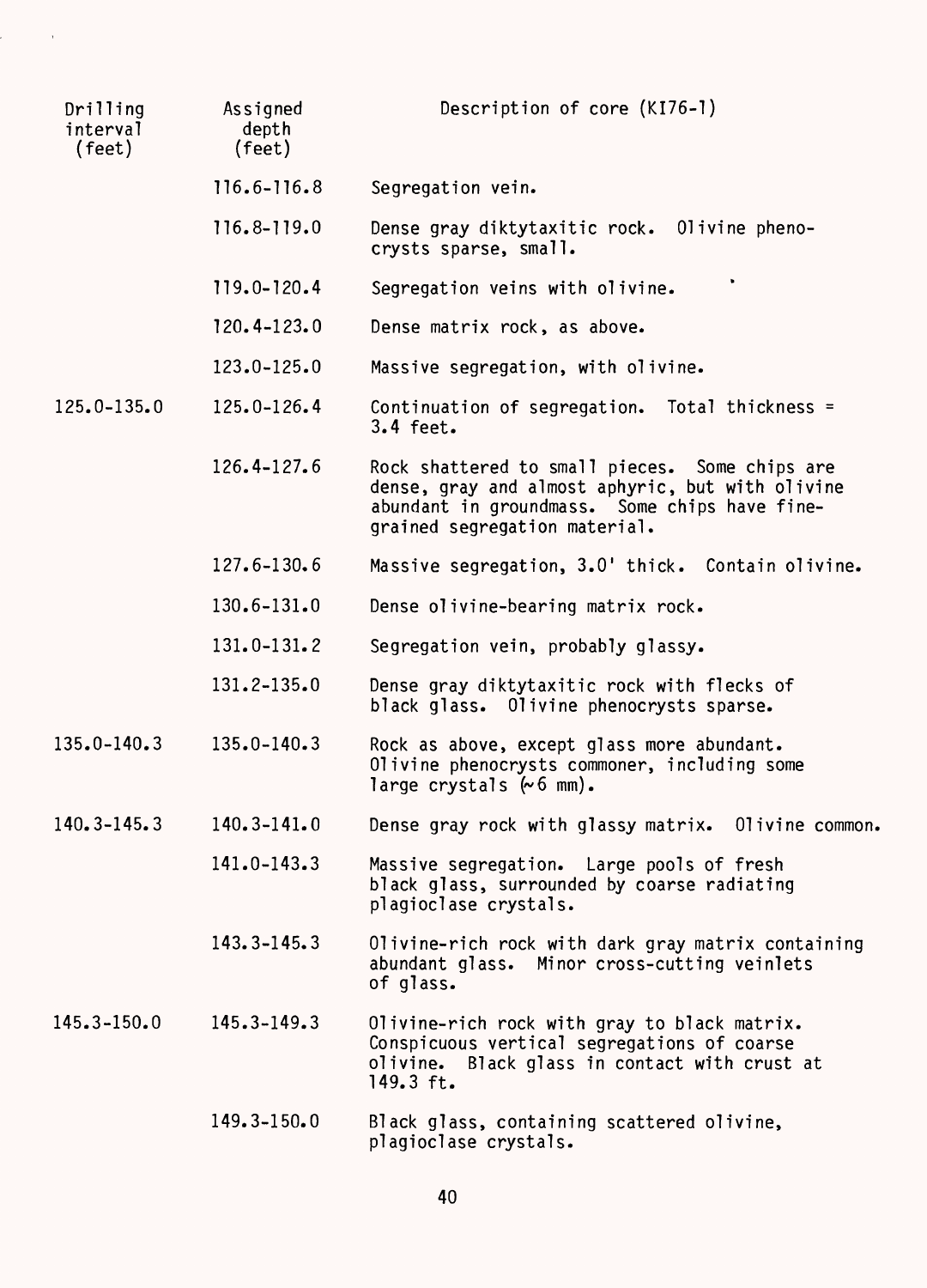| Drilling interval (feet) | Assigned depth (feet) | Description of core (KI76-1) |
|---|---|---|
| | 116.6-116.8 | Segregation vein. |
| | 116.8-119.0 | Dense gray diktytaxitic rock. Olivine phenocrysts sparse, small. |
| | 119.0-120.4 | Segregation veins with olivine. |
| | 120.4-123.0 | Dense matrix rock, as above. |
| | 123.0-125.0 | Massive segregation, with olivine. |
| 125.0-135.0 | 125.0-126.4 | Continuation of segregation. Total thickness = 3.4 feet. |
| | 126.4-127.6 | Rock shattered to small pieces. Some chips are dense, gray and almost aphyric, but with olivine abundant in groundmass. Some chips have fine-grained segregation material. |
| | 127.6-130.6 | Massive segregation, 3.0' thick. Contain olivine. |
| | 130.6-131.0 | Dense olivine-bearing matrix rock. |
| | 131.0-131.2 | Segregation vein, probably glassy. |
| | 131.2-135.0 | Dense gray diktytaxitic rock with flecks of black glass. Olivine phenocrysts sparse. |
| 135.0-140.3 | 135.0-140.3 | Rock as above, except glass more abundant. Olivine phenocrysts commoner, including some large crystals (~6 mm). |
| 140.3-145.3 | 140.3-141.0 | Dense gray rock with glassy matrix. Olivine common. |
| | 141.0-143.3 | Massive segregation. Large pools of fresh black glass, surrounded by coarse radiating plagioclase crystals. |
| | 143.3-145.3 | Olivine-rich rock with dark gray matrix containing abundant glass. Minor cross-cutting veinlets of glass. |
| 145.3-150.0 | 145.3-149.3 | Olivine-rich rock with gray to black matrix. Conspicuous vertical segregations of coarse olivine. Black glass in contact with crust at 149.3 ft. |
| | 149.3-150.0 | Black glass, containing scattered olivine, plagioclase crystals. |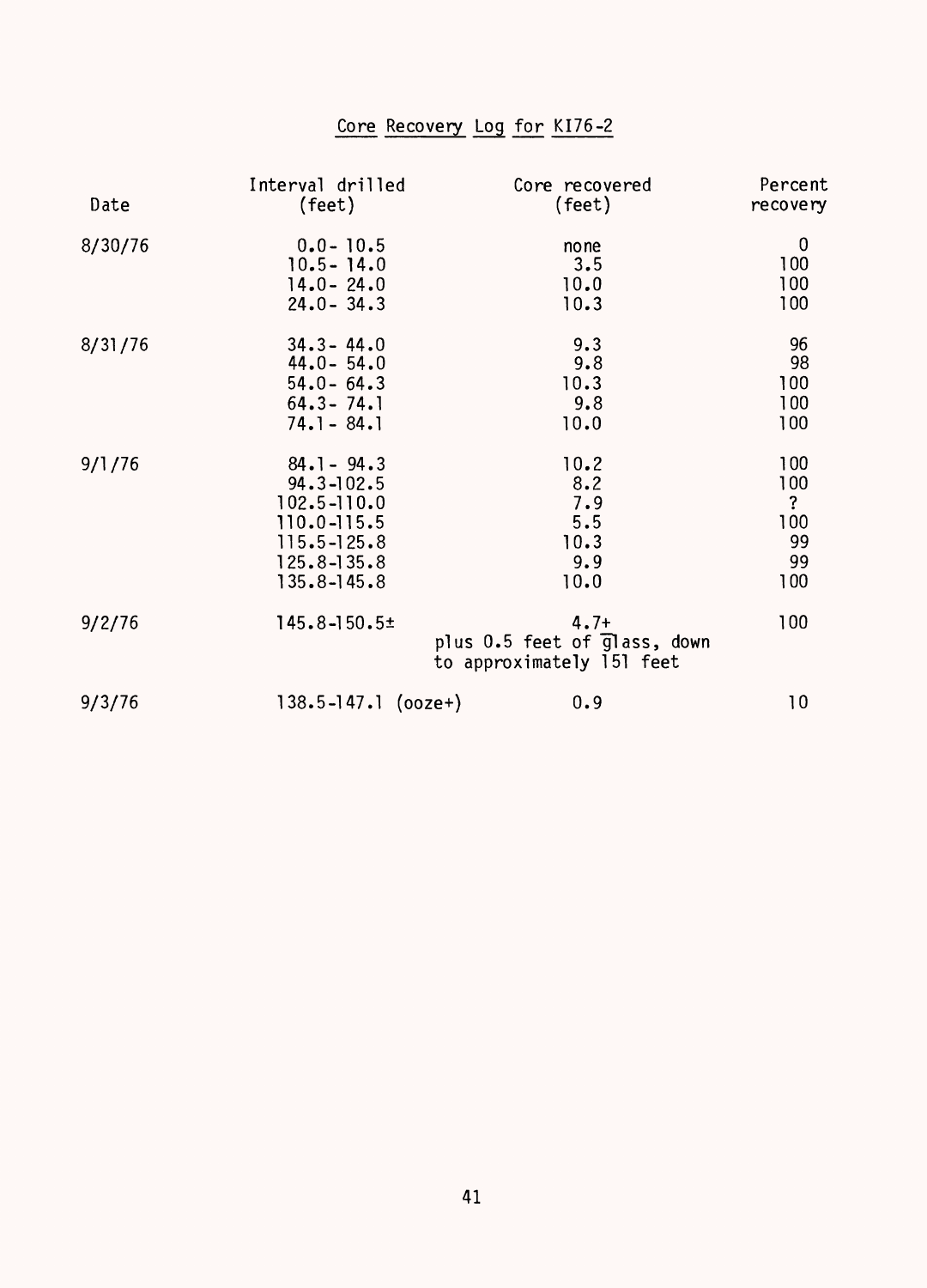# Core Recovery Log for KI76-2

| Date | Interval drilled (feet) | Core recovered (feet) | Percent recovery |
|---|---|---|---|
| 8/30/76 | 0.0- 10.5 | none | 0 |
| | 10.5- 14.0 | 3.5 | 100 |
| | 14.0- 24.0 | 10.0 | 100 |
| | 24.0- 34.3 | 10.3 | 100 |
| 8/31/76 | 34.3- 44.0 | 9.3 | 96 |
| | 44.0- 54.0 | 9.8 | 98 |
| | 54.0- 64.3 | 10.3 | 100 |
| | 64.3- 74.1 | 9.8 | 100 |
| | 74.1- 84.1 | 10.0 | 100 |
| 9/1/76 | 84.1- 94.3 | 10.2 | 100 |
| | 94.3-102.5 | 8.2 | 100 |
| | 102.5-110.0 | 7.9 | ? |
| | 110.0-115.5 | 5.5 | 100 |
| | 115.5-125.8 | 10.3 | 99 |
| | 125.8-135.8 | 9.9 | 99 |
| | 135.8-145.8 | 10.0 | 100 |
| 9/2/76 | 145.8-150.5± | 4.7+ plus 0.5 feet of glass, down to approximately 151 feet | 100 |
| 9/3/76 | 138.5-147.1 (ooze+) | 0.9 | 10 |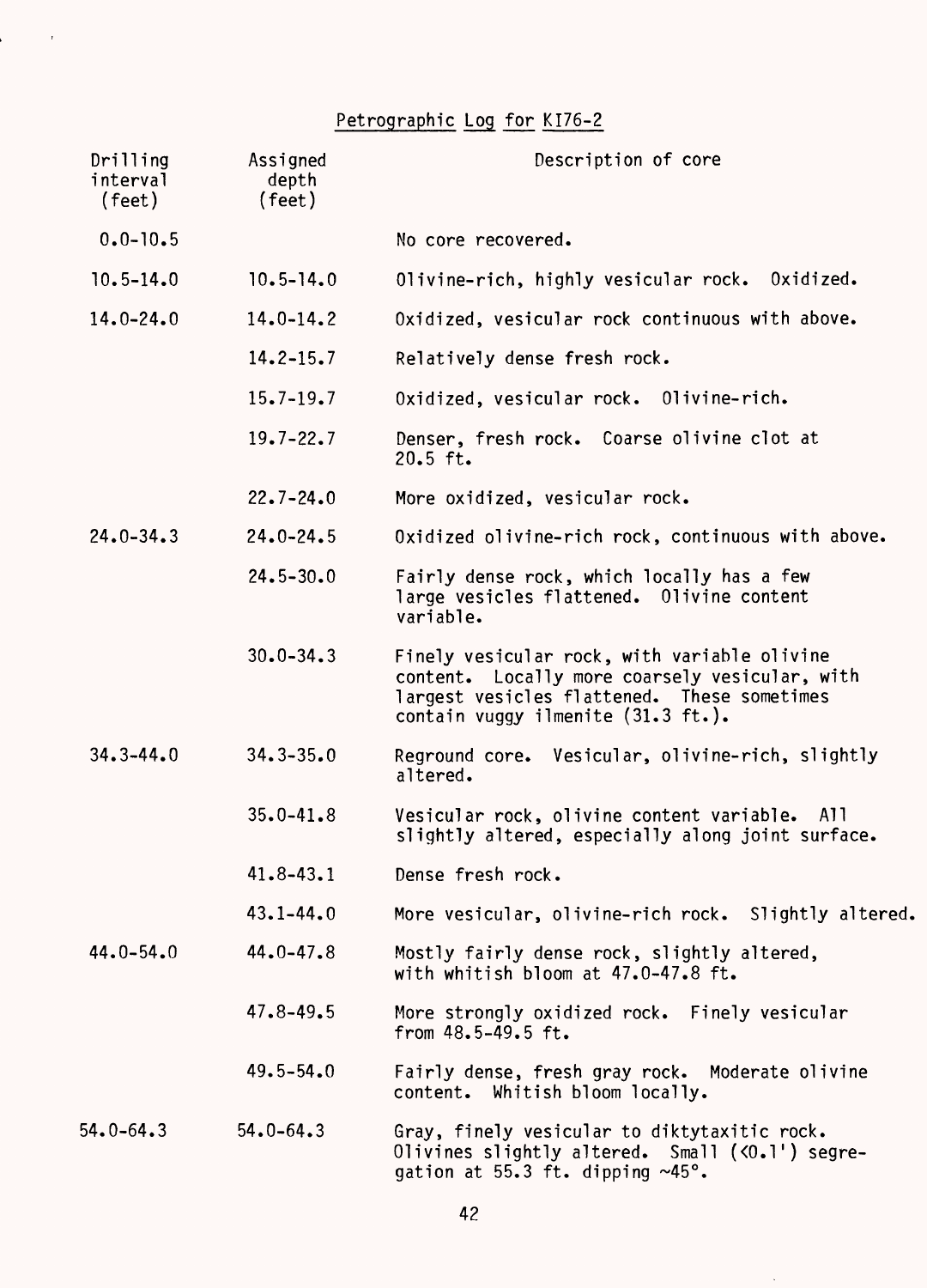# Petrographic Log for KI76-2

| Drilling interval (feet) | Assigned depth (feet) | Description of core |
|---|---|---|
| 0.0-10.5 | | No core recovered. |
| 10.5-14.0 | 10.5-14.0 | Olivine-rich, highly vesicular rock. Oxidized. |
| 14.0-24.0 | 14.0-14.2 | Oxidized, vesicular rock continuous with above. |
| | 14.2-15.7 | Relatively dense fresh rock. |
| | 15.7-19.7 | Oxidized, vesicular rock. Olivine-rich. |
| | 19.7-22.7 | Denser, fresh rock. Coarse olivine clot at 20.5 ft. |
| | 22.7-24.0 | More oxidized, vesicular rock. |
| 24.0-34.3 | 24.0-24.5 | Oxidized olivine-rich rock, continuous with above. |
| | 24.5-30.0 | Fairly dense rock, which locally has a few large vesicles flattened. Olivine content variable. |
| | 30.0-34.3 | Finely vesicular rock, with variable olivine content. Locally more coarsely vesicular, with largest vesicles flattened. These sometimes contain vuggy ilmenite (31.3 ft.). |
| 34.3-44.0 | 34.3-35.0 | Reground core. Vesicular, olivine-rich, slightly altered. |
| | 35.0-41.8 | Vesicular rock, olivine content variable. All slightly altered, especially along joint surface. |
| | 41.8-43.1 | Dense fresh rock. |
| | 43.1-44.0 | More vesicular, olivine-rich rock. Slightly altered. |
| 44.0-54.0 | 44.0-47.8 | Mostly fairly dense rock, slightly altered, with whitish bloom at 47.0-47.8 ft. |
| | 47.8-49.5 | More strongly oxidized rock. Finely vesicular from 48.5-49.5 ft. |
| | 49.5-54.0 | Fairly dense, fresh gray rock. Moderate olivine content. Whitish bloom locally. |
| 54.0-64.3 | 54.0-64.3 | Gray, finely vesicular to diktytaxitic rock. Olivines slightly altered. Small (<0.1') segregation at 55.3 ft. dipping ~45°. |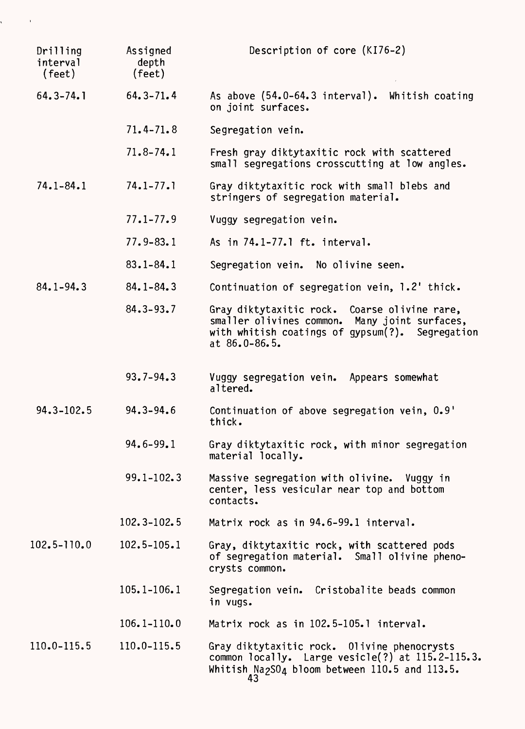| Drilling interval (feet) | Assigned depth (feet) | Description of core (KI76-2) |
|---|---|---|
| 64.3-74.1 | 64.3-71.4 | As above (54.0-64.3 interval). Whitish coating on joint surfaces. |
| | 71.4-71.8 | Segregation vein. |
| | 71.8-74.1 | Fresh gray diktytaxitic rock with scattered small segregations crosscutting at low angles. |
| 74.1-84.1 | 74.1-77.1 | Gray diktytaxitic rock with small blebs and stringers of segregation material. |
| | 77.1-77.9 | Vuggy segregation vein. |
| | 77.9-83.1 | As in 74.1-77.1 ft. interval. |
| | 83.1-84.1 | Segregation vein. No olivine seen. |
| 84.1-94.3 | 84.1-84.3 | Continuation of segregation vein, 1.2' thick. |
| | 84.3-93.7 | Gray diktytaxitic rock. Coarse olivine rare, smaller olivines common. Many joint surfaces, with whitish coatings of gypsum(?). Segregation at 86.0-86.5. |
| | 93.7-94.3 | Vuggy segregation vein. Appears somewhat altered. |
| 94.3-102.5 | 94.3-94.6 | Continuation of above segregation vein, 0.9' thick. |
| | 94.6-99.1 | Gray diktytaxitic rock, with minor segregation material locally. |
| | 99.1-102.3 | Massive segregation with olivine. Vuggy in center, less vesicular near top and bottom contacts. |
| | 102.3-102.5 | Matrix rock as in 94.6-99.1 interval. |
| 102.5-110.0 | 102.5-105.1 | Gray, diktytaxitic rock, with scattered pods of segregation material. Small olivine phenocrysts common. |
| | 105.1-106.1 | Segregation vein. Cristobalite beads common in vugs. |
| | 106.1-110.0 | Matrix rock as in 102.5-105.1 interval. |
| 110.0-115.5 | 110.0-115.5 | Gray diktytaxitic rock. Olivine phenocrysts common locally. Large vesicle(?) at 115.2-115.3. Whitish $Na_2SO_4$ bloom between 110.5 and 113.5. |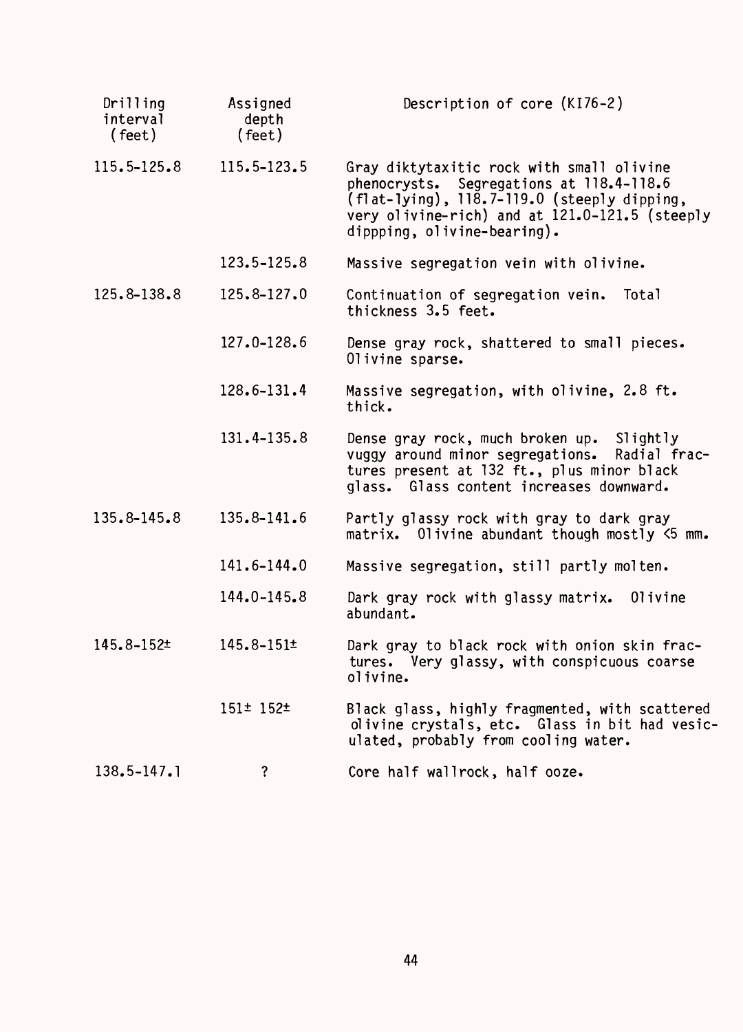| Drilling interval (feet) | Assigned depth (feet) | Description of core (KI76-2) |
|---|---|---|
| 115.5-125.8 | 115.5-123.5 | Gray diktytaxitic rock with small olivine phenocrysts. Segregations at 118.4-118.6 (flat-lying), 118.7-119.0 (steeply dipping, very olivine-rich) and at 121.0-121.5 (steeply dippping, olivine-bearing). |
| | 123.5-125.8 | Massive segregation vein with olivine. |
| 125.8-138.8 | 125.8-127.0 | Continuation of segregation vein. Total thickness 3.5 feet. |
| | 127.0-128.6 | Dense gray rock, shattered to small pieces. Olivine sparse. |
| | 128.6-131.4 | Massive segregation, with olivine, 2.8 ft. thick. |
| | 131.4-135.8 | Dense gray rock, much broken up. Slightly vuggy around minor segregations. Radial fractures present at 132 ft., plus minor black glass. Glass content increases downward. |
| 135.8-145.8 | 135.8-141.6 | Partly glassy rock with gray to dark gray matrix. Olivine abundant though mostly <5 mm. |
| | 141.6-144.0 | Massive segregation, still partly molten. |
| | 144.0-145.8 | Dark gray rock with glassy matrix. Olivine abundant. |
| 145.8-152± | 145.8-151± | Dark gray to black rock with onion skin fractures. Very glassy, with conspicuous coarse olivine. |
| | 151± 152± | Black glass, highly fragmented, with scattered olivine crystals, etc. Glass in bit had vesiculated, probably from cooling water. |
| 138.5-147.1 | ? | Core half wallrock, half ooze. |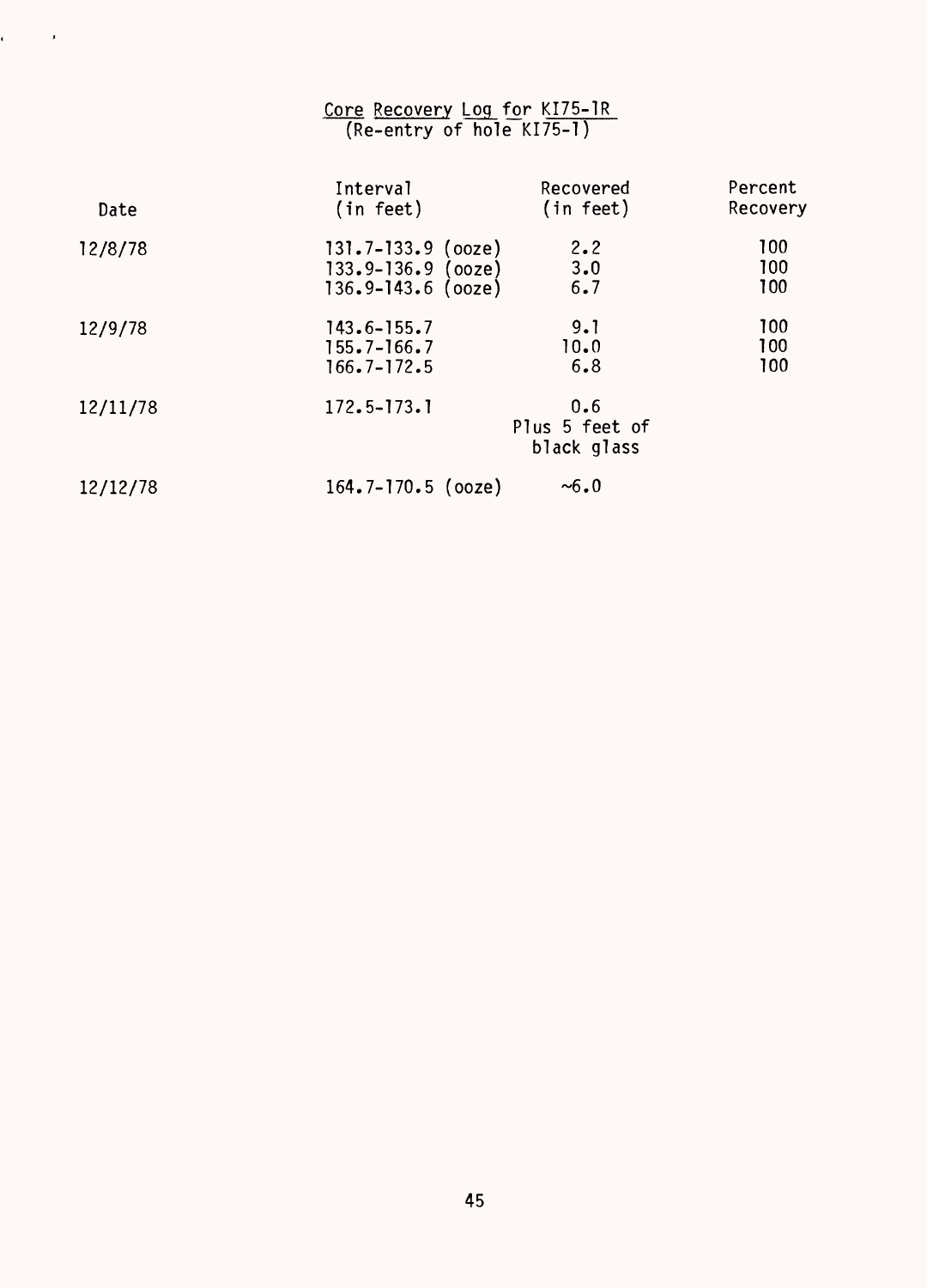# Core Recovery Log for KI75-1R
(Re-entry of hole KI75-1)

| Date | Interval (in feet) | Recovered (in feet) | Percent Recovery |
|---|---|---|---|
| 12/8/78 | 131.7-133.9 (ooze) | 2.2 | 100 |
| | 133.9-136.9 (ooze) | 3.0 | 100 |
| | 136.9-143.6 (ooze) | 6.7 | 100 |
| 12/9/78 | 143.6-155.7 | 9.1 | 100 |
| | 155.7-166.7 | 10.0 | 100 |
| | 166.7-172.5 | 6.8 | 100 |
| 12/11/78 | 172.5-173.1 | 0.6 Plus 5 feet of black glass | |
| 12/12/78 | 164.7-170.5 (ooze) | ~6.0 | |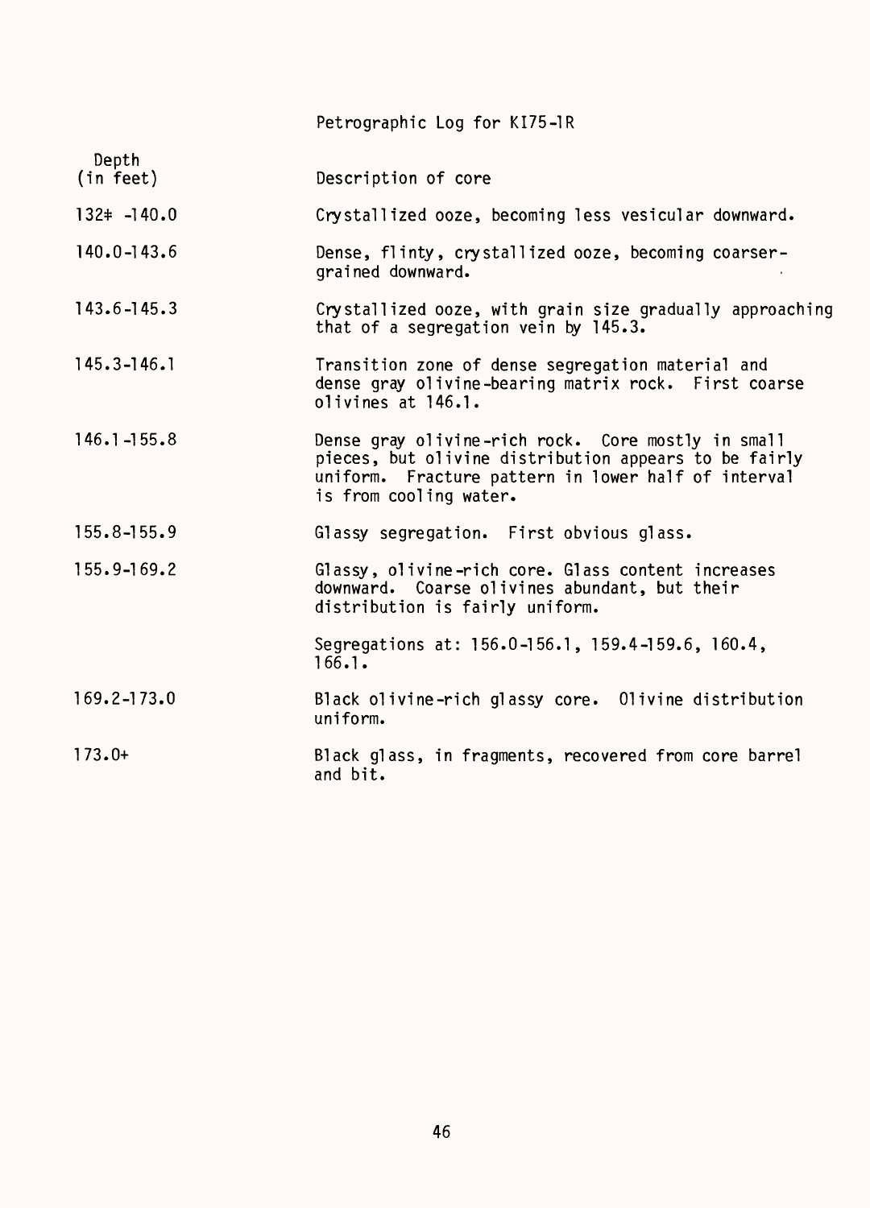# Petrographic Log for KI75-1R

| Depth (in feet) | Description of core |
|---|---|
| 132± -140.0 | Crystallized ooze, becoming less vesicular downward. |
| 140.0-143.6 | Dense, flinty, crystallized ooze, becoming coarser-grained downward. |
| 143.6-145.3 | Crystallized ooze, with grain size gradually approaching that of a segregation vein by 145.3. |
| 145.3-146.1 | Transition zone of dense segregation material and dense gray olivine-bearing matrix rock. First coarse olivines at 146.1. |
| 146.1-155.8 | Dense gray olivine-rich rock. Core mostly in small pieces, but olivine distribution appears to be fairly uniform. Fracture pattern in lower half of interval is from cooling water. |
| 155.8-155.9 | Glassy segregation. First obvious glass. |
| 155.9-169.2 | Glassy, olivine-rich core. Glass content increases downward. Coarse olivines abundant, but their distribution is fairly uniform. |
| | Segregations at: 156.0-156.1, 159.4-159.6, 160.4, 166.1. |
| 169.2-173.0 | Black olivine-rich glassy core. Olivine distribution uniform. |
| 173.0+ | Black glass, in fragments, recovered from core barrel and bit. |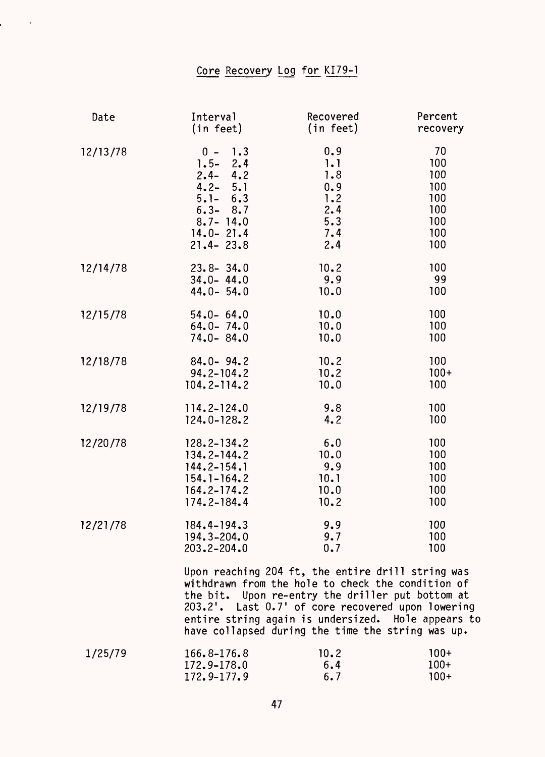# Core Recovery Log for KI79-1

| Date | Interval (in feet) | Recovered (in feet) | Percent recovery |
|---|---|---|---|
| 12/13/78 | 0 - 1.3 | 0.9 | 70 |
| | 1.5- 2.4 | 1.1 | 100 |
| | 2.4- 4.2 | 1.8 | 100 |
| | 4.2- 5.1 | 0.9 | 100 |
| | 5.1- 6.3 | 1.2 | 100 |
| | 6.3- 8.7 | 2.4 | 100 |
| | 8.7- 14.0 | 5.3 | 100 |
| | 14.0- 21.4 | 7.4 | 100 |
| | 21.4- 23.8 | 2.4 | 100 |
| 12/14/78 | 23.8- 34.0 | 10.2 | 100 |
| | 34.0- 44.0 | 9.9 | 99 |
| | 44.0- 54.0 | 10.0 | 100 |
| 12/15/78 | 54.0- 64.0 | 10.0 | 100 |
| | 64.0- 74.0 | 10.0 | 100 |
| | 74.0- 84.0 | 10.0 | 100 |
| 12/18/78 | 84.0- 94.2 | 10.2 | 100 |
| | 94.2-104.2 | 10.2 | 100+ |
| | 104.2-114.2 | 10.0 | 100 |
| 12/19/78 | 114.2-124.0 | 9.8 | 100 |
| | 124.0-128.2 | 4.2 | 100 |
| 12/20/78 | 128.2-134.2 | 6.0 | 100 |
| | 134.2-144.2 | 10.0 | 100 |
| | 144.2-154.1 | 9.9 | 100 |
| | 154.1-164.2 | 10.1 | 100 |
| | 164.2-174.2 | 10.0 | 100 |
| | 174.2-184.4 | 10.2 | 100 |
| 12/21/78 | 184.4-194.3 | 9.9 | 100 |
| | 194.3-204.0 | 9.7 | 100 |
| | 203.2-204.0 | 0.7 | 100 |

Upon reaching 204 ft, the entire drill string was withdrawn from the hole to check the condition of the bit. Upon re-entry the driller put bottom at 203.2'. Last 0.7' of core recovered upon lowering entire string again is undersized. Hole appears to have collapsed during the time the string was up.

| Date | Interval (in feet) | Recovered (in feet) | Percent recovery |
|---|---|---|---|
| 1/25/79 | 166.8-176.8 | 10.2 | 100+ |
| | 172.9-178.0 | 6.4 | 100+ |
| | 172.9-177.9 | 6.7 | 100+ |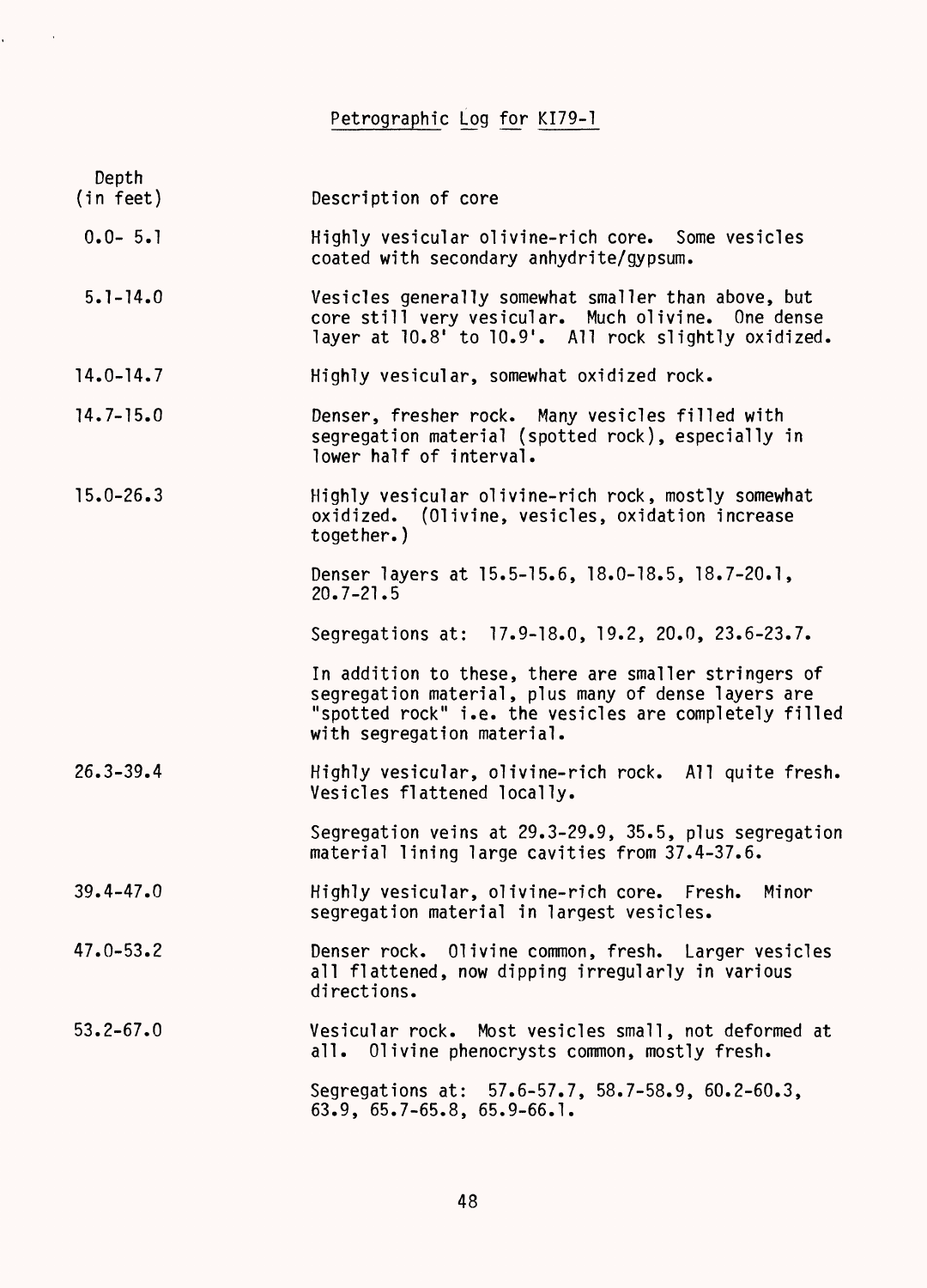# Petrographic Log for KI79-1

| Depth (in feet) | Description of core |
|---|---|
| 0.0- 5.1 | Highly vesicular olivine-rich core. Some vesicles coated with secondary anhydrite/gypsum. |
| 5.1-14.0 | Vesicles generally somewhat smaller than above, but core still very vesicular. Much olivine. One dense layer at 10.8' to 10.9'. All rock slightly oxidized. |
| 14.0-14.7 | Highly vesicular, somewhat oxidized rock. |
| 14.7-15.0 | Denser, fresher rock. Many vesicles filled with segregation material (spotted rock), especially in lower half of interval. |
| 15.0-26.3 | Highly vesicular olivine-rich rock, mostly somewhat oxidized. (Olivine, vesicles, oxidation increase together.) |
| | Denser layers at 15.5-15.6, 18.0-18.5, 18.7-20.1, 20.7-21.5 |
| | Segregations at: 17.9-18.0, 19.2, 20.0, 23.6-23.7. |
| | In addition to these, there are smaller stringers of segregation material, plus many of dense layers are "spotted rock" i.e. the vesicles are completely filled with segregation material. |
| 26.3-39.4 | Highly vesicular, olivine-rich rock. All quite fresh. Vesicles flattened locally. |
| | Segregation veins at 29.3-29.9, 35.5, plus segregation material lining large cavities from 37.4-37.6. |
| 39.4-47.0 | Highly vesicular, olivine-rich core. Fresh. Minor segregation material in largest vesicles. |
| 47.0-53.2 | Denser rock. Olivine common, fresh. Larger vesicles all flattened, now dipping irregularly in various directions. |
| 53.2-67.0 | Vesicular rock. Most vesicles small, not deformed at all. Olivine phenocrysts common, mostly fresh. |
| | Segregations at: 57.6-57.7, 58.7-58.9, 60.2-60.3, 63.9, 65.7-65.8, 65.9-66.1. |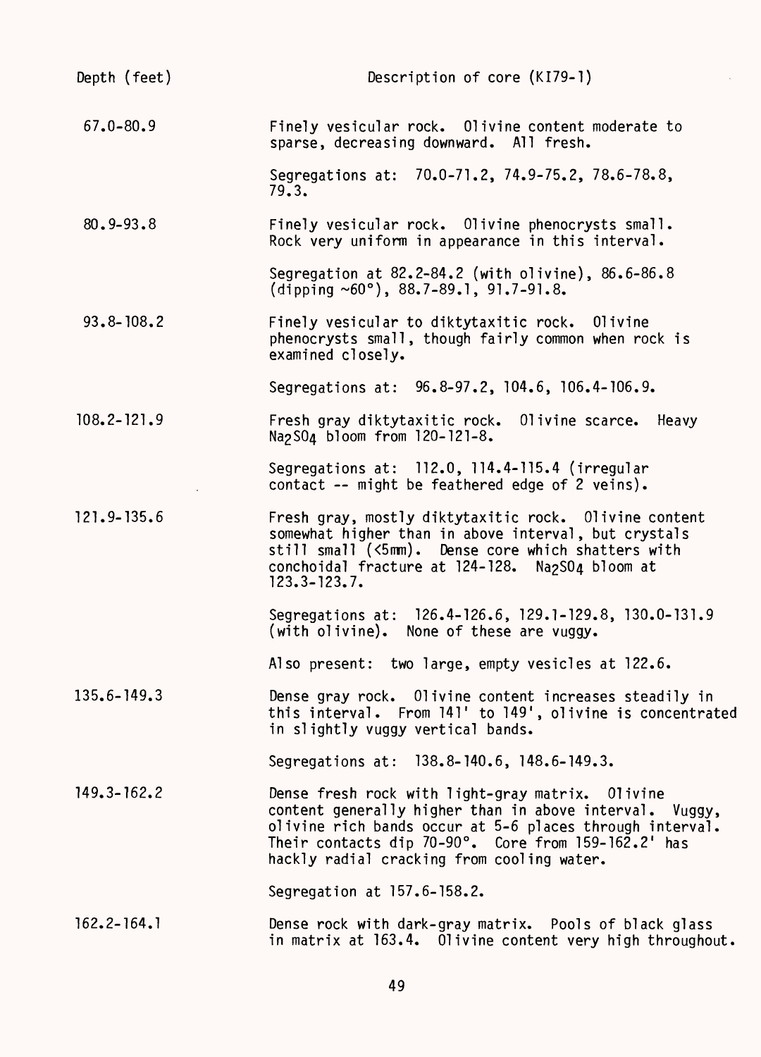| Depth (feet) | Description of core (KI79-1) |
|---|---|
| 67.0-80.9 | Finely vesicular rock. Olivine content moderate to sparse, decreasing downward. All fresh. |
| | Segregations at: 70.0-71.2, 74.9-75.2, 78.6-78.8, 79.3. |
| 80.9-93.8 | Finely vesicular rock. Olivine phenocrysts small. Rock very uniform in appearance in this interval. |
| | Segregation at 82.2-84.2 (with olivine), 86.6-86.8 (dipping ~60°), 88.7-89.1, 91.7-91.8. |
| 93.8-108.2 | Finely vesicular to diktytaxitic rock. Olivine phenocrysts small, though fairly common when rock is examined closely. |
| | Segregations at: 96.8-97.2, 104.6, 106.4-106.9. |
| 108.2-121.9 | Fresh gray diktytaxitic rock. Olivine scarce. Heavy $Na_2SO_4$ bloom from 120-121-8. |
| | Segregations at: 112.0, 114.4-115.4 (irregular contact -- might be feathered edge of 2 veins). |
| 121.9-135.6 | Fresh gray, mostly diktytaxitic rock. Olivine content somewhat higher than in above interval, but crystals still small (<5mm). Dense core which shatters with conchoidal fracture at 124-128. $Na_2SO_4$ bloom at 123.3-123.7. |
| | Segregations at: 126.4-126.6, 129.1-129.8, 130.0-131.9 (with olivine). None of these are vuggy. |
| | Also present: two large, empty vesicles at 122.6. |
| 135.6-149.3 | Dense gray rock. Olivine content increases steadily in this interval. From 141' to 149', olivine is concentrated in slightly vuggy vertical bands. |
| | Segregations at: 138.8-140.6, 148.6-149.3. |
| 149.3-162.2 | Dense fresh rock with light-gray matrix. Olivine content generally higher than in above interval. Vuggy, olivine rich bands occur at 5-6 places through interval. Their contacts dip 70-90°. Core from 159-162.2' has hackly radial cracking from cooling water. |
| | Segregation at 157.6-158.2. |
| 162.2-164.1 | Dense rock with dark-gray matrix. Pools of black glass in matrix at 163.4. Olivine content very high throughout. |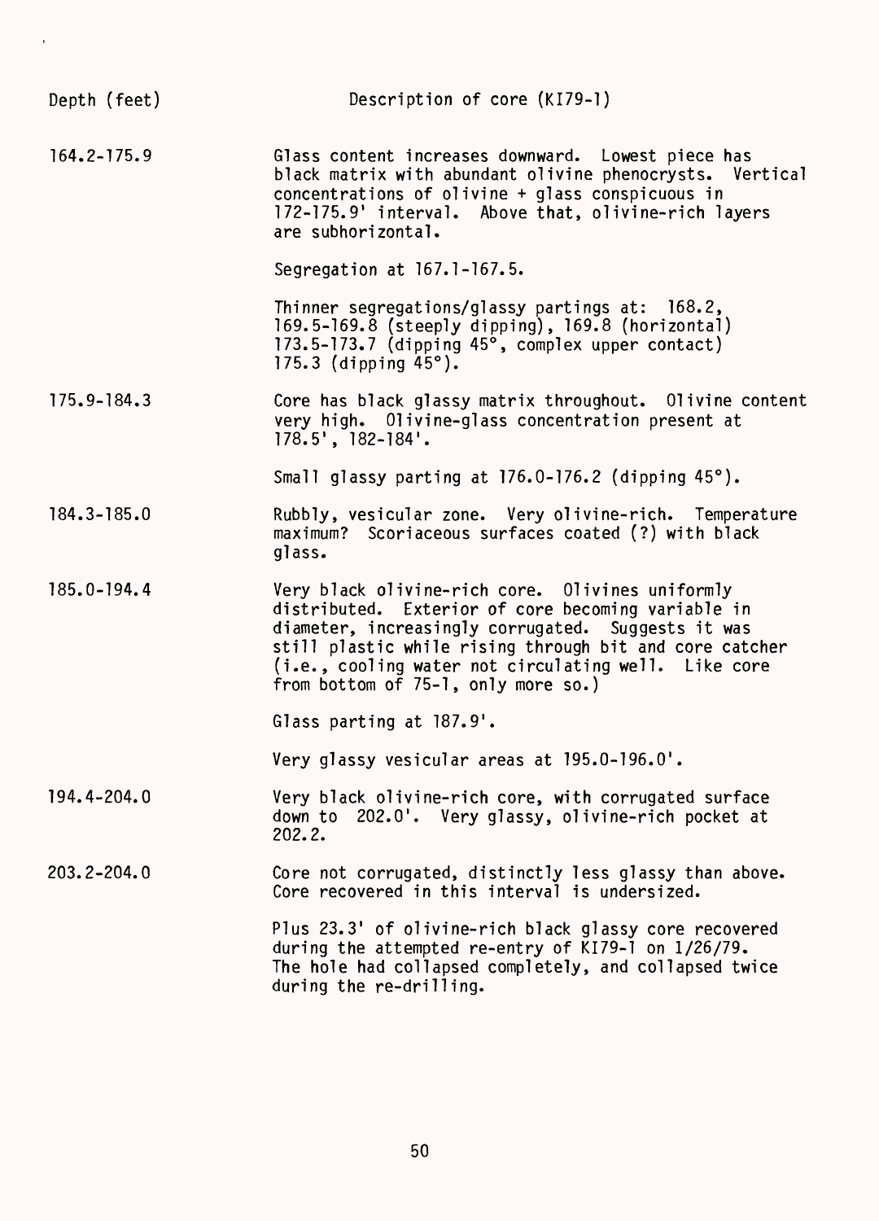| Depth (feet) | Description of core (KI79-1) |
|---|---|
| 164.2-175.9 | Glass content increases downward. Lowest piece has black matrix with abundant olivine phenocrysts. Vertical concentrations of olivine + glass conspicuous in 172-175.9' interval. Above that, olivine-rich layers are subhorizontal. |
| | Segregation at 167.1-167.5. |
| | Thinner segregations/glassy partings at: 168.2, 169.5-169.8 (steeply dipping), 169.8 (horizontal) 173.5-173.7 (dipping 45°, complex upper contact) 175.3 (dipping 45°). |
| 175.9-184.3 | Core has black glassy matrix throughout. Olivine content very high. Olivine-glass concentration present at 178.5', 182-184'. |
| | Small glassy parting at 176.0-176.2 (dipping 45°). |
| 184.3-185.0 | Rubbly, vesicular zone. Very olivine-rich. Temperature maximum? Scoriaceous surfaces coated (?) with black glass. |
| 185.0-194.4 | Very black olivine-rich core. Olivines uniformly distributed. Exterior of core becoming variable in diameter, increasingly corrugated. Suggests it was still plastic while rising through bit and core catcher (i.e., cooling water not circulating well. Like core from bottom of 75-1, only more so.) |
| | Glass parting at 187.9'. |
| | Very glassy vesicular areas at 195.0-196.0'. |
| 194.4-204.0 | Very black olivine-rich core, with corrugated surface down to 202.0'. Very glassy, olivine-rich pocket at 202.2. |
| 203.2-204.0 | Core not corrugated, distinctly less glassy than above. Core recovered in this interval is undersized. |
| | Plus 23.3' of olivine-rich black glassy core recovered during the attempted re-entry of KI79-1 on 1/26/79. The hole had collapsed completely, and collapsed twice during the re-drilling. |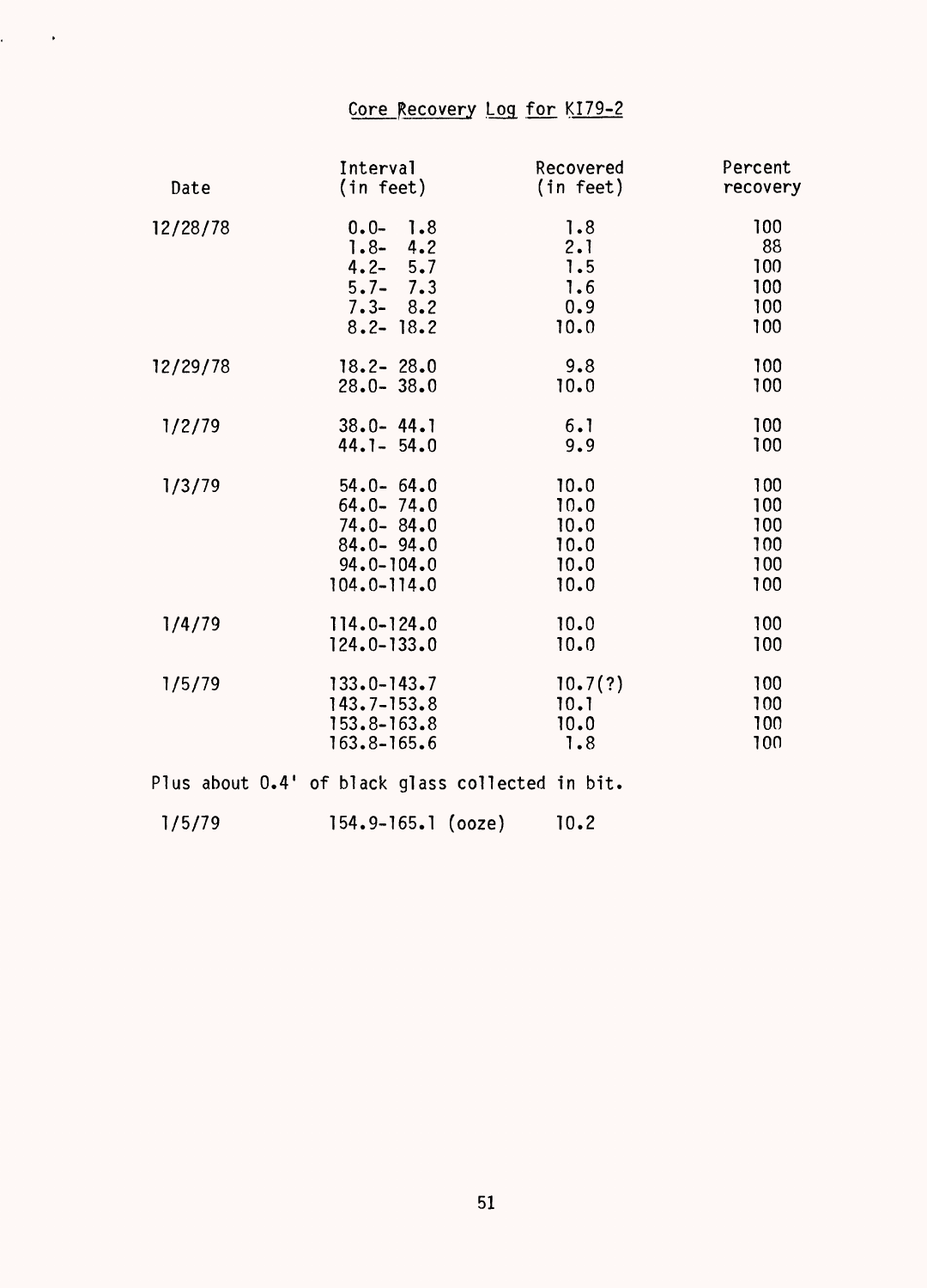## Core Recovery Log for KI79-2

| Date | Interval (in feet) | Recovered (in feet) | Percent recovery |
|---|---|---|---|
| 12/28/78 | 0.0- 1.8 | 1.8 | 100 |
| | 1.8- 4.2 | 2.1 | 88 |
| | 4.2- 5.7 | 1.5 | 100 |
| | 5.7- 7.3 | 1.6 | 100 |
| | 7.3- 8.2 | 0.9 | 100 |
| | 8.2- 18.2 | 10.0 | 100 |
| 12/29/78 | 18.2- 28.0 | 9.8 | 100 |
| | 28.0- 38.0 | 10.0 | 100 |
| 1/2/79 | 38.0- 44.1 | 6.1 | 100 |
| | 44.1- 54.0 | 9.9 | 100 |
| 1/3/79 | 54.0- 64.0 | 10.0 | 100 |
| | 64.0- 74.0 | 10.0 | 100 |
| | 74.0- 84.0 | 10.0 | 100 |
| | 84.0- 94.0 | 10.0 | 100 |
| | 94.0-104.0 | 10.0 | 100 |
| | 104.0-114.0 | 10.0 | 100 |
| 1/4/79 | 114.0-124.0 | 10.0 | 100 |
| | 124.0-133.0 | 10.0 | 100 |
| 1/5/79 | 133.0-143.7 | 10.7(?) | 100 |
| | 143.7-153.8 | 10.1 | 100 |
| | 153.8-163.8 | 10.0 | 100 |
| | 163.8-165.6 | 1.8 | 100 |

Plus about 0.4' of black glass collected in bit.

| | | | |
|---|---|---|---|
| 1/5/79 | 154.9-165.1 (ooze) | 10.2 | |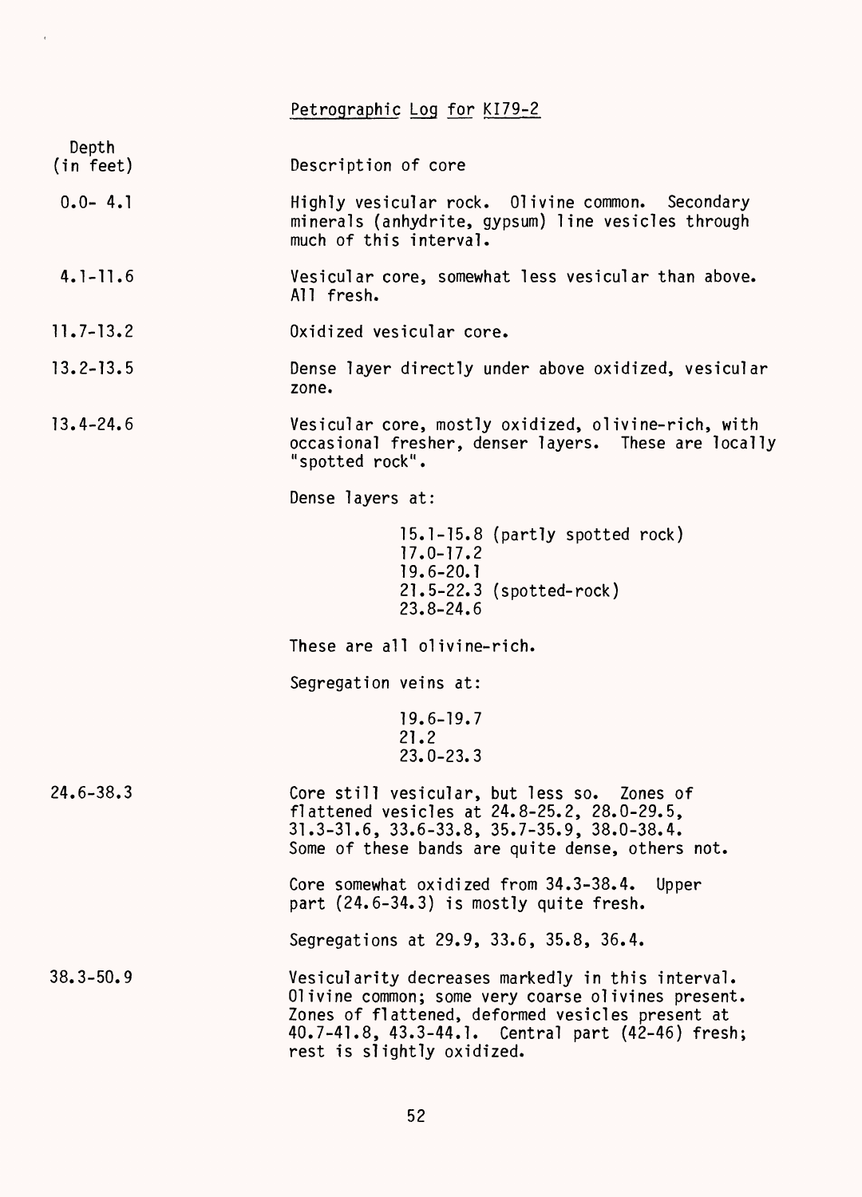# Petrographic Log for KI79-2

| Depth (in feet) | Description of core |
|---|---|
| 0.0- 4.1 | Highly vesicular rock. Olivine common. Secondary minerals (anhydrite, gypsum) line vesicles through much of this interval. |
| 4.1-11.6 | Vesicular core, somewhat less vesicular than above. All fresh. |
| 11.7-13.2 | Oxidized vesicular core. |
| 13.2-13.5 | Dense layer directly under above oxidized, vesicular zone. |
| 13.4-24.6 | Vesicular core, mostly oxidized, olivine-rich, with occasional fresher, denser layers. These are locally "spotted rock".<br><br>Dense layers at:<br>15.1-15.8 (partly spotted rock)<br>17.0-17.2<br>19.6-20.1<br>21.5-22.3 (spotted-rock)<br>23.8-24.6<br><br>These are all olivine-rich.<br><br>Segregation veins at:<br>19.6-19.7<br>21.2<br>23.0-23.3 |
| 24.6-38.3 | Core still vesicular, but less so. Zones of flattened vesicles at 24.8-25.2, 28.0-29.5, 31.3-31.6, 33.6-33.8, 35.7-35.9, 38.0-38.4. Some of these bands are quite dense, others not.<br><br>Core somewhat oxidized from 34.3-38.4. Upper part (24.6-34.3) is mostly quite fresh.<br><br>Segregations at 29.9, 33.6, 35.8, 36.4. |
| 38.3-50.9 | Vesicularity decreases markedly in this interval. Olivine common; some very coarse olivines present. Zones of flattened, deformed vesicles present at 40.7-41.8, 43.3-44.1. Central part (42-46) fresh; rest is slightly oxidized. |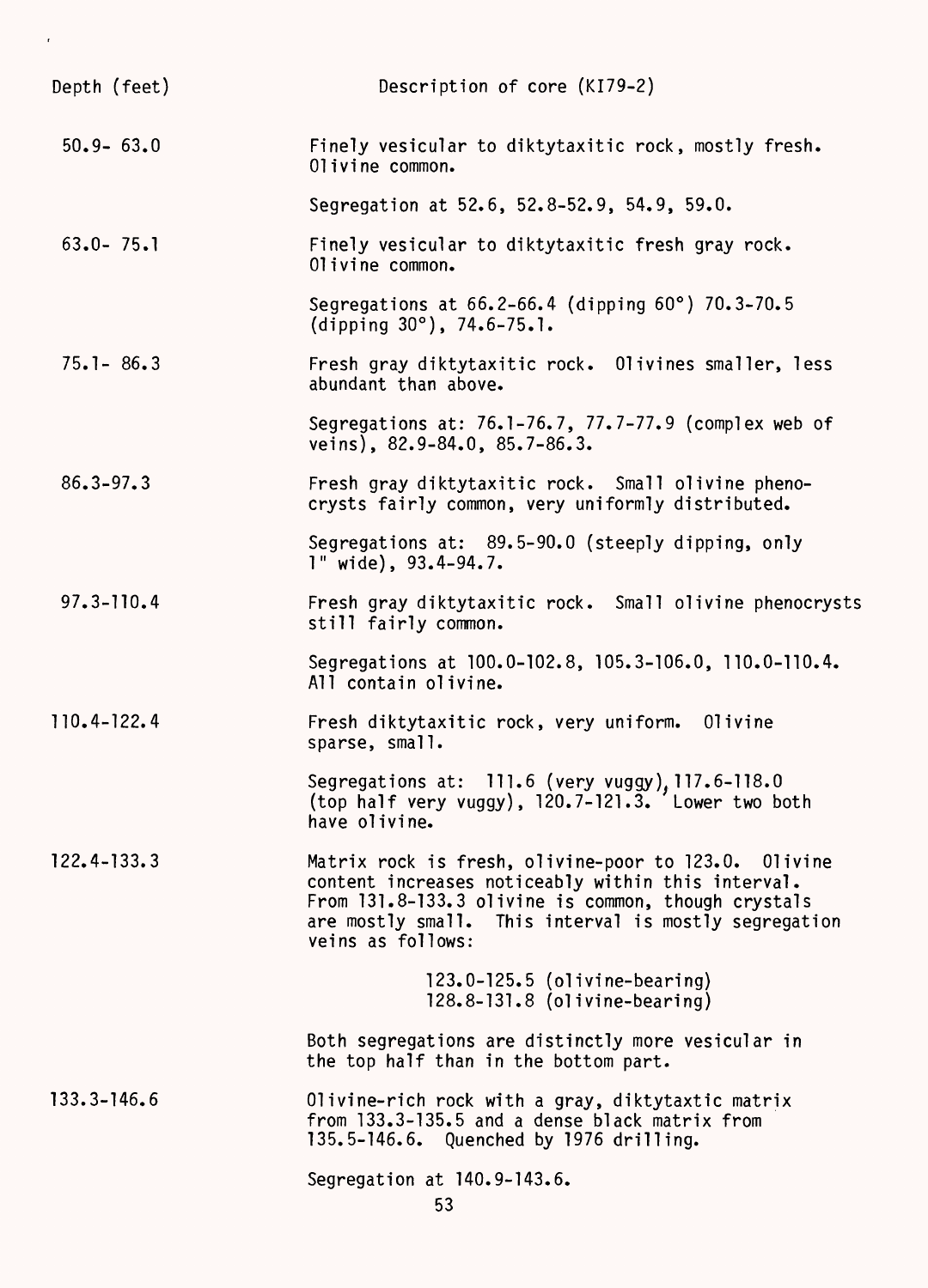| Depth (feet) | Description of core (KI79-2) |
|---|---|
| 50.9- 63.0 | Finely vesicular to diktytaxitic rock, mostly fresh. Olivine common.<br><br>Segregation at 52.6, 52.8-52.9, 54.9, 59.0. |
| 63.0- 75.1 | Finely vesicular to diktytaxitic fresh gray rock. Olivine common.<br><br>Segregations at 66.2-66.4 (dipping 60°) 70.3-70.5 (dipping 30°), 74.6-75.1. |
| 75.1- 86.3 | Fresh gray diktytaxitic rock. Olivines smaller, less abundant than above.<br><br>Segregations at: 76.1-76.7, 77.7-77.9 (complex web of veins), 82.9-84.0, 85.7-86.3. |
| 86.3-97.3 | Fresh gray diktytaxitic rock. Small olivine phenocrysts fairly common, very uniformly distributed.<br><br>Segregations at: 89.5-90.0 (steeply dipping, only 1" wide), 93.4-94.7. |
| 97.3-110.4 | Fresh gray diktytaxitic rock. Small olivine phenocrysts still fairly common.<br><br>Segregations at 100.0-102.8, 105.3-106.0, 110.0-110.4. All contain olivine. |
| 110.4-122.4 | Fresh diktytaxitic rock, very uniform. Olivine sparse, small.<br><br>Segregations at: 111.6 (very vuggy), 117.6-118.0 (top half very vuggy), 120.7-121.3. Lower two both have olivine. |
| 122.4-133.3 | Matrix rock is fresh, olivine-poor to 123.0. Olivine content increases noticeably within this interval. From 131.8-133.3 olivine is common, though crystals are mostly small. This interval is mostly segregation veins as follows:<br><br>123.0-125.5 (olivine-bearing)<br>128.8-131.8 (olivine-bearing)<br><br>Both segregations are distinctly more vesicular in the top half than in the bottom part. |
| 133.3-146.6 | Olivine-rich rock with a gray, diktytaxtic matrix from 133.3-135.5 and a dense black matrix from 135.5-146.6. Quenched by 1976 drilling.<br><br>Segregation at 140.9-143.6. |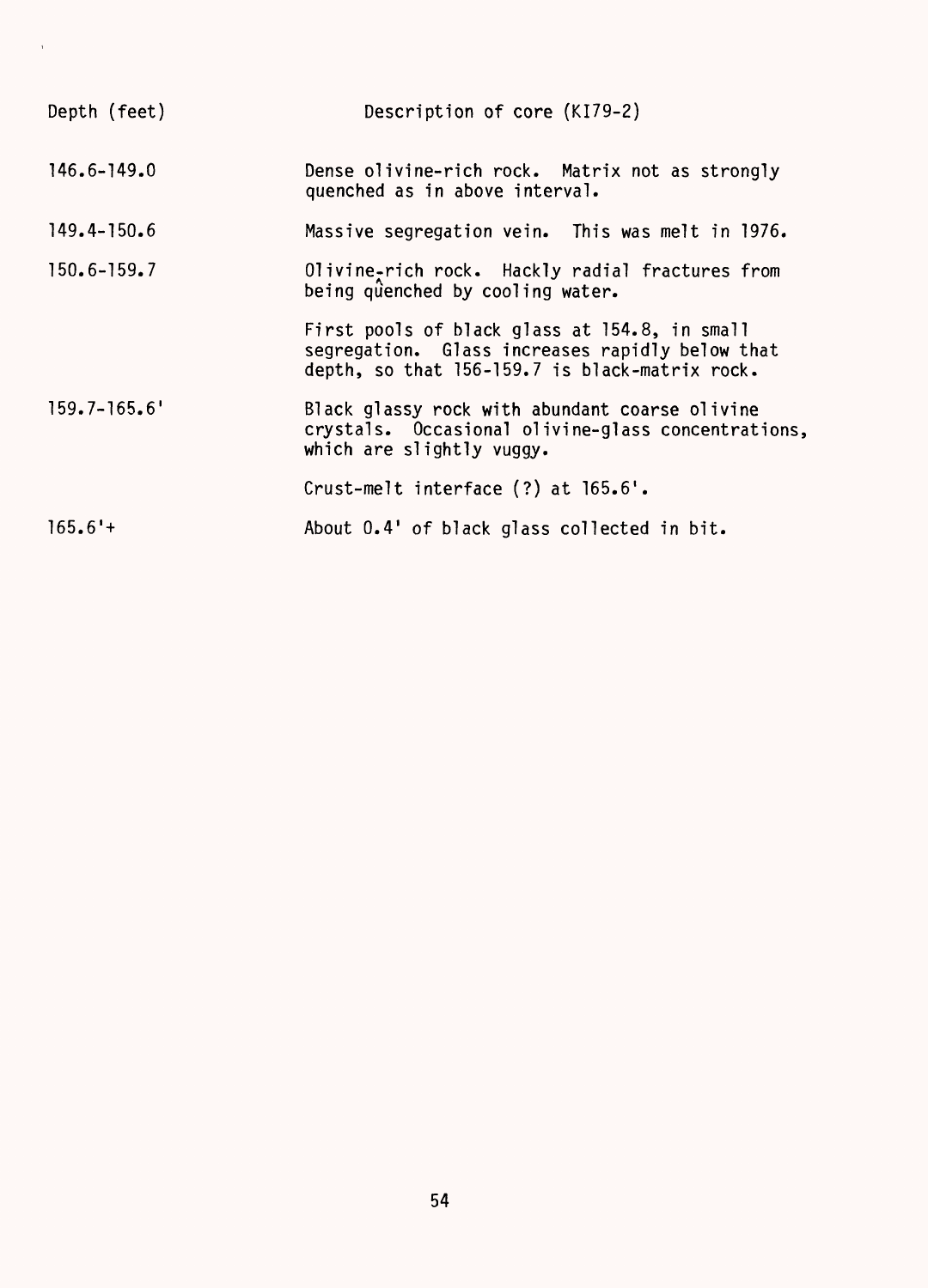| Depth (feet) | Description of core (KI79-2) |
| --- | --- |
| 146.6-149.0 | Dense olivine-rich rock. Matrix not as strongly quenched as in above interval. |
| 149.4-150.6 | Massive segregation vein. This was melt in 1976. |
| 150.6-159.7 | Olivine-rich rock. Hackly radial fractures from being quenched by cooling water. |
| | First pools of black glass at 154.8, in small segregation. Glass increases rapidly below that depth, so that 156-159.7 is black-matrix rock. |
| 159.7-165.6' | Black glassy rock with abundant coarse olivine crystals. Occasional olivine-glass concentrations, which are slightly vuggy. |
| | Crust-melt interface (?) at 165.6'. |
| 165.6'+ | About 0.4' of black glass collected in bit. |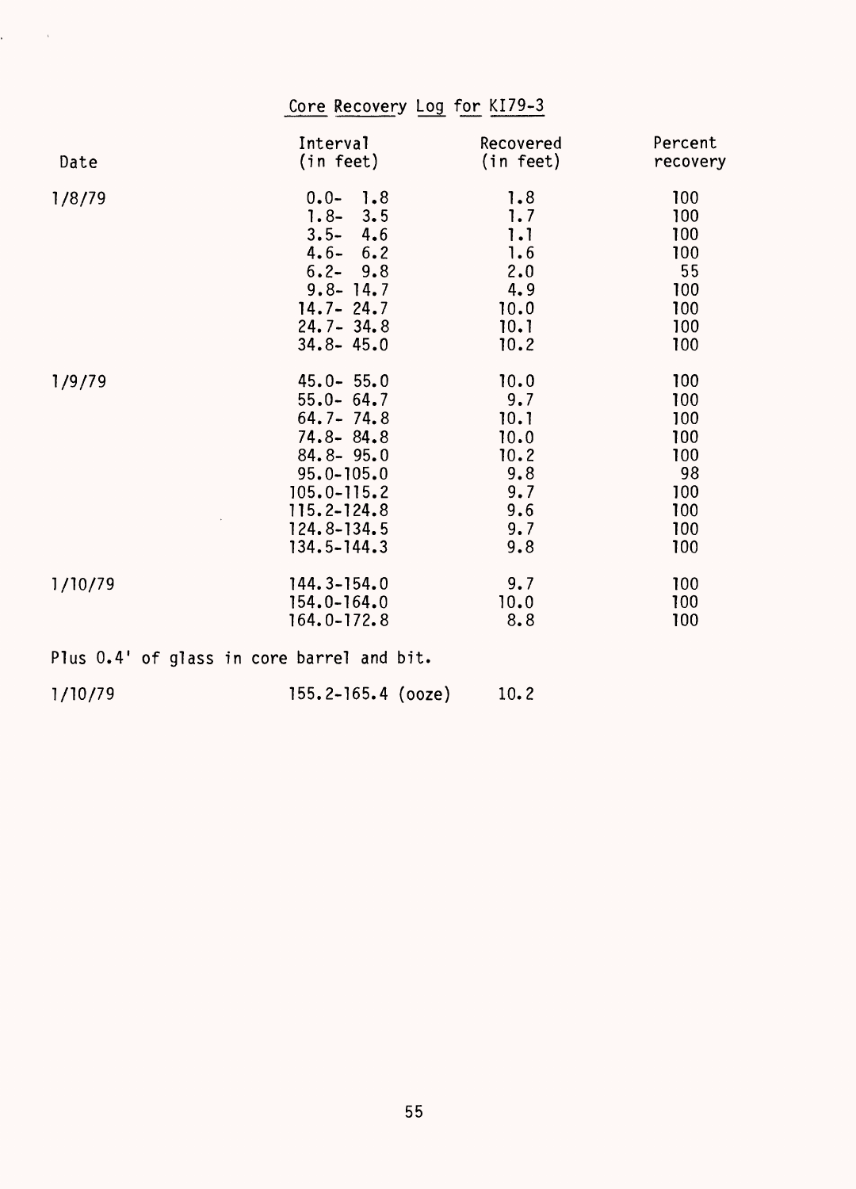# Core Recovery Log for KI79-3

| Date | Interval (in feet) | Recovered (in feet) | Percent recovery |
|---|---|---|---|
| 1/8/79 | 0.0- 1.8 | 1.8 | 100 |
| | 1.8- 3.5 | 1.7 | 100 |
| | 3.5- 4.6 | 1.1 | 100 |
| | 4.6- 6.2 | 1.6 | 100 |
| | 6.2- 9.8 | 2.0 | 55 |
| | 9.8- 14.7 | 4.9 | 100 |
| | 14.7- 24.7 | 10.0 | 100 |
| | 24.7- 34.8 | 10.1 | 100 |
| | 34.8- 45.0 | 10.2 | 100 |
| 1/9/79 | 45.0- 55.0 | 10.0 | 100 |
| | 55.0- 64.7 | 9.7 | 100 |
| | 64.7- 74.8 | 10.1 | 100 |
| | 74.8- 84.8 | 10.0 | 100 |
| | 84.8- 95.0 | 10.2 | 100 |
| | 95.0-105.0 | 9.8 | 98 |
| | 105.0-115.2 | 9.7 | 100 |
| | 115.2-124.8 | 9.6 | 100 |
| | 124.8-134.5 | 9.7 | 100 |
| | 134.5-144.3 | 9.8 | 100 |
| 1/10/79 | 144.3-154.0 | 9.7 | 100 |
| | 154.0-164.0 | 10.0 | 100 |
| | 164.0-172.8 | 8.8 | 100 |

Plus 0.4' of glass in core barrel and bit.

| | | | |
|---|---|---|---|
| 1/10/79 | 155.2-165.4 (ooze) | 10.2 | |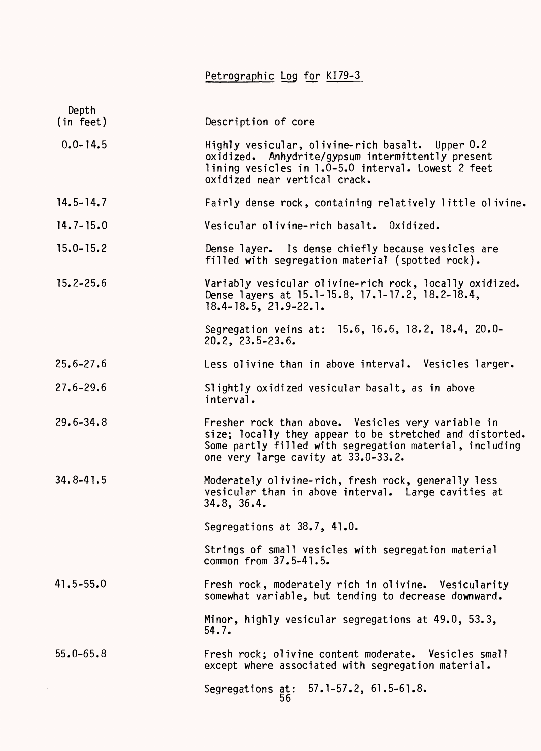# Petrographic Log for KI79-3

| Depth (in feet) | Description of core |
|---|---|
| 0.0-14.5 | Highly vesicular, olivine-rich basalt. Upper 0.2 oxidized. Anhydrite/gypsum intermittently present lining vesicles in 1.0-5.0 interval. Lowest 2 feet oxidized near vertical crack. |
| 14.5-14.7 | Fairly dense rock, containing relatively little olivine. |
| 14.7-15.0 | Vesicular olivine-rich basalt. Oxidized. |
| 15.0-15.2 | Dense layer. Is dense chiefly because vesicles are filled with segregation material (spotted rock). |
| 15.2-25.6 | Variably vesicular olivine-rich rock, locally oxidized. Dense layers at 15.1-15.8, 17.1-17.2, 18.2-18.4, 18.4-18.5, 21.9-22.1.<br><br>Segregation veins at: 15.6, 16.6, 18.2, 18.4, 20.0-20.2, 23.5-23.6. |
| 25.6-27.6 | Less olivine than in above interval. Vesicles larger. |
| 27.6-29.6 | Slightly oxidized vesicular basalt, as in above interval. |
| 29.6-34.8 | Fresher rock than above. Vesicles very variable in size; locally they appear to be stretched and distorted. Some partly filled with segregation material, including one very large cavity at 33.0-33.2. |
| 34.8-41.5 | Moderately olivine-rich, fresh rock, generally less vesicular than in above interval. Large cavities at 34.8, 36.4.<br><br>Segregations at 38.7, 41.0.<br><br>Strings of small vesicles with segregation material common from 37.5-41.5. |
| 41.5-55.0 | Fresh rock, moderately rich in olivine. Vesicularity somewhat variable, but tending to decrease downward.<br><br>Minor, highly vesicular segregations at 49.0, 53.3, 54.7. |
| 55.0-65.8 | Fresh rock; olivine content moderate. Vesicles small except where associated with segregation material.<br><br>Segregations at: 57.1-57.2, 61.5-61.8. |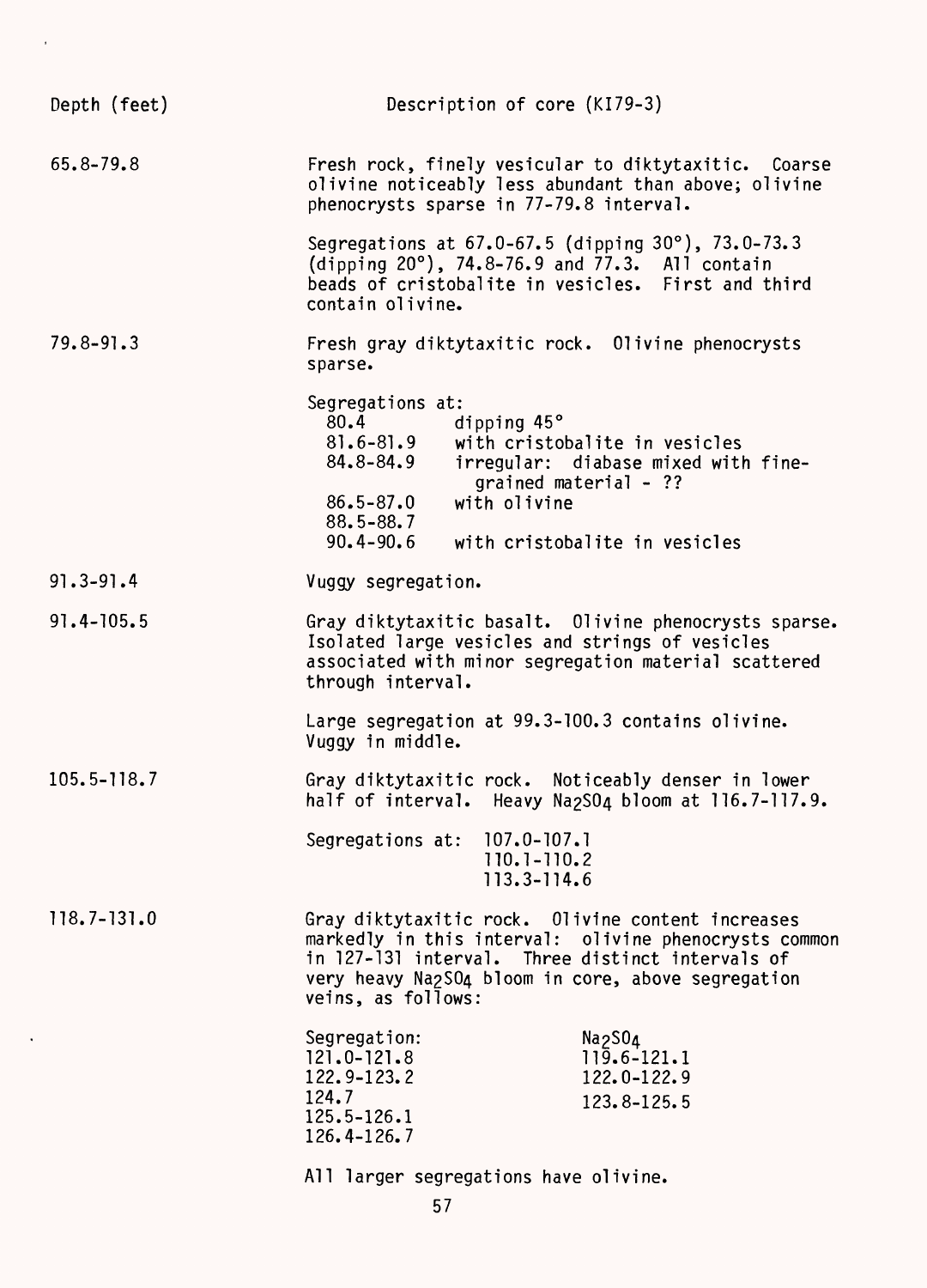| Depth (feet) | Description of core (KI79-3) |
|---|---|
| 65.8-79.8 | Fresh rock, finely vesicular to diktytaxitic. Coarse olivine noticeably less abundant than above; olivine phenocrysts sparse in 77-79.8 interval. |
| | Segregations at 67.0-67.5 (dipping 30°), 73.0-73.3 (dipping 20°), 74.8-76.9 and 77.3. All contain beads of cristobalite in vesicles. First and third contain olivine. |
| 79.8-91.3 | Fresh gray diktytaxitic rock. Olivine phenocrysts sparse. |
| | Segregations at:<br>80.4 dipping 45°<br>81.6-81.9 with cristobalite in vesicles<br>84.8-84.9 irregular: diabase mixed with fine-grained material - ??<br>86.5-87.0 with olivine<br>88.5-88.7<br>90.4-90.6 with cristobalite in vesicles |
| 91.3-91.4 | Vuggy segregation. |
| 91.4-105.5 | Gray diktytaxitic basalt. Olivine phenocrysts sparse. Isolated large vesicles and strings of vesicles associated with minor segregation material scattered through interval. |
| | Large segregation at 99.3-100.3 contains olivine. Vuggy in middle. |
| 105.5-118.7 | Gray diktytaxitic rock. Noticeably denser in lower half of interval. Heavy $Na_2SO_4$ bloom at 116.7-117.9. |
| | Segregations at: 107.0-107.1<br>110.1-110.2<br>113.3-114.6 |
| 118.7-131.0 | Gray diktytaxitic rock. Olivine content increases markedly in this interval: olivine phenocrysts common in 127-131 interval. Three distinct intervals of very heavy $Na_2SO_4$ bloom in core, above segregation veins, as follows: |

| Segregation: | $Na_2SO_4$ |
|---|---|
| 121.0-121.8 | 119.6-121.1 |
| 122.9-123.2 | 122.0-122.9 |
| 124.7 | 123.8-125.5 |
| 125.5-126.1 | |
| 126.4-126.7 | |

All larger segregations have olivine.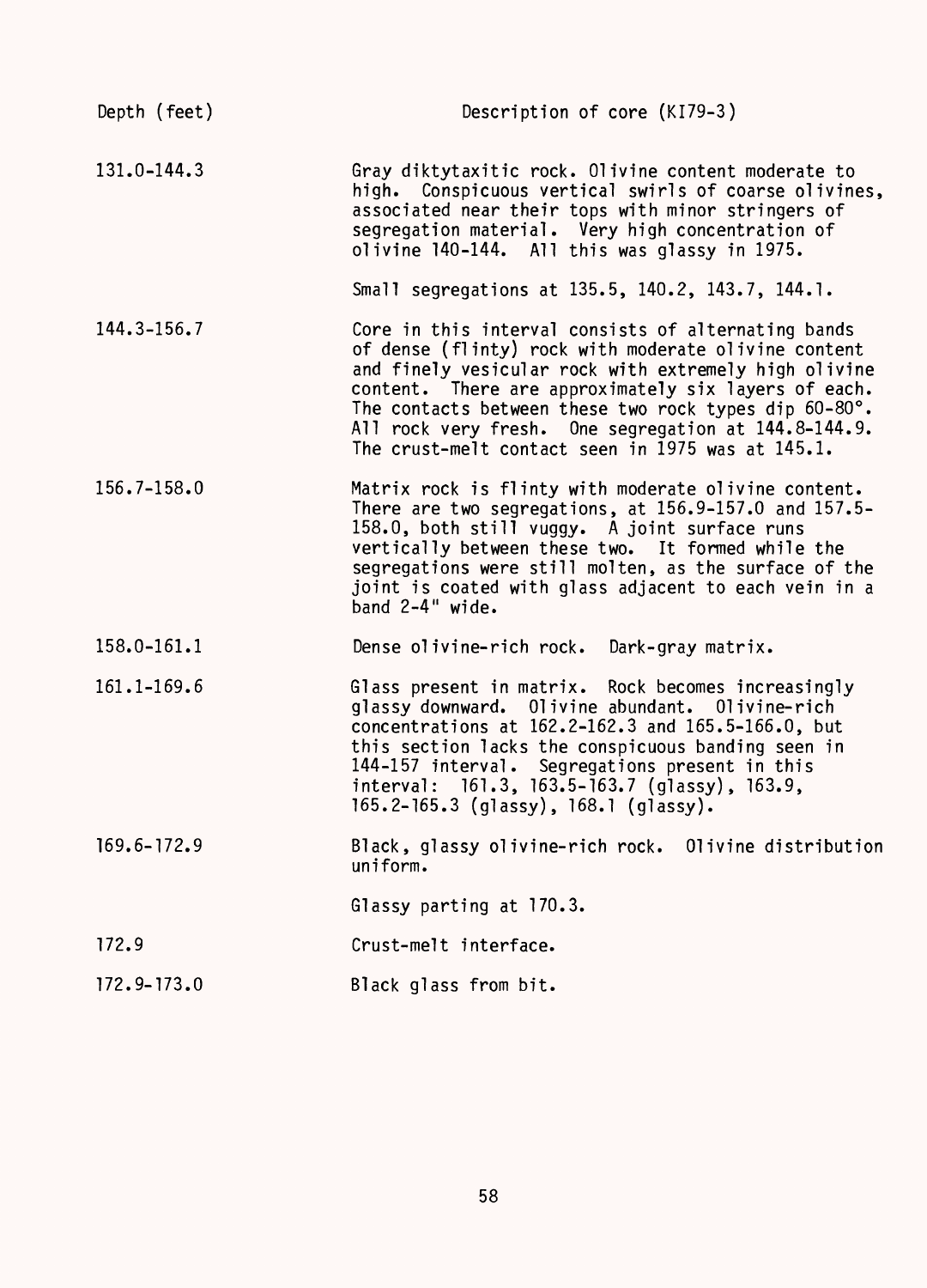| Depth (feet) | Description of core (KI79-3) |
| --- | --- |
| 131.0-144.3 | Gray diktytaxitic rock. Olivine content moderate to high. Conspicuous vertical swirls of coarse olivines, associated near their tops with minor stringers of segregation material. Very high concentration of olivine 140-144. All this was glassy in 1975.<br><br>Small segregations at 135.5, 140.2, 143.7, 144.1. |
| 144.3-156.7 | Core in this interval consists of alternating bands of dense (flinty) rock with moderate olivine content and finely vesicular rock with extremely high olivine content. There are approximately six layers of each. The contacts between these two rock types dip 60-80°. All rock very fresh. One segregation at 144.8-144.9. The crust-melt contact seen in 1975 was at 145.1. |
| 156.7-158.0 | Matrix rock is flinty with moderate olivine content. There are two segregations, at 156.9-157.0 and 157.5-158.0, both still vuggy. A joint surface runs vertically between these two. It formed while the segregations were still molten, as the surface of the joint is coated with glass adjacent to each vein in a band 2-4" wide. |
| 158.0-161.1 | Dense olivine-rich rock. Dark-gray matrix. |
| 161.1-169.6 | Glass present in matrix. Rock becomes increasingly glassy downward. Olivine abundant. Olivine-rich concentrations at 162.2-162.3 and 165.5-166.0, but this section lacks the conspicuous banding seen in 144-157 interval. Segregations present in this interval: 161.3, 163.5-163.7 (glassy), 163.9, 165.2-165.3 (glassy), 168.1 (glassy). |
| 169.6-172.9 | Black, glassy olivine-rich rock. Olivine distribution uniform.<br><br>Glassy parting at 170.3. |
| 172.9 | Crust-melt interface. |
| 172.9-173.0 | Black glass from bit. |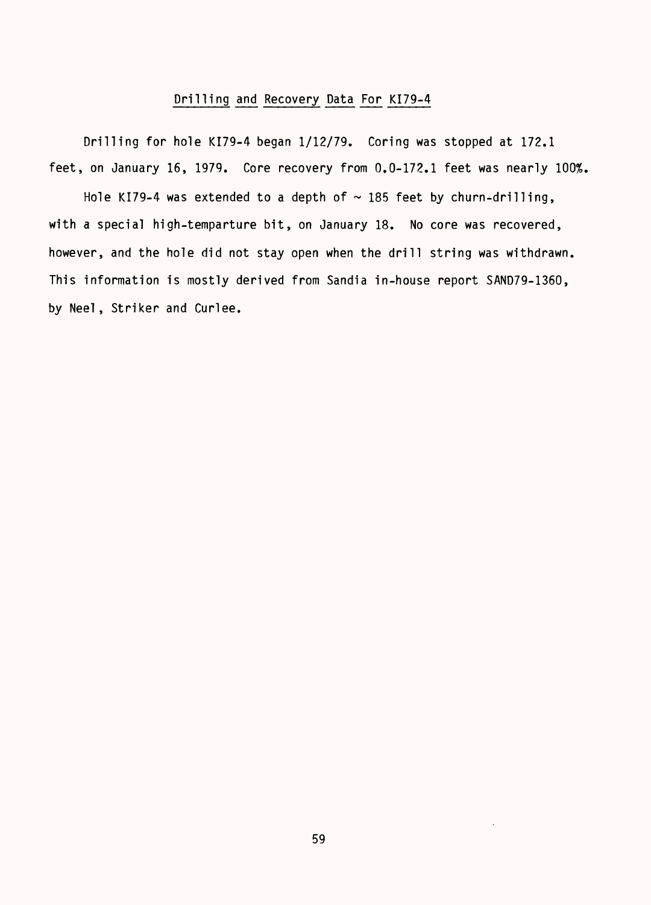## Drilling and Recovery Data For KI79-4

Drilling for hole KI79-4 began 1/12/79. Coring was stopped at 172.1 feet, on January 16, 1979. Core recovery from 0.0-172.1 feet was nearly 100%.

Hole KI79-4 was extended to a depth of ~ 185 feet by churn-drilling, with a special high-temparture bit, on January 18. No core was recovered, however, and the hole did not stay open when the drill string was withdrawn. This information is mostly derived from Sandia in-house report SAND79-1360, by Neel, Striker and Curlee.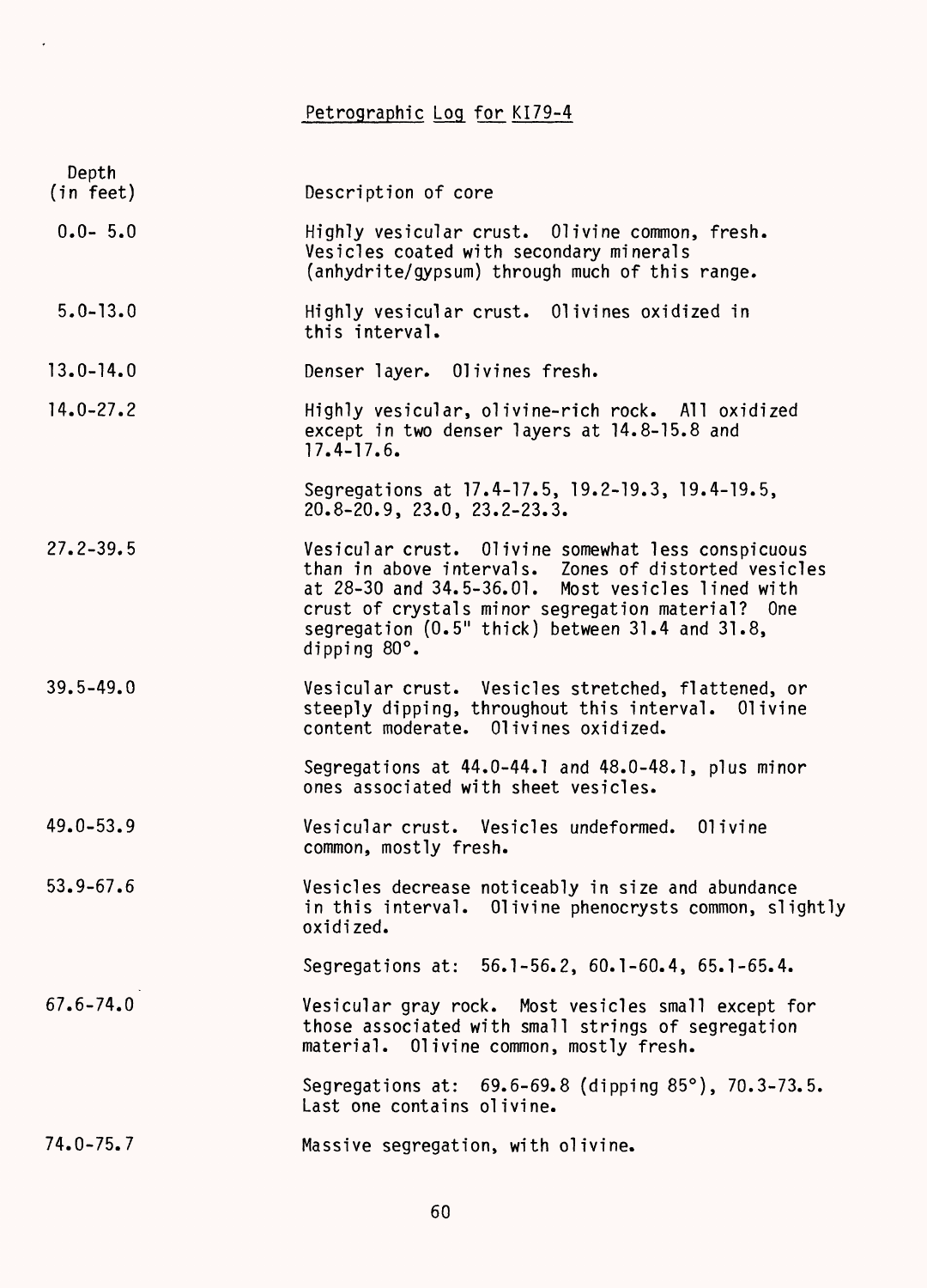## Petrographic Log for KI79-4

| Depth (in feet) | Description of core |
|---|---|
| 0.0- 5.0 | Highly vesicular crust. Olivine common, fresh. Vesicles coated with secondary minerals (anhydrite/gypsum) through much of this range. |
| 5.0-13.0 | Highly vesicular crust. Olivines oxidized in this interval. |
| 13.0-14.0 | Denser layer. Olivines fresh. |
| 14.0-27.2 | Highly vesicular, olivine-rich rock. All oxidized except in two denser layers at 14.8-15.8 and 17.4-17.6. |
| | Segregations at 17.4-17.5, 19.2-19.3, 19.4-19.5, 20.8-20.9, 23.0, 23.2-23.3. |
| 27.2-39.5 | Vesicular crust. Olivine somewhat less conspicuous than in above intervals. Zones of distorted vesicles at 28-30 and 34.5-36.01. Most vesicles lined with crust of crystals minor segregation material? One segregation (0.5" thick) between 31.4 and 31.8, dipping 80°. |
| 39.5-49.0 | Vesicular crust. Vesicles stretched, flattened, or steeply dipping, throughout this interval. Olivine content moderate. Olivines oxidized. |
| | Segregations at 44.0-44.1 and 48.0-48.1, plus minor ones associated with sheet vesicles. |
| 49.0-53.9 | Vesicular crust. Vesicles undeformed. Olivine common, mostly fresh. |
| 53.9-67.6 | Vesicles decrease noticeably in size and abundance in this interval. Olivine phenocrysts common, slightly oxidized. |
| | Segregations at: 56.1-56.2, 60.1-60.4, 65.1-65.4. |
| 67.6-74.0 | Vesicular gray rock. Most vesicles small except for those associated with small strings of segregation material. Olivine common, mostly fresh. |
| | Segregations at: 69.6-69.8 (dipping 85°), 70.3-73.5. Last one contains olivine. |
| 74.0-75.7 | Massive segregation, with olivine. |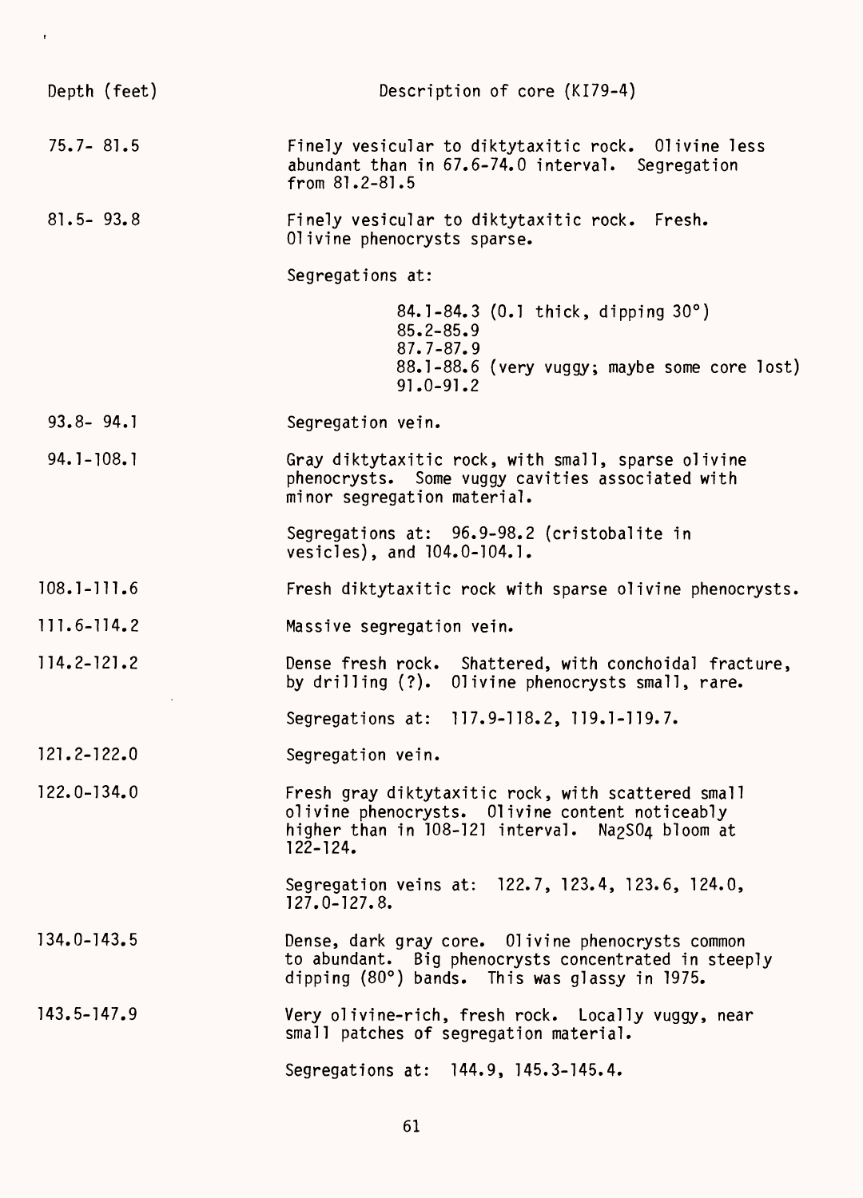| Depth (feet) | Description of core (KI79-4) |
|---|---|
| 75.7- 81.5 | Finely vesicular to diktytaxitic rock. Olivine less abundant than in 67.6-74.0 interval. Segregation from 81.2-81.5 |
| 81.5- 93.8 | Finely vesicular to diktytaxitic rock. Fresh. Olivine phenocrysts sparse.<br><br>Segregations at:<br>84.1-84.3 (0.1 thick, dipping 30°)<br>85.2-85.9<br>87.7-87.9<br>88.1-88.6 (very vuggy; maybe some core lost)<br>91.0-91.2 |
| 93.8- 94.1 | Segregation vein. |
| 94.1-108.1 | Gray diktytaxitic rock, with small, sparse olivine phenocrysts. Some vuggy cavities associated with minor segregation material.<br><br>Segregations at: 96.9-98.2 (cristobalite in vesicles), and 104.0-104.1. |
| 108.1-111.6 | Fresh diktytaxitic rock with sparse olivine phenocrysts. |
| 111.6-114.2 | Massive segregation vein. |
| 114.2-121.2 | Dense fresh rock. Shattered, with conchoidal fracture, by drilling (?). Olivine phenocrysts small, rare.<br><br>Segregations at: 117.9-118.2, 119.1-119.7. |
| 121.2-122.0 | Segregation vein. |
| 122.0-134.0 | Fresh gray diktytaxitic rock, with scattered small olivine phenocrysts. Olivine content noticeably higher than in 108-121 interval. $Na_2SO_4$ bloom at 122-124.<br><br>Segregation veins at: 122.7, 123.4, 123.6, 124.0, 127.0-127.8. |
| 134.0-143.5 | Dense, dark gray core. Olivine phenocrysts common to abundant. Big phenocrysts concentrated in steeply dipping (80°) bands. This was glassy in 1975. |
| 143.5-147.9 | Very olivine-rich, fresh rock. Locally vuggy, near small patches of segregation material.<br><br>Segregations at: 144.9, 145.3-145.4. |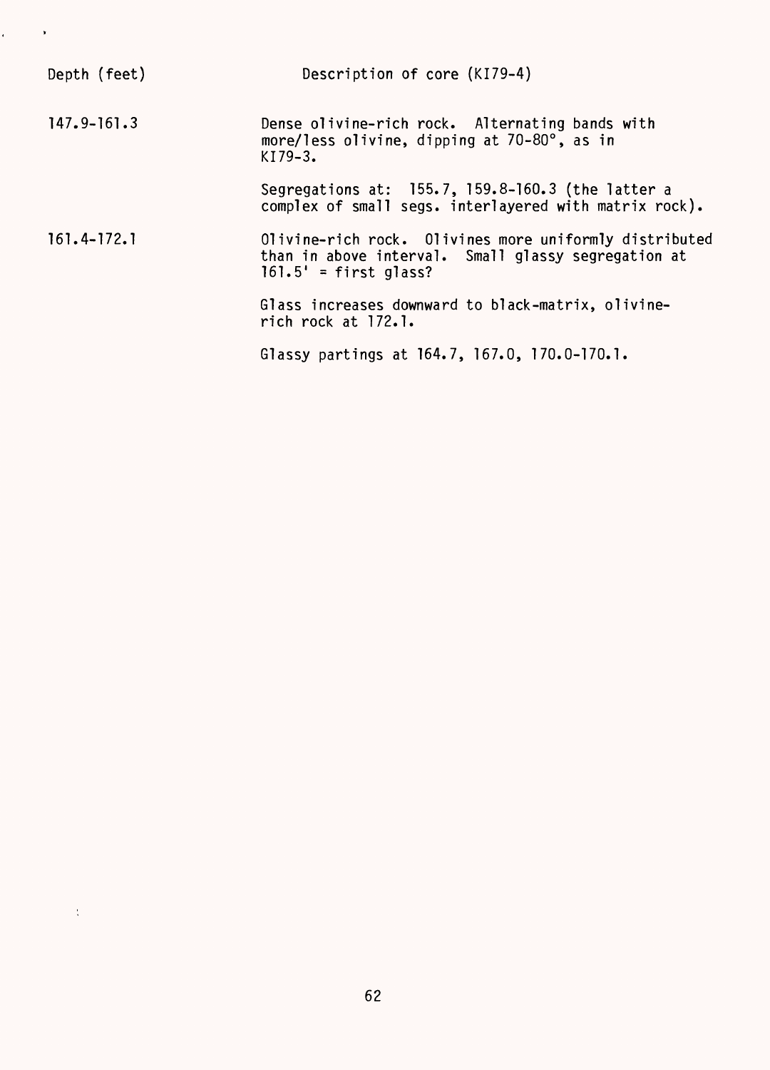| Depth (feet) | Description of core (KI79-4) |
|---|---|
| 147.9-161.3 | Dense olivine-rich rock. Alternating bands with more/less olivine, dipping at 70-80°, as in KI79-3. |
| | Segregations at: 155.7, 159.8-160.3 (the latter a complex of small segs. interlayered with matrix rock). |
| 161.4-172.1 | Olivine-rich rock. Olivines more uniformly distributed than in above interval. Small glassy segregation at 161.5' = first glass? |
| | Glass increases downward to black-matrix, olivine-rich rock at 172.1. |
| | Glassy partings at 164.7, 167.0, 170.0-170.1. |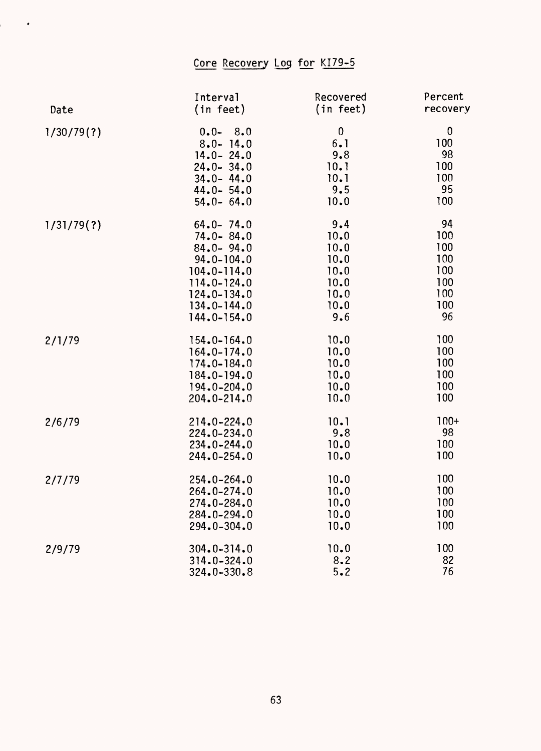# Core Recovery Log for KI79-5

| Date | Interval (in feet) | Recovered (in feet) | Percent recovery |
|---|---|---|---|
| 1/30/79(?) | 0.0- 8.0 | 0 | 0 |
| | 8.0- 14.0 | 6.1 | 100 |
| | 14.0- 24.0 | 9.8 | 98 |
| | 24.0- 34.0 | 10.1 | 100 |
| | 34.0- 44.0 | 10.1 | 100 |
| | 44.0- 54.0 | 9.5 | 95 |
| | 54.0- 64.0 | 10.0 | 100 |
| 1/31/79(?) | 64.0- 74.0 | 9.4 | 94 |
| | 74.0- 84.0 | 10.0 | 100 |
| | 84.0- 94.0 | 10.0 | 100 |
| | 94.0-104.0 | 10.0 | 100 |
| | 104.0-114.0 | 10.0 | 100 |
| | 114.0-124.0 | 10.0 | 100 |
| | 124.0-134.0 | 10.0 | 100 |
| | 134.0-144.0 | 10.0 | 100 |
| | 144.0-154.0 | 9.6 | 96 |
| 2/1/79 | 154.0-164.0 | 10.0 | 100 |
| | 164.0-174.0 | 10.0 | 100 |
| | 174.0-184.0 | 10.0 | 100 |
| | 184.0-194.0 | 10.0 | 100 |
| | 194.0-204.0 | 10.0 | 100 |
| | 204.0-214.0 | 10.0 | 100 |
| 2/6/79 | 214.0-224.0 | 10.1 | 100+ |
| | 224.0-234.0 | 9.8 | 98 |
| | 234.0-244.0 | 10.0 | 100 |
| | 244.0-254.0 | 10.0 | 100 |
| 2/7/79 | 254.0-264.0 | 10.0 | 100 |
| | 264.0-274.0 | 10.0 | 100 |
| | 274.0-284.0 | 10.0 | 100 |
| | 284.0-294.0 | 10.0 | 100 |
| | 294.0-304.0 | 10.0 | 100 |
| 2/9/79 | 304.0-314.0 | 10.0 | 100 |
| | 314.0-324.0 | 8.2 | 82 |
| | 324.0-330.8 | 5.2 | 76 |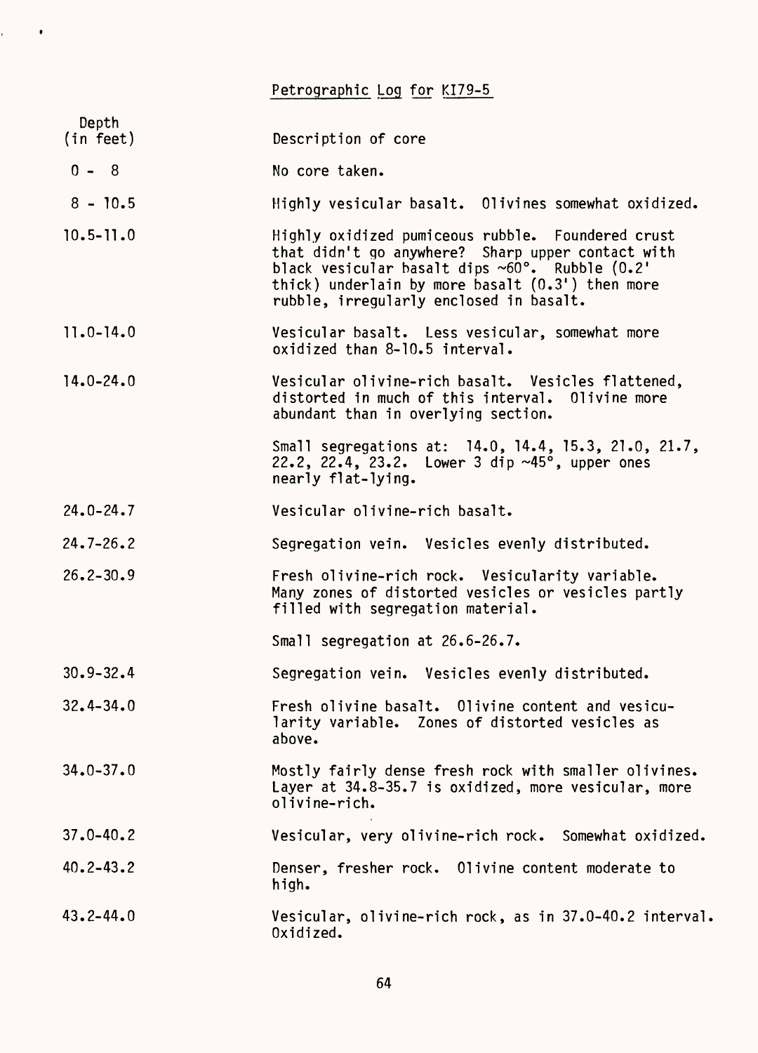## Petrographic Log for KI79-5

| Depth (in feet) | Description of core |
|---|---|
| 0 - 8 | No core taken. |
| 8 - 10.5 | Highly vesicular basalt. Olivines somewhat oxidized. |
| 10.5-11.0 | Highly oxidized pumiceous rubble. Foundered crust that didn't go anywhere? Sharp upper contact with black vesicular basalt dips ~60°. Rubble (0.2' thick) underlain by more basalt (0.3') then more rubble, irregularly enclosed in basalt. |
| 11.0-14.0 | Vesicular basalt. Less vesicular, somewhat more oxidized than 8-10.5 interval. |
| 14.0-24.0 | Vesicular olivine-rich basalt. Vesicles flattened, distorted in much of this interval. Olivine more abundant than in overlying section. |
| | Small segregations at: 14.0, 14.4, 15.3, 21.0, 21.7, 22.2, 22.4, 23.2. Lower 3 dip ~45°, upper ones nearly flat-lying. |
| 24.0-24.7 | Vesicular olivine-rich basalt. |
| 24.7-26.2 | Segregation vein. Vesicles evenly distributed. |
| 26.2-30.9 | Fresh olivine-rich rock. Vesicularity variable. Many zones of distorted vesicles or vesicles partly filled with segregation material. |
| | Small segregation at 26.6-26.7. |
| 30.9-32.4 | Segregation vein. Vesicles evenly distributed. |
| 32.4-34.0 | Fresh olivine basalt. Olivine content and vesicularity variable. Zones of distorted vesicles as above. |
| 34.0-37.0 | Mostly fairly dense fresh rock with smaller olivines. Layer at 34.8-35.7 is oxidized, more vesicular, more olivine-rich. |
| 37.0-40.2 | Vesicular, very olivine-rich rock. Somewhat oxidized. |
| 40.2-43.2 | Denser, fresher rock. Olivine content moderate to high. |
| 43.2-44.0 | Vesicular, olivine-rich rock, as in 37.0-40.2 interval. Oxidized. |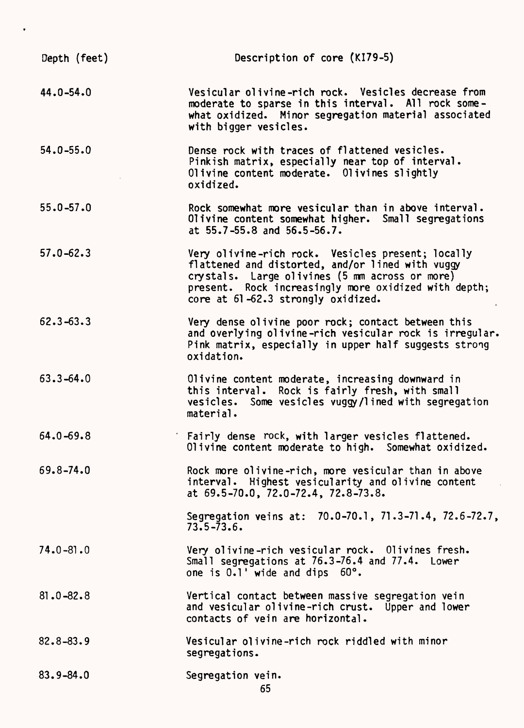| Depth (feet) | Description of core (KI79-5) |
|---|---|
| 44.0-54.0 | Vesicular olivine-rich rock. Vesicles decrease from moderate to sparse in this interval. All rock somewhat oxidized. Minor segregation material associated with bigger vesicles. |
| 54.0-55.0 | Dense rock with traces of flattened vesicles. Pinkish matrix, especially near top of interval. Olivine content moderate. Olivines slightly oxidized. |
| 55.0-57.0 | Rock somewhat more vesicular than in above interval. Olivine content somewhat higher. Small segregations at 55.7-55.8 and 56.5-56.7. |
| 57.0-62.3 | Very olivine-rich rock. Vesicles present; locally flattened and distorted, and/or lined with vuggy crystals. Large olivines (5 mm across or more) present. Rock increasingly more oxidized with depth; core at 61-62.3 strongly oxidized. |
| 62.3-63.3 | Very dense olivine poor rock; contact between this and overlying olivine-rich vesicular rock is irregular. Pink matrix, especially in upper half suggests strong oxidation. |
| 63.3-64.0 | Olivine content moderate, increasing downward in this interval. Rock is fairly fresh, with small vesicles. Some vesicles vuggy/lined with segregation material. |
| 64.0-69.8 | Fairly dense rock, with larger vesicles flattened. Olivine content moderate to high. Somewhat oxidized. |
| 69.8-74.0 | Rock more olivine-rich, more vesicular than in above interval. Highest vesicularity and olivine content at 69.5-70.0, 72.0-72.4, 72.8-73.8.<br><br>Segregation veins at: 70.0-70.1, 71.3-71.4, 72.6-72.7, 73.5-73.6. |
| 74.0-81.0 | Very olivine-rich vesicular rock. Olivines fresh. Small segregations at 76.3-76.4 and 77.4. Lower one is 0.1' wide and dips 60°. |
| 81.0-82.8 | Vertical contact between massive segregation vein and vesicular olivine-rich crust. Upper and lower contacts of vein are horizontal. |
| 82.8-83.9 | Vesicular olivine-rich rock riddled with minor segregations. |
| 83.9-84.0 | Segregation vein. |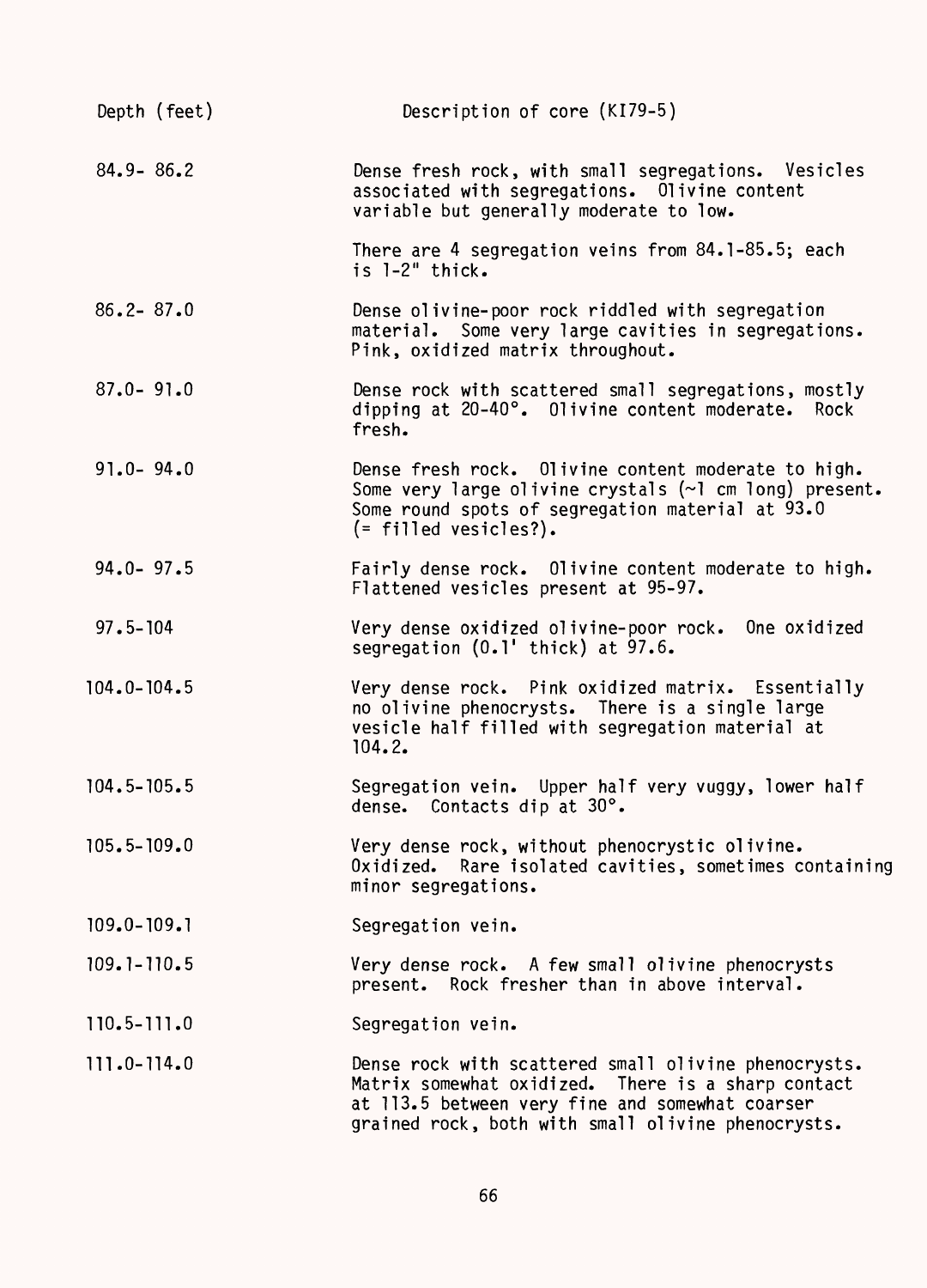| Depth (feet) | Description of core (KI79-5) |
| --- | --- |
| 84.9- 86.2 | Dense fresh rock, with small segregations. Vesicles associated with segregations. Olivine content variable but generally moderate to low.<br><br>There are 4 segregation veins from 84.1-85.5; each is 1-2" thick. |
| 86.2- 87.0 | Dense olivine-poor rock riddled with segregation material. Some very large cavities in segregations. Pink, oxidized matrix throughout. |
| 87.0- 91.0 | Dense rock with scattered small segregations, mostly dipping at 20-40°. Olivine content moderate. Rock fresh. |
| 91.0- 94.0 | Dense fresh rock. Olivine content moderate to high. Some very large olivine crystals (~1 cm long) present. Some round spots of segregation material at 93.0 (= filled vesicles?). |
| 94.0- 97.5 | Fairly dense rock. Olivine content moderate to high. Flattened vesicles present at 95-97. |
| 97.5-104 | Very dense oxidized olivine-poor rock. One oxidized segregation (0.1' thick) at 97.6. |
| 104.0-104.5 | Very dense rock. Pink oxidized matrix. Essentially no olivine phenocrysts. There is a single large vesicle half filled with segregation material at 104.2. |
| 104.5-105.5 | Segregation vein. Upper half very vuggy, lower half dense. Contacts dip at 30°. |
| 105.5-109.0 | Very dense rock, without phenocrystic olivine. Oxidized. Rare isolated cavities, sometimes containing minor segregations. |
| 109.0-109.1 | Segregation vein. |
| 109.1-110.5 | Very dense rock. A few small olivine phenocrysts present. Rock fresher than in above interval. |
| 110.5-111.0 | Segregation vein. |
| 111.0-114.0 | Dense rock with scattered small olivine phenocrysts. Matrix somewhat oxidized. There is a sharp contact at 113.5 between very fine and somewhat coarser grained rock, both with small olivine phenocrysts. |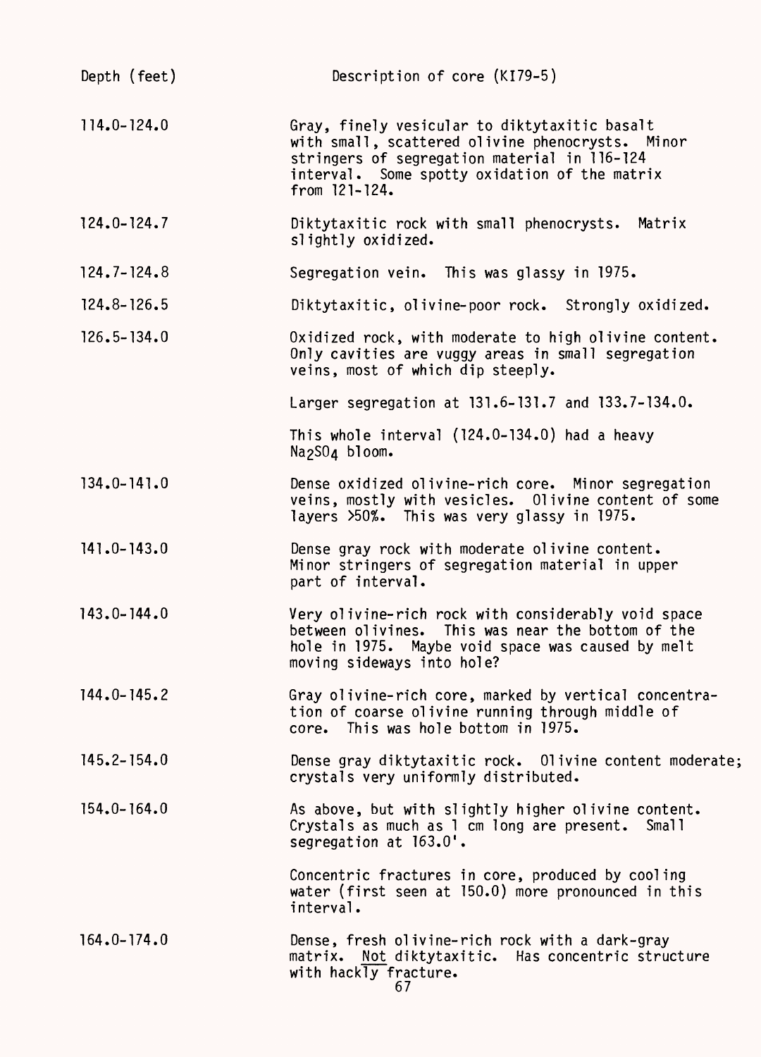| Depth (feet) | Description of core (KI79-5) |
| --- | --- |
| 114.0-124.0 | Gray, finely vesicular to diktytaxitic basalt with small, scattered olivine phenocrysts. Minor stringers of segregation material in 116-124 interval. Some spotty oxidation of the matrix from 121-124. |
| 124.0-124.7 | Diktytaxitic rock with small phenocrysts. Matrix slightly oxidized. |
| 124.7-124.8 | Segregation vein. This was glassy in 1975. |
| 124.8-126.5 | Diktytaxitic, olivine-poor rock. Strongly oxidized. |
| 126.5-134.0 | Oxidized rock, with moderate to high olivine content. Only cavities are vuggy areas in small segregation veins, most of which dip steeply. |
| | Larger segregation at 131.6-131.7 and 133.7-134.0. |
| | This whole interval (124.0-134.0) had a heavy $Na_2SO_4$ bloom. |
| 134.0-141.0 | Dense oxidized olivine-rich core. Minor segregation veins, mostly with vesicles. Olivine content of some layers >50%. This was very glassy in 1975. |
| 141.0-143.0 | Dense gray rock with moderate olivine content. Minor stringers of segregation material in upper part of interval. |
| 143.0-144.0 | Very olivine-rich rock with considerably void space between olivines. This was near the bottom of the hole in 1975. Maybe void space was caused by melt moving sideways into hole? |
| 144.0-145.2 | Gray olivine-rich core, marked by vertical concentration of coarse olivine running through middle of core. This was hole bottom in 1975. |
| 145.2-154.0 | Dense gray diktytaxitic rock. Olivine content moderate; crystals very uniformly distributed. |
| 154.0-164.0 | As above, but with slightly higher olivine content. Crystals as much as 1 cm long are present. Small segregation at 163.0'. |
| | Concentric fractures in core, produced by cooling water (first seen at 150.0) more pronounced in this interval. |
| 164.0-174.0 | Dense, fresh olivine-rich rock with a dark-gray matrix. Not diktytaxitic. Has concentric structure with hackly fracture. |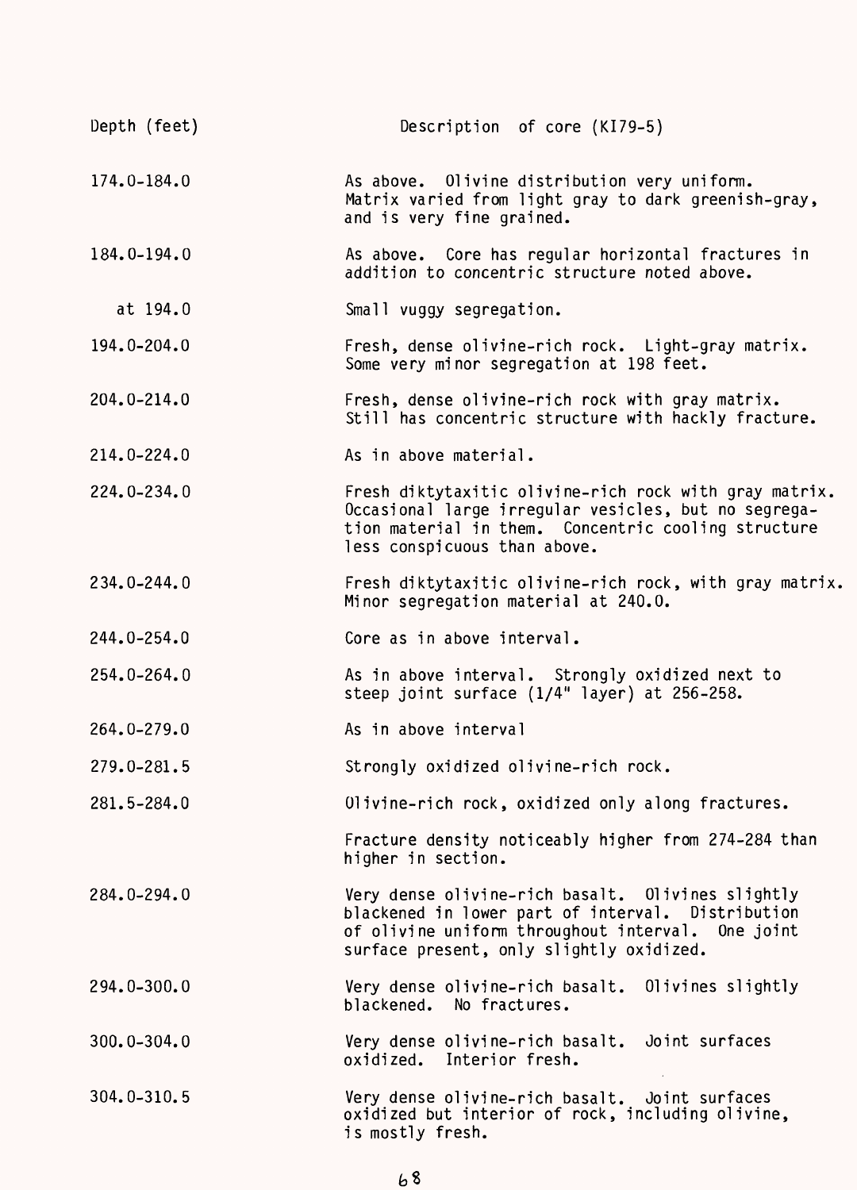| Depth (feet) | Description of core (KI79-5) |
|---|---|
| 174.0-184.0 | As above. Olivine distribution very uniform. Matrix varied from light gray to dark greenish-gray, and is very fine grained. |
| 184.0-194.0 | As above. Core has regular horizontal fractures in addition to concentric structure noted above. |
| at 194.0 | Small vuggy segregation. |
| 194.0-204.0 | Fresh, dense olivine-rich rock. Light-gray matrix. Some very minor segregation at 198 feet. |
| 204.0-214.0 | Fresh, dense olivine-rich rock with gray matrix. Still has concentric structure with hackly fracture. |
| 214.0-224.0 | As in above material. |
| 224.0-234.0 | Fresh diktytaxitic olivine-rich rock with gray matrix. Occasional large irregular vesicles, but no segregation material in them. Concentric cooling structure less conspicuous than above. |
| 234.0-244.0 | Fresh diktytaxitic olivine-rich rock, with gray matrix. Minor segregation material at 240.0. |
| 244.0-254.0 | Core as in above interval. |
| 254.0-264.0 | As in above interval. Strongly oxidized next to steep joint surface (1/4" layer) at 256-258. |
| 264.0-279.0 | As in above interval |
| 279.0-281.5 | Strongly oxidized olivine-rich rock. |
| 281.5-284.0 | Olivine-rich rock, oxidized only along fractures. |
| | Fracture density noticeably higher from 274-284 than higher in section. |
| 284.0-294.0 | Very dense olivine-rich basalt. Olivines slightly blackened in lower part of interval. Distribution of olivine uniform throughout interval. One joint surface present, only slightly oxidized. |
| 294.0-300.0 | Very dense olivine-rich basalt. Olivines slightly blackened. No fractures. |
| 300.0-304.0 | Very dense olivine-rich basalt. Joint surfaces oxidized. Interior fresh. |
| 304.0-310.5 | Very dense olivine-rich basalt. Joint surfaces oxidized but interior of rock, including olivine, is mostly fresh. |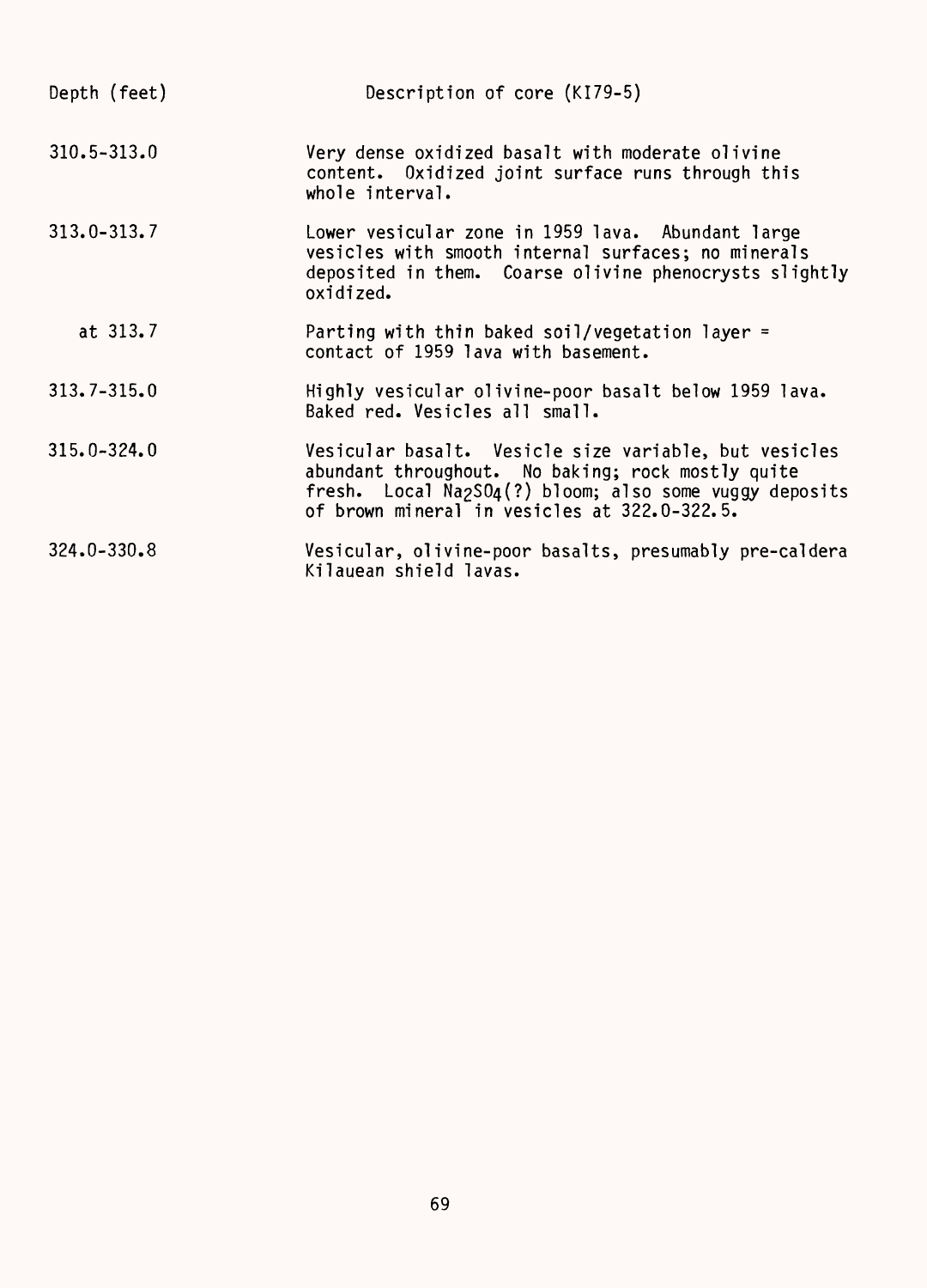| Depth (feet) | Description of core (KI79-5) |
|---|---|
| 310.5-313.0 | Very dense oxidized basalt with moderate olivine content. Oxidized joint surface runs through this whole interval. |
| 313.0-313.7 | Lower vesicular zone in 1959 lava. Abundant large vesicles with smooth internal surfaces; no minerals deposited in them. Coarse olivine phenocrysts slightly oxidized. |
| at 313.7 | Parting with thin baked soil/vegetation layer = contact of 1959 lava with basement. |
| 313.7-315.0 | Highly vesicular olivine-poor basalt below 1959 lava. Baked red. Vesicles all small. |
| 315.0-324.0 | Vesicular basalt. Vesicle size variable, but vesicles abundant throughout. No baking; rock mostly quite fresh. Local $Na_2SO_4$(?) bloom; also some vuggy deposits of brown mineral in vesicles at 322.0-322.5. |
| 324.0-330.8 | Vesicular, olivine-poor basalts, presumably pre-caldera Kilauean shield lavas. |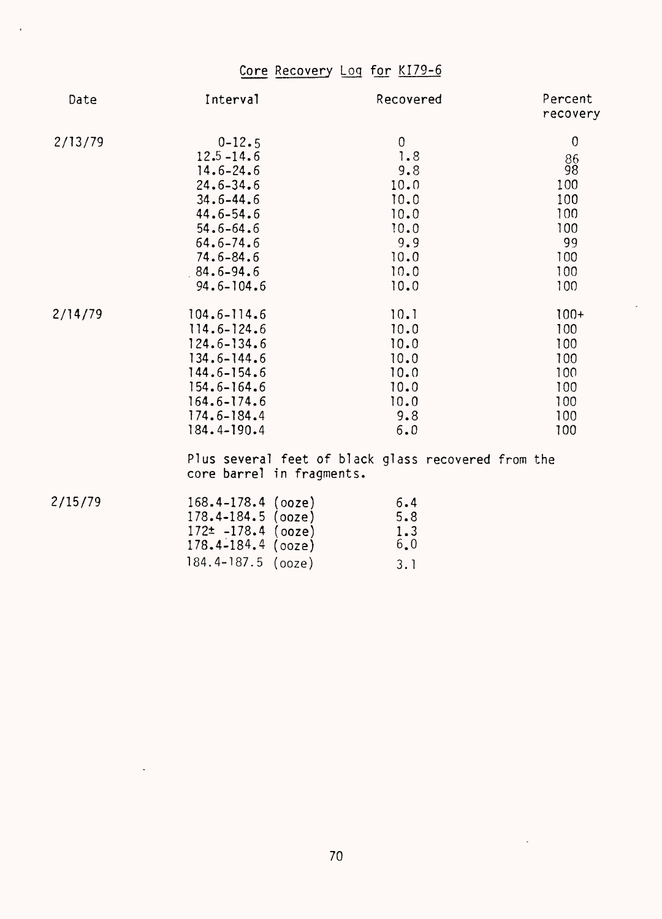# Core Recovery Log for KI79-6

| Date | Interval | Recovered | Percent recovery |
|---|---|---|---|
| 2/13/79 | 0-12.5 | 0 | 0 |
| | 12.5-14.6 | 1.8 | 86 |
| | 14.6-24.6 | 9.8 | 98 |
| | 24.6-34.6 | 10.0 | 100 |
| | 34.6-44.6 | 10.0 | 100 |
| | 44.6-54.6 | 10.0 | 100 |
| | 54.6-64.6 | 10.0 | 100 |
| | 64.6-74.6 | 9.9 | 99 |
| | 74.6-84.6 | 10.0 | 100 |
| | 84.6-94.6 | 10.0 | 100 |
| | 94.6-104.6 | 10.0 | 100 |
| 2/14/79 | 104.6-114.6 | 10.1 | 100+ |
| | 114.6-124.6 | 10.0 | 100 |
| | 124.6-134.6 | 10.0 | 100 |
| | 134.6-144.6 | 10.0 | 100 |
| | 144.6-154.6 | 10.0 | 100 |
| | 154.6-164.6 | 10.0 | 100 |
| | 164.6-174.6 | 10.0 | 100 |
| | 174.6-184.4 | 9.8 | 100 |
| | 184.4-190.4 | 6.0 | 100 |
| | Plus several feet of black glass recovered from the core barrel in fragments. | | |
| 2/15/79 | 168.4-178.4 (ooze) | 6.4 | |
| | 178.4-184.5 (ooze) | 5.8 | |
| | 172± -178.4 (ooze) | 1.3 | |
| | 178.4-184.4 (ooze) | 6.0 | |
| | 184.4-187.5 (ooze) | 3.1 | |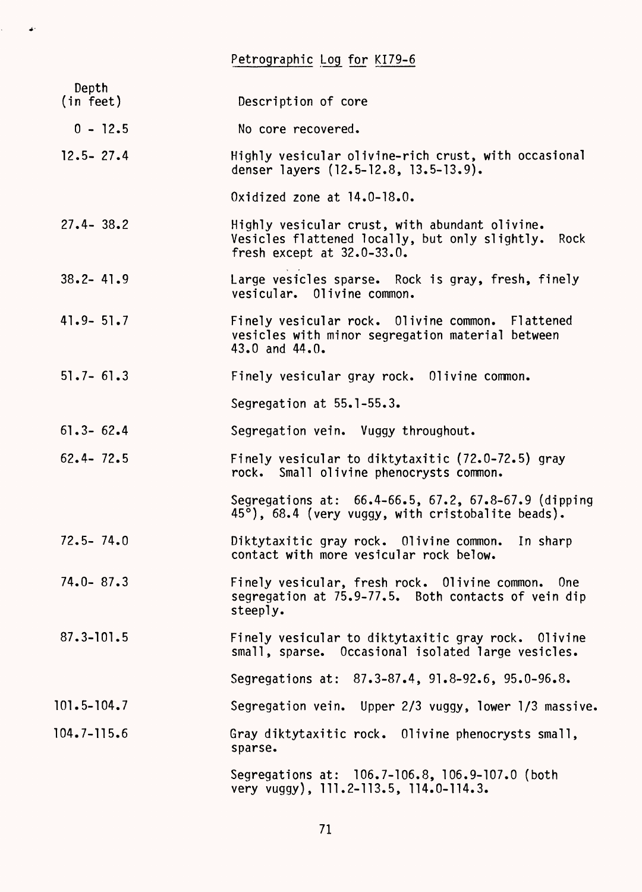## Petrographic Log for KI79-6

| Depth (in feet) | Description of core |
|---|---|
| 0 - 12.5 | No core recovered. |
| 12.5- 27.4 | Highly vesicular olivine-rich crust, with occasional denser layers (12.5-12.8, 13.5-13.9). |
| | Oxidized zone at 14.0-18.0. |
| 27.4- 38.2 | Highly vesicular crust, with abundant olivine. Vesicles flattened locally, but only slightly. Rock fresh except at 32.0-33.0. |
| 38.2- 41.9 | Large vesicles sparse. Rock is gray, fresh, finely vesicular. Olivine common. |
| 41.9- 51.7 | Finely vesicular rock. Olivine common. Flattened vesicles with minor segregation material between 43.0 and 44.0. |
| 51.7- 61.3 | Finely vesicular gray rock. Olivine common. |
| | Segregation at 55.1-55.3. |
| 61.3- 62.4 | Segregation vein. Vuggy throughout. |
| 62.4- 72.5 | Finely vesicular to diktytaxitic (72.0-72.5) gray rock. Small olivine phenocrysts common. |
| | Segregations at: 66.4-66.5, 67.2, 67.8-67.9 (dipping 45°), 68.4 (very vuggy, with cristobalite beads). |
| 72.5- 74.0 | Diktytaxitic gray rock. Olivine common. In sharp contact with more vesicular rock below. |
| 74.0- 87.3 | Finely vesicular, fresh rock. Olivine common. One segregation at 75.9-77.5. Both contacts of vein dip steeply. |
| 87.3-101.5 | Finely vesicular to diktytaxitic gray rock. Olivine small, sparse. Occasional isolated large vesicles. |
| | Segregations at: 87.3-87.4, 91.8-92.6, 95.0-96.8. |
| 101.5-104.7 | Segregation vein. Upper 2/3 vuggy, lower 1/3 massive. |
| 104.7-115.6 | Gray diktytaxitic rock. Olivine phenocrysts small, sparse. |
| | Segregations at: 106.7-106.8, 106.9-107.0 (both very vuggy), 111.2-113.5, 114.0-114.3. |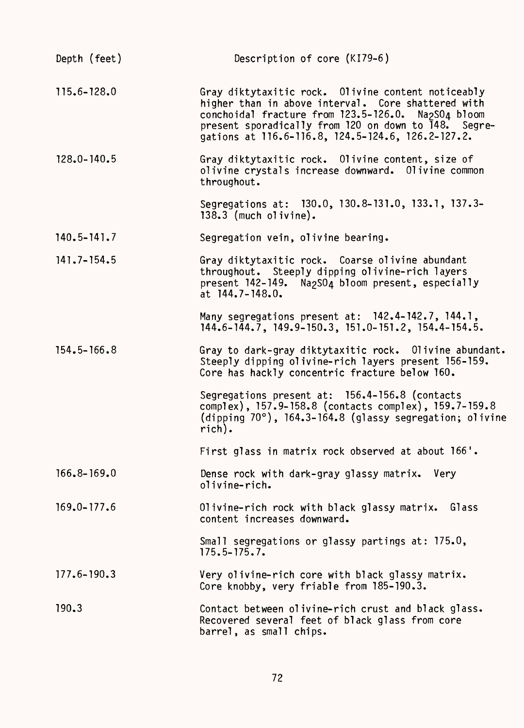| Depth (feet) | Description of core (KI79-6) |
|---|---|
| 115.6-128.0 | Gray diktytaxitic rock. Olivine content noticeably higher than in above interval. Core shattered with conchoidal fracture from 123.5-126.0. $Na_2SO_4$ bloom present sporadically from 120 on down to 148. Segregations at 116.6-116.8, 124.5-124.6, 126.2-127.2. |
| 128.0-140.5 | Gray diktytaxitic rock. Olivine content, size of olivine crystals increase downward. Olivine common throughout. |
| | Segregations at: 130.0, 130.8-131.0, 133.1, 137.3-138.3 (much olivine). |
| 140.5-141.7 | Segregation vein, olivine bearing. |
| 141.7-154.5 | Gray diktytaxitic rock. Coarse olivine abundant throughout. Steeply dipping olivine-rich layers present 142-149. $Na_2SO_4$ bloom present, especially at 144.7-148.0. |
| | Many segregations present at: 142.4-142.7, 144.1, 144.6-144.7, 149.9-150.3, 151.0-151.2, 154.4-154.5. |
| 154.5-166.8 | Gray to dark-gray diktytaxitic rock. Olivine abundant. Steeply dipping olivine-rich layers present 156-159. Core has hackly concentric fracture below 160. |
| | Segregations present at: 156.4-156.8 (contacts complex), 157.9-158.8 (contacts complex), 159.7-159.8 (dipping 70°), 164.3-164.8 (glassy segregation; olivine rich). |
| | First glass in matrix rock observed at about 166'. |
| 166.8-169.0 | Dense rock with dark-gray glassy matrix. Very olivine-rich. |
| 169.0-177.6 | Olivine-rich rock with black glassy matrix. Glass content increases downward. |
| | Small segregations or glassy partings at: 175.0, 175.5-175.7. |
| 177.6-190.3 | Very olivine-rich core with black glassy matrix. Core knobby, very friable from 185-190.3. |
| 190.3 | Contact between olivine-rich crust and black glass. Recovered several feet of black glass from core barrel, as small chips. |